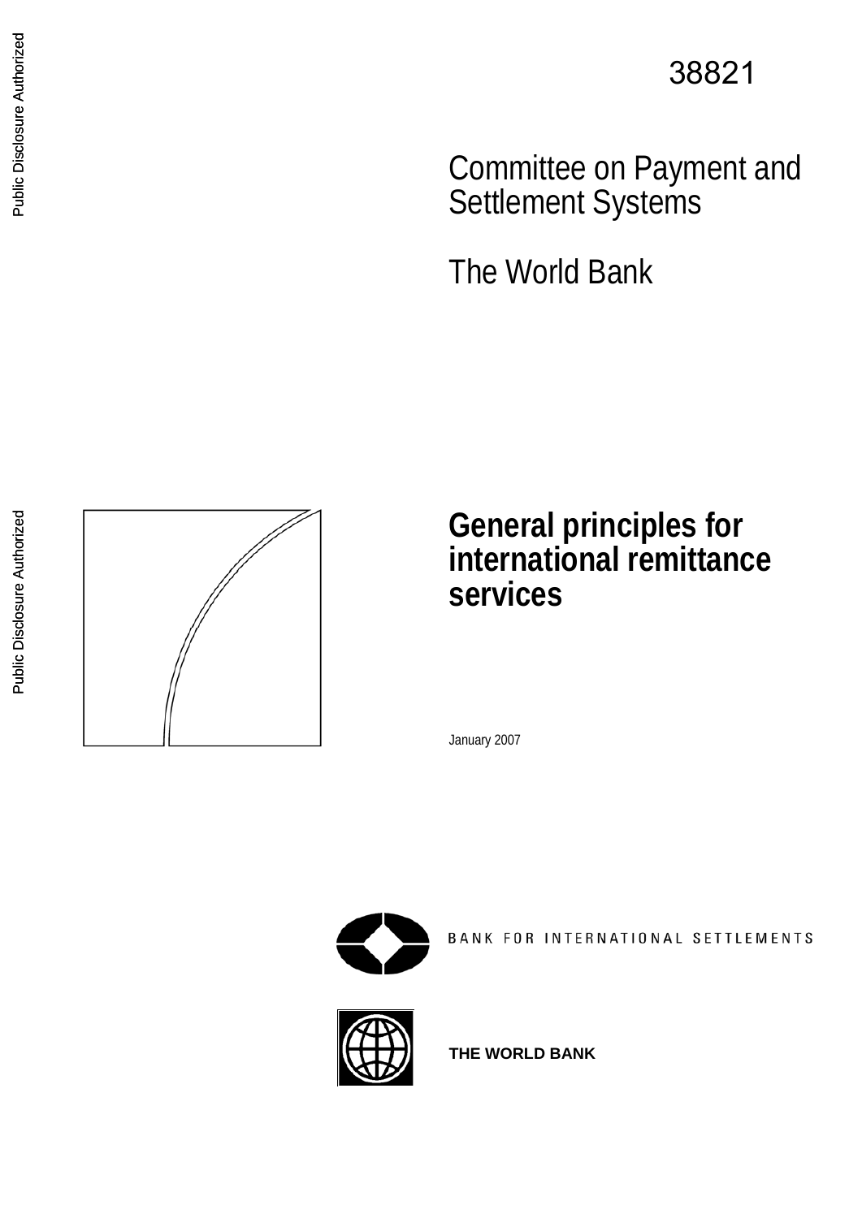38821

Committee on Payment and Settlement Systems

The World Bank

# General principles for international remittance services

January 2007

BANK FOR INTERNATIONAL SETTLEMENTS

THE WORLD BANK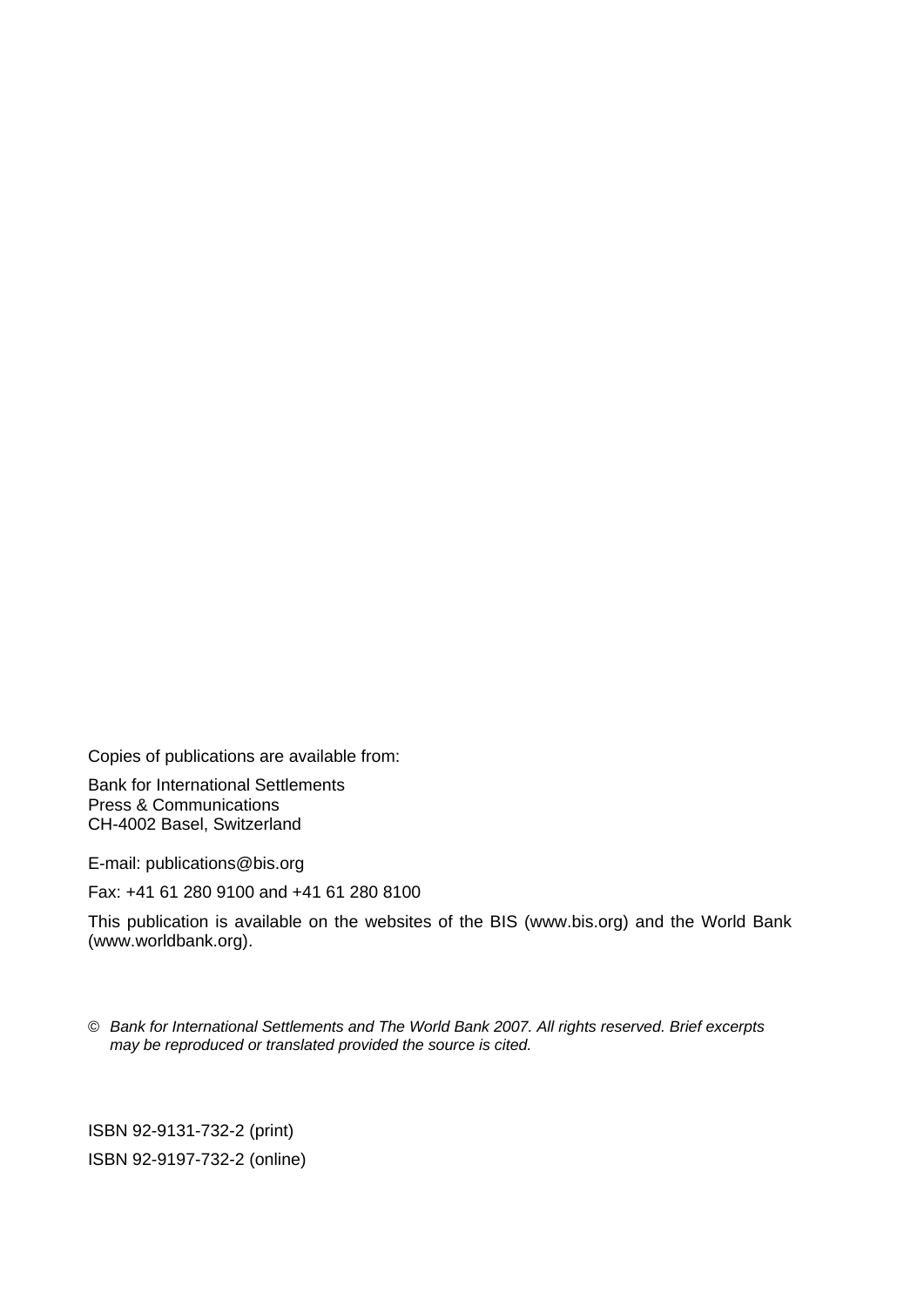Copies of publications are available from:

Bank for International Settlements
Press & Communications
CH-4002 Basel, Switzerland

E-mail: publications@bis.org

Fax: +41 61 280 9100 and +41 61 280 8100

This publication is available on the websites of the BIS (www.bis.org) and the World Bank (www.worldbank.org).

© *Bank for International Settlements and The World Bank 2007. All rights reserved. Brief excerpts may be reproduced or translated provided the source is cited.*

ISBN 92-9131-732-2 (print)

ISBN 92-9197-732-2 (online)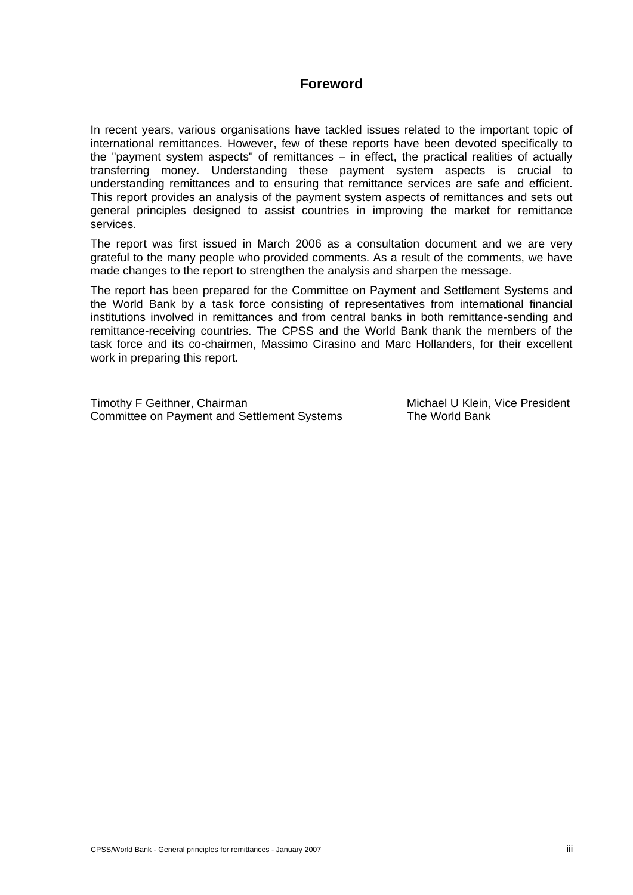# Foreword

In recent years, various organisations have tackled issues related to the important topic of international remittances. However, few of these reports have been devoted specifically to the "payment system aspects" of remittances – in effect, the practical realities of actually transferring money. Understanding these payment system aspects is crucial to understanding remittances and to ensuring that remittance services are safe and efficient. This report provides an analysis of the payment system aspects of remittances and sets out general principles designed to assist countries in improving the market for remittance services.

The report was first issued in March 2006 as a consultation document and we are very grateful to the many people who provided comments. As a result of the comments, we have made changes to the report to strengthen the analysis and sharpen the message.

The report has been prepared for the Committee on Payment and Settlement Systems and the World Bank by a task force consisting of representatives from international financial institutions involved in remittances and from central banks in both remittance-sending and remittance-receiving countries. The CPSS and the World Bank thank the members of the task force and its co-chairmen, Massimo Cirasino and Marc Hollanders, for their excellent work in preparing this report.

Timothy F Geithner, Chairman
Committee on Payment and Settlement Systems

Michael U Klein, Vice President
The World Bank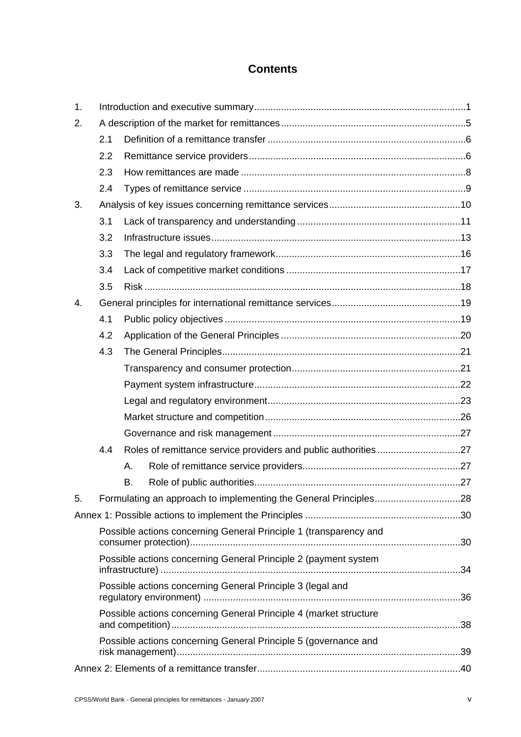# Contents

1. Introduction and executive summary ............................................................................... 1
2. A description of the market for remittances ..................................................................... 5
   - 2.1 Definition of a remittance transfer ........................................................................... 6
   - 2.2 Remittance service providers ................................................................................. 6
   - 2.3 How remittances are made ..................................................................................... 8
   - 2.4 Types of remittance service ................................................................................... 9
3. Analysis of key issues concerning remittance services ................................................. 10
   - 3.1 Lack of transparency and understanding ............................................................. 11
   - 3.2 Infrastructure issues ............................................................................................. 13
   - 3.3 The legal and regulatory framework ..................................................................... 16
   - 3.4 Lack of competitive market conditions ................................................................. 17
   - 3.5 Risk ...................................................................................................................... 18
4. General principles for international remittance services ................................................ 19
   - 4.1 Public policy objectives ........................................................................................ 19
   - 4.2 Application of the General Principles ................................................................... 20
   - 4.3 The General Principles ......................................................................................... 21
     - Transparency and consumer protection ............................................................... 21
     - Payment system infrastructure ............................................................................. 22
     - Legal and regulatory environment ........................................................................ 23
     - Market structure and competition ......................................................................... 26
     - Governance and risk management ...................................................................... 27
   - 4.4 Roles of remittance service providers and public authorities ............................... 27
     - A. Role of remittance service providers ........................................................... 27
     - B. Role of public authorities ............................................................................. 27
5. Formulating an approach to implementing the General Principles ................................ 28

Annex 1: Possible actions to implement the Principles .......................................................... 30

- Possible actions concerning General Principle 1 (transparency and consumer protection) ..................................................................................................... 30
- Possible actions concerning General Principle 2 (payment system infrastructure) ............................................................................................................... 34
- Possible actions concerning General Principle 3 (legal and regulatory environment) ............................................................................................... 36
- Possible actions concerning General Principle 4 (market structure and competition) .......................................................................................................... 38
- Possible actions concerning General Principle 5 (governance and risk management) ......................................................................................................... 39

Annex 2: Elements of a remittance transfer ............................................................................ 40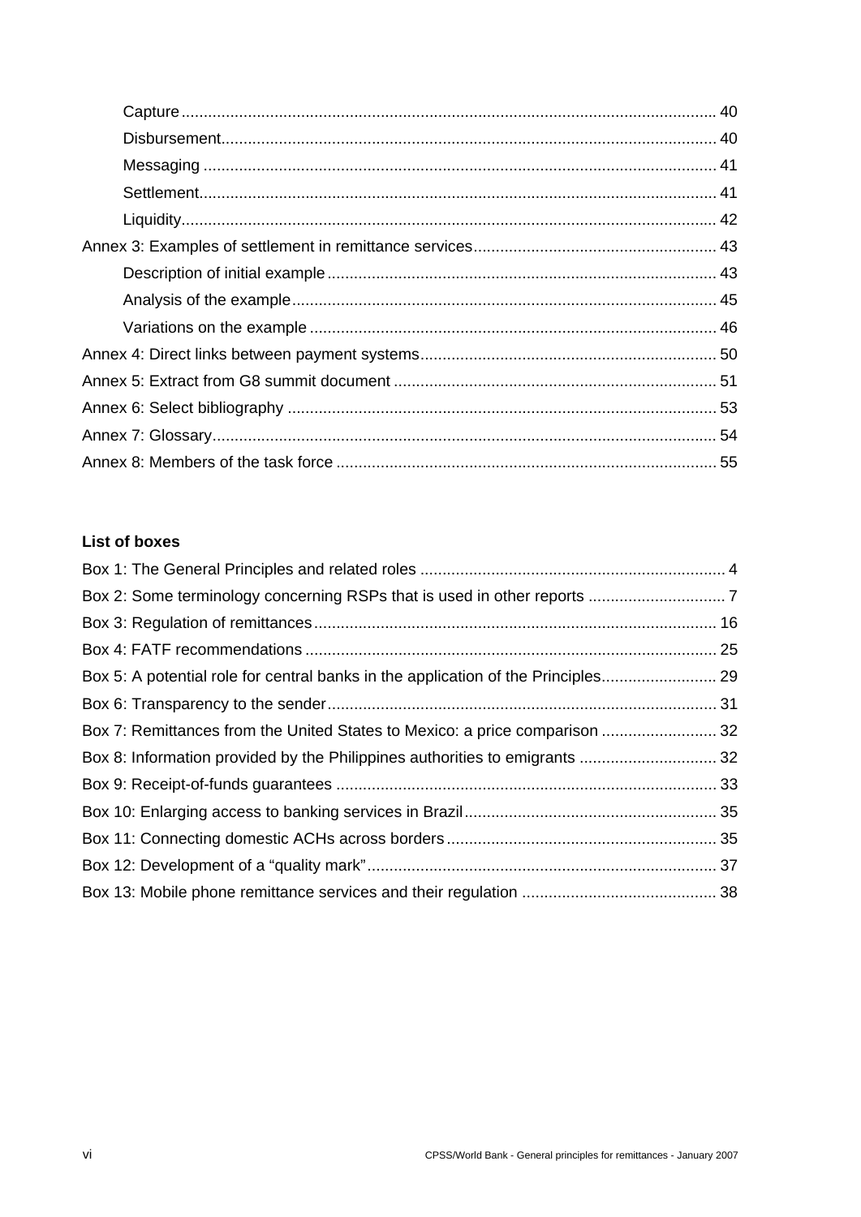Capture ........................................................................................................................ 40

Disbursement.............................................................................................................. 40

Messaging ................................................................................................................... 41

Settlement.................................................................................................................... 41

Liquidity........................................................................................................................ 42

Annex 3: Examples of settlement in remittance services...................................................... 43

Description of initial example ....................................................................................... 43

Analysis of the example................................................................................................ 45

Variations on the example ............................................................................................ 46

Annex 4: Direct links between payment systems.................................................................. 50

Annex 5: Extract from G8 summit document ......................................................................... 51

Annex 6: Select bibliography ................................................................................................. 53

Annex 7: Glossary.................................................................................................................. 54

Annex 8: Members of the task force ...................................................................................... 55

**List of boxes**

Box 1: The General Principles and related roles ..................................................................... 4

Box 2: Some terminology concerning RSPs that is used in other reports ............................... 7

Box 3: Regulation of remittances.......................................................................................... 16

Box 4: FATF recommendations ............................................................................................ 25

Box 5: A potential role for central banks in the application of the Principles.......................... 29

Box 6: Transparency to the sender........................................................................................ 31

Box 7: Remittances from the United States to Mexico: a price comparison .......................... 32

Box 8: Information provided by the Philippines authorities to emigrants ............................... 32

Box 9: Receipt-of-funds guarantees ...................................................................................... 33

Box 10: Enlarging access to banking services in Brazil......................................................... 35

Box 11: Connecting domestic ACHs across borders ............................................................. 35

Box 12: Development of a “quality mark”............................................................................... 37

Box 13: Mobile phone remittance services and their regulation ............................................ 38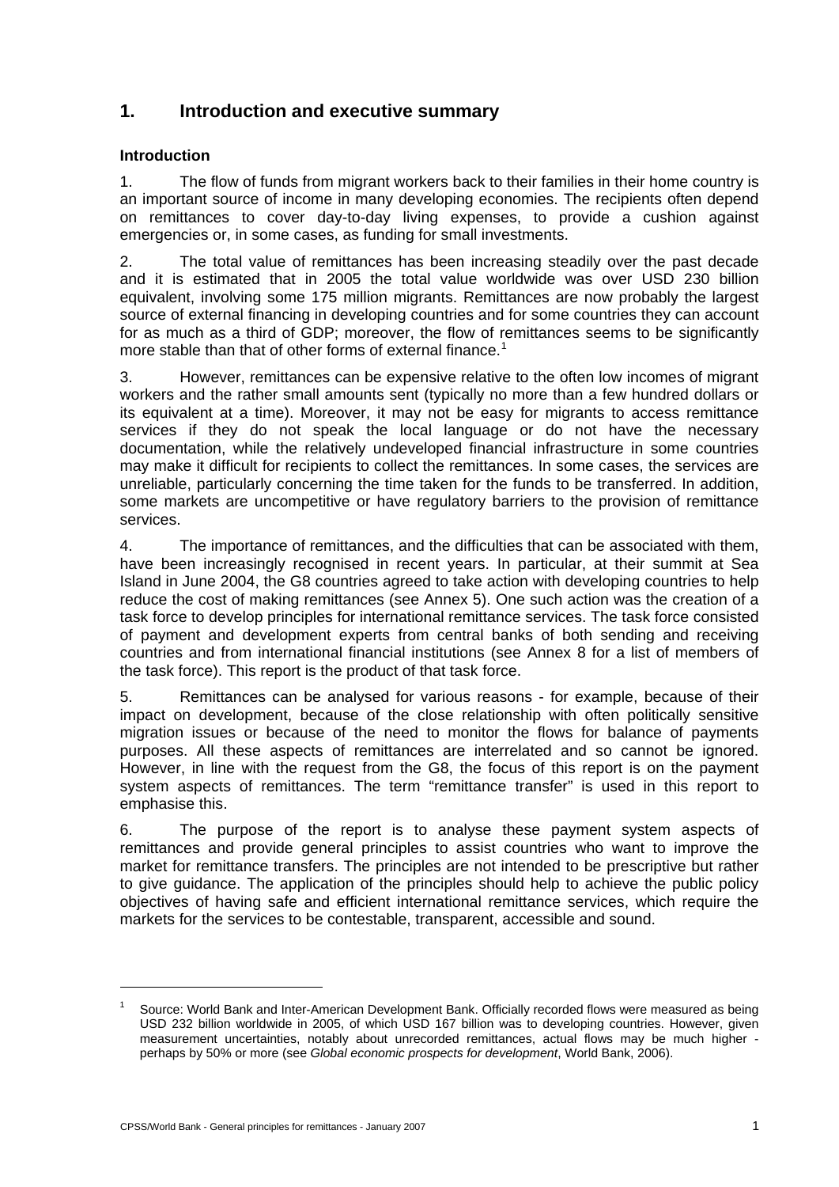## 1. Introduction and executive summary

### Introduction

1. The flow of funds from migrant workers back to their families in their home country is an important source of income in many developing economies. The recipients often depend on remittances to cover day-to-day living expenses, to provide a cushion against emergencies or, in some cases, as funding for small investments.

2. The total value of remittances has been increasing steadily over the past decade and it is estimated that in 2005 the total value worldwide was over USD 230 billion equivalent, involving some 175 million migrants. Remittances are now probably the largest source of external financing in developing countries and for some countries they can account for as much as a third of GDP; moreover, the flow of remittances seems to be significantly more stable than that of other forms of external finance.[1]

3. However, remittances can be expensive relative to the often low incomes of migrant workers and the rather small amounts sent (typically no more than a few hundred dollars or its equivalent at a time). Moreover, it may not be easy for migrants to access remittance services if they do not speak the local language or do not have the necessary documentation, while the relatively undeveloped financial infrastructure in some countries may make it difficult for recipients to collect the remittances. In some cases, the services are unreliable, particularly concerning the time taken for the funds to be transferred. In addition, some markets are uncompetitive or have regulatory barriers to the provision of remittance services.

4. The importance of remittances, and the difficulties that can be associated with them, have been increasingly recognised in recent years. In particular, at their summit at Sea Island in June 2004, the G8 countries agreed to take action with developing countries to help reduce the cost of making remittances (see Annex 5). One such action was the creation of a task force to develop principles for international remittance services. The task force consisted of payment and development experts from central banks of both sending and receiving countries and from international financial institutions (see Annex 8 for a list of members of the task force). This report is the product of that task force.

5. Remittances can be analysed for various reasons - for example, because of their impact on development, because of the close relationship with often politically sensitive migration issues or because of the need to monitor the flows for balance of payments purposes. All these aspects of remittances are interrelated and so cannot be ignored. However, in line with the request from the G8, the focus of this report is on the payment system aspects of remittances. The term "remittance transfer" is used in this report to emphasise this.

6. The purpose of the report is to analyse these payment system aspects of remittances and provide general principles to assist countries who want to improve the market for remittance transfers. The principles are not intended to be prescriptive but rather to give guidance. The application of the principles should help to achieve the public policy objectives of having safe and efficient international remittance services, which require the markets for the services to be contestable, transparent, accessible and sound.

---

[1] Source: World Bank and Inter-American Development Bank. Officially recorded flows were measured as being USD 232 billion worldwide in 2005, of which USD 167 billion was to developing countries. However, given measurement uncertainties, notably about unrecorded remittances, actual flows may be much higher - perhaps by 50% or more (see *Global economic prospects for development*, World Bank, 2006).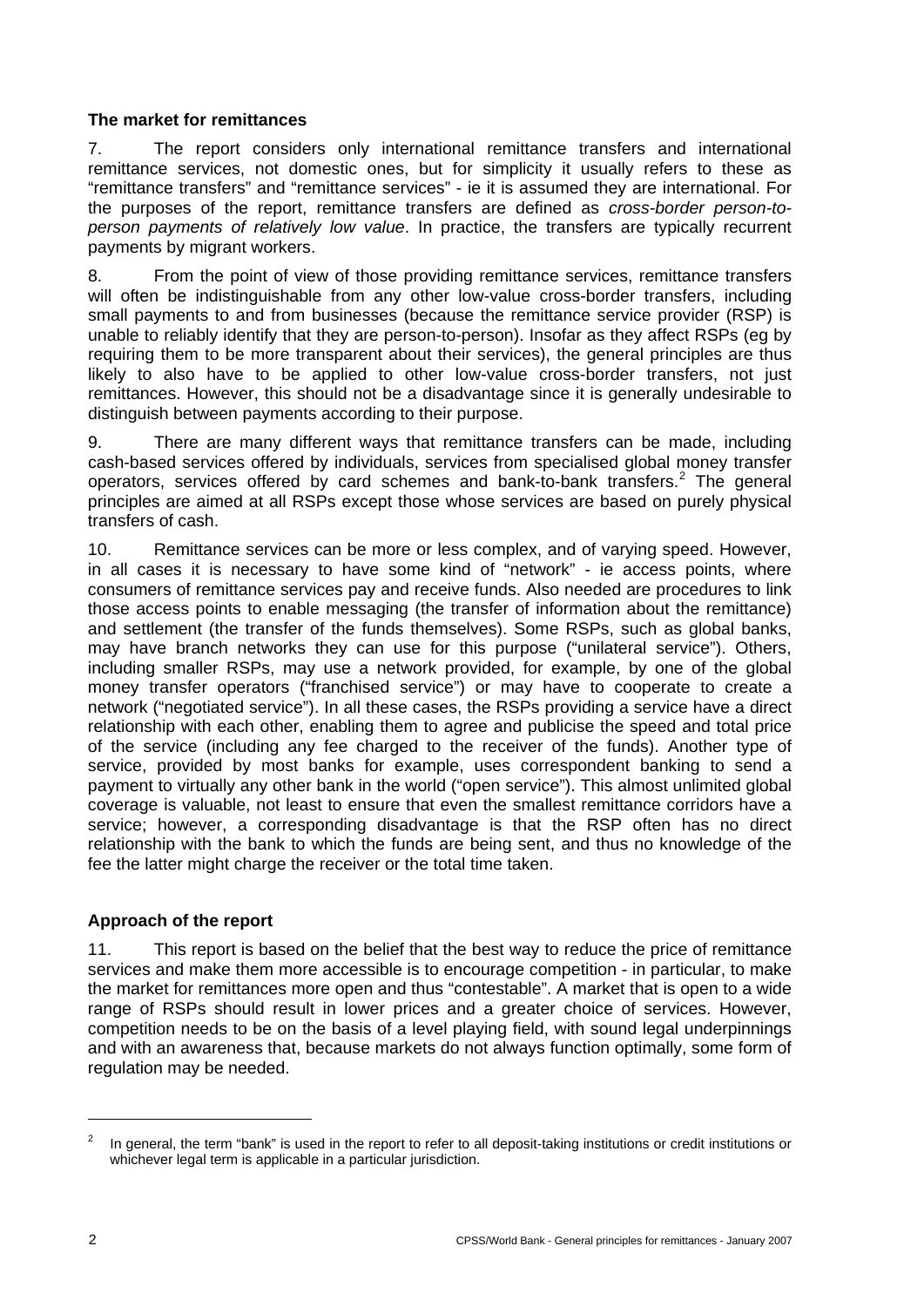### The market for remittances

7. The report considers only international remittance transfers and international remittance services, not domestic ones, but for simplicity it usually refers to these as "remittance transfers" and "remittance services" - ie it is assumed they are international. For the purposes of the report, remittance transfers are defined as *cross-border person-to-person payments of relatively low value*. In practice, the transfers are typically recurrent payments by migrant workers.

8. From the point of view of those providing remittance services, remittance transfers will often be indistinguishable from any other low-value cross-border transfers, including small payments to and from businesses (because the remittance service provider (RSP) is unable to reliably identify that they are person-to-person). Insofar as they affect RSPs (eg by requiring them to be more transparent about their services), the general principles are thus likely to also have to be applied to other low-value cross-border transfers, not just remittances. However, this should not be a disadvantage since it is generally undesirable to distinguish between payments according to their purpose.

9. There are many different ways that remittance transfers can be made, including cash-based services offered by individuals, services from specialised global money transfer operators, services offered by card schemes and bank-to-bank transfers.[2] The general principles are aimed at all RSPs except those whose services are based on purely physical transfers of cash.

10. Remittance services can be more or less complex, and of varying speed. However, in all cases it is necessary to have some kind of "network" - ie access points, where consumers of remittance services pay and receive funds. Also needed are procedures to link those access points to enable messaging (the transfer of information about the remittance) and settlement (the transfer of the funds themselves). Some RSPs, such as global banks, may have branch networks they can use for this purpose ("unilateral service"). Others, including smaller RSPs, may use a network provided, for example, by one of the global money transfer operators ("franchised service") or may have to cooperate to create a network ("negotiated service"). In all these cases, the RSPs providing a service have a direct relationship with each other, enabling them to agree and publicise the speed and total price of the service (including any fee charged to the receiver of the funds). Another type of service, provided by most banks for example, uses correspondent banking to send a payment to virtually any other bank in the world ("open service"). This almost unlimited global coverage is valuable, not least to ensure that even the smallest remittance corridors have a service; however, a corresponding disadvantage is that the RSP often has no direct relationship with the bank to which the funds are being sent, and thus no knowledge of the fee the latter might charge the receiver or the total time taken.

### Approach of the report

11. This report is based on the belief that the best way to reduce the price of remittance services and make them more accessible is to encourage competition - in particular, to make the market for remittances more open and thus "contestable". A market that is open to a wide range of RSPs should result in lower prices and a greater choice of services. However, competition needs to be on the basis of a level playing field, with sound legal underpinnings and with an awareness that, because markets do not always function optimally, some form of regulation may be needed.

---

[2] In general, the term "bank" is used in the report to refer to all deposit-taking institutions or credit institutions or whichever legal term is applicable in a particular jurisdiction.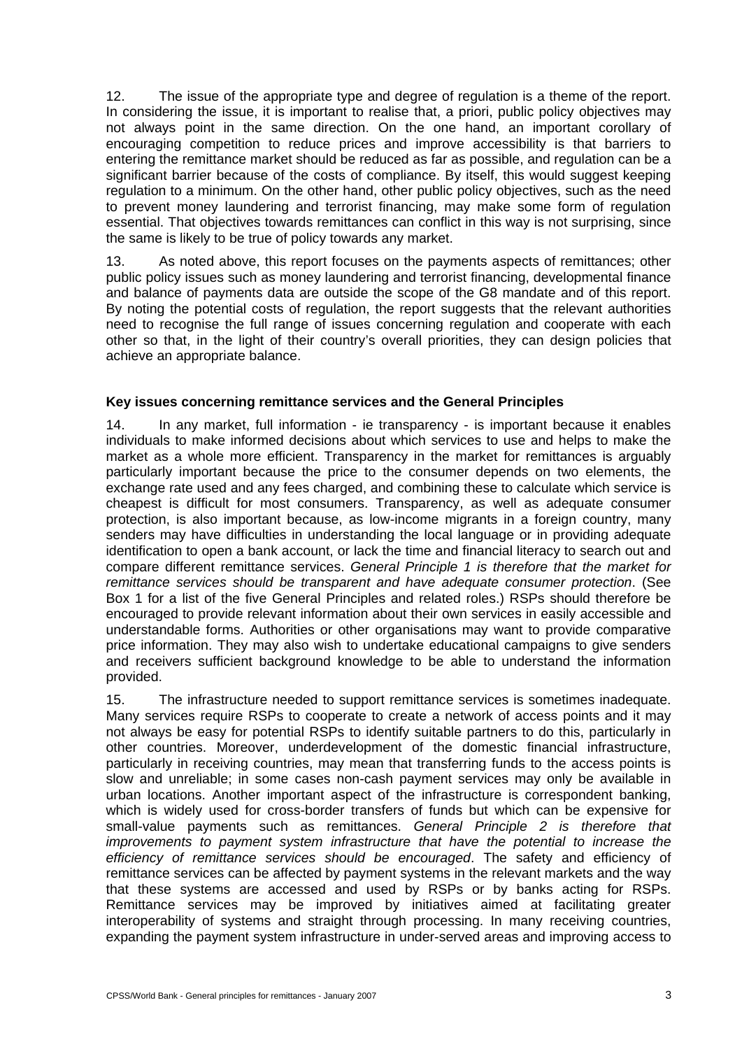12. The issue of the appropriate type and degree of regulation is a theme of the report. In considering the issue, it is important to realise that, a priori, public policy objectives may not always point in the same direction. On the one hand, an important corollary of encouraging competition to reduce prices and improve accessibility is that barriers to entering the remittance market should be reduced as far as possible, and regulation can be a significant barrier because of the costs of compliance. By itself, this would suggest keeping regulation to a minimum. On the other hand, other public policy objectives, such as the need to prevent money laundering and terrorist financing, may make some form of regulation essential. That objectives towards remittances can conflict in this way is not surprising, since the same is likely to be true of policy towards any market.

13. As noted above, this report focuses on the payments aspects of remittances; other public policy issues such as money laundering and terrorist financing, developmental finance and balance of payments data are outside the scope of the G8 mandate and of this report. By noting the potential costs of regulation, the report suggests that the relevant authorities need to recognise the full range of issues concerning regulation and cooperate with each other so that, in the light of their country's overall priorities, they can design policies that achieve an appropriate balance.

### Key issues concerning remittance services and the General Principles

14. In any market, full information - ie transparency - is important because it enables individuals to make informed decisions about which services to use and helps to make the market as a whole more efficient. Transparency in the market for remittances is arguably particularly important because the price to the consumer depends on two elements, the exchange rate used and any fees charged, and combining these to calculate which service is cheapest is difficult for most consumers. Transparency, as well as adequate consumer protection, is also important because, as low-income migrants in a foreign country, many senders may have difficulties in understanding the local language or in providing adequate identification to open a bank account, or lack the time and financial literacy to search out and compare different remittance services. *General Principle 1 is therefore that the market for remittance services should be transparent and have adequate consumer protection*. (See Box 1 for a list of the five General Principles and related roles.) RSPs should therefore be encouraged to provide relevant information about their own services in easily accessible and understandable forms. Authorities or other organisations may want to provide comparative price information. They may also wish to undertake educational campaigns to give senders and receivers sufficient background knowledge to be able to understand the information provided.

15. The infrastructure needed to support remittance services is sometimes inadequate. Many services require RSPs to cooperate to create a network of access points and it may not always be easy for potential RSPs to identify suitable partners to do this, particularly in other countries. Moreover, underdevelopment of the domestic financial infrastructure, particularly in receiving countries, may mean that transferring funds to the access points is slow and unreliable; in some cases non-cash payment services may only be available in urban locations. Another important aspect of the infrastructure is correspondent banking, which is widely used for cross-border transfers of funds but which can be expensive for small-value payments such as remittances. *General Principle 2 is therefore that improvements to payment system infrastructure that have the potential to increase the efficiency of remittance services should be encouraged*. The safety and efficiency of remittance services can be affected by payment systems in the relevant markets and the way that these systems are accessed and used by RSPs or by banks acting for RSPs. Remittance services may be improved by initiatives aimed at facilitating greater interoperability of systems and straight through processing. In many receiving countries, expanding the payment system infrastructure in under-served areas and improving access to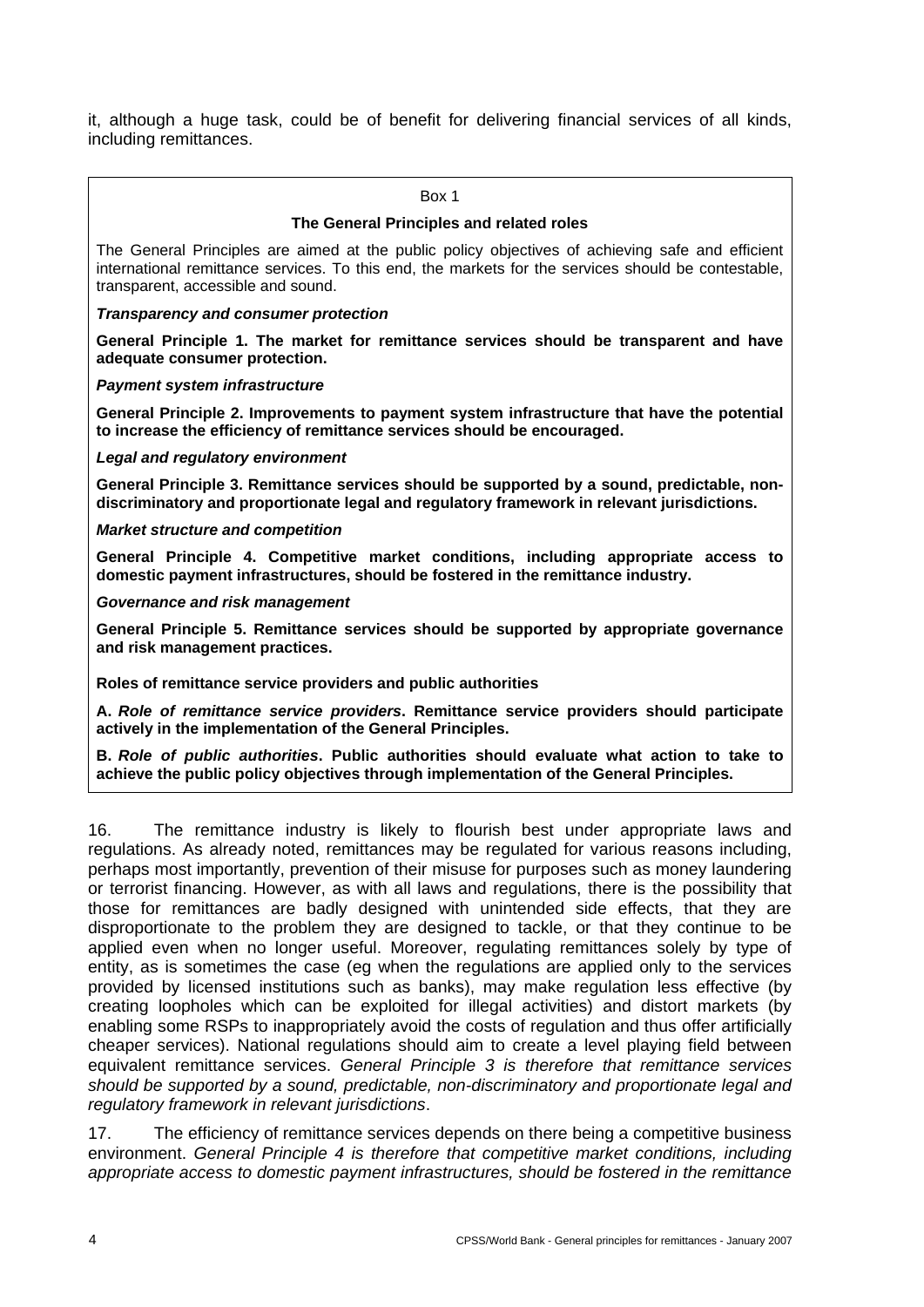it, although a huge task, could be of benefit for delivering financial services of all kinds, including remittances.

> Box 1
>
> **The General Principles and related roles**
>
> The General Principles are aimed at the public policy objectives of achieving safe and efficient international remittance services. To this end, the markets for the services should be contestable, transparent, accessible and sound.
>
> ***Transparency and consumer protection***
>
> **General Principle 1. The market for remittance services should be transparent and have adequate consumer protection.**
>
> ***Payment system infrastructure***
>
> **General Principle 2. Improvements to payment system infrastructure that have the potential to increase the efficiency of remittance services should be encouraged.**
>
> ***Legal and regulatory environment***
>
> **General Principle 3. Remittance services should be supported by a sound, predictable, non-discriminatory and proportionate legal and regulatory framework in relevant jurisdictions.**
>
> ***Market structure and competition***
>
> **General Principle 4. Competitive market conditions, including appropriate access to domestic payment infrastructures, should be fostered in the remittance industry.**
>
> ***Governance and risk management***
>
> **General Principle 5. Remittance services should be supported by appropriate governance and risk management practices.**
>
> **Roles of remittance service providers and public authorities**
>
> **A. *Role of remittance service providers*. Remittance service providers should participate actively in the implementation of the General Principles.**
>
> **B. *Role of public authorities*. Public authorities should evaluate what action to take to achieve the public policy objectives through implementation of the General Principles.**

16. The remittance industry is likely to flourish best under appropriate laws and regulations. As already noted, remittances may be regulated for various reasons including, perhaps most importantly, prevention of their misuse for purposes such as money laundering or terrorist financing. However, as with all laws and regulations, there is the possibility that those for remittances are badly designed with unintended side effects, that they are disproportionate to the problem they are designed to tackle, or that they continue to be applied even when no longer useful. Moreover, regulating remittances solely by type of entity, as is sometimes the case (eg when the regulations are applied only to the services provided by licensed institutions such as banks), may make regulation less effective (by creating loopholes which can be exploited for illegal activities) and distort markets (by enabling some RSPs to inappropriately avoid the costs of regulation and thus offer artificially cheaper services). National regulations should aim to create a level playing field between equivalent remittance services. *General Principle 3 is therefore that remittance services should be supported by a sound, predictable, non-discriminatory and proportionate legal and regulatory framework in relevant jurisdictions*.

17. The efficiency of remittance services depends on there being a competitive business environment. *General Principle 4 is therefore that competitive market conditions, including appropriate access to domestic payment infrastructures, should be fostered in the remittance*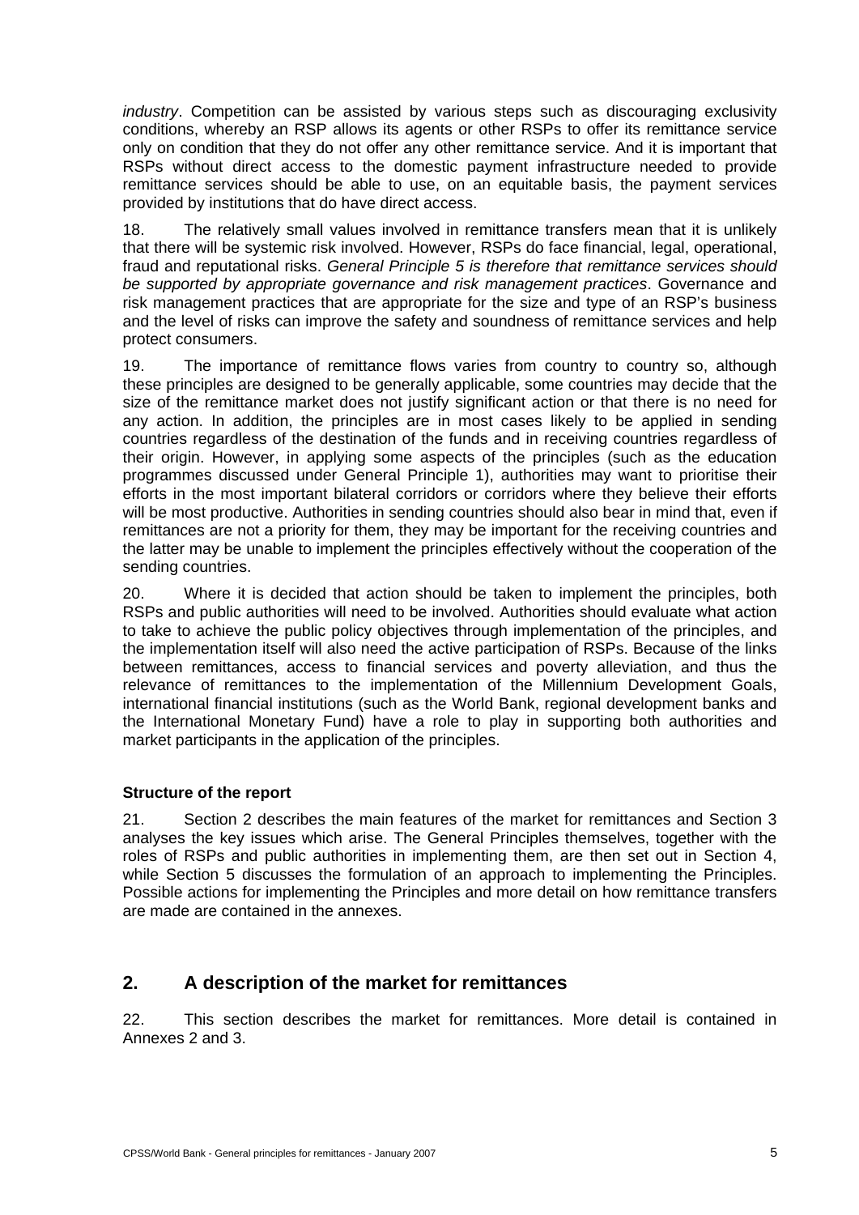*industry*. Competition can be assisted by various steps such as discouraging exclusivity conditions, whereby an RSP allows its agents or other RSPs to offer its remittance service only on condition that they do not offer any other remittance service. And it is important that RSPs without direct access to the domestic payment infrastructure needed to provide remittance services should be able to use, on an equitable basis, the payment services provided by institutions that do have direct access.

18. The relatively small values involved in remittance transfers mean that it is unlikely that there will be systemic risk involved. However, RSPs do face financial, legal, operational, fraud and reputational risks. *General Principle 5 is therefore that remittance services should be supported by appropriate governance and risk management practices*. Governance and risk management practices that are appropriate for the size and type of an RSP's business and the level of risks can improve the safety and soundness of remittance services and help protect consumers.

19. The importance of remittance flows varies from country to country so, although these principles are designed to be generally applicable, some countries may decide that the size of the remittance market does not justify significant action or that there is no need for any action. In addition, the principles are in most cases likely to be applied in sending countries regardless of the destination of the funds and in receiving countries regardless of their origin. However, in applying some aspects of the principles (such as the education programmes discussed under General Principle 1), authorities may want to prioritise their efforts in the most important bilateral corridors or corridors where they believe their efforts will be most productive. Authorities in sending countries should also bear in mind that, even if remittances are not a priority for them, they may be important for the receiving countries and the latter may be unable to implement the principles effectively without the cooperation of the sending countries.

20. Where it is decided that action should be taken to implement the principles, both RSPs and public authorities will need to be involved. Authorities should evaluate what action to take to achieve the public policy objectives through implementation of the principles, and the implementation itself will also need the active participation of RSPs. Because of the links between remittances, access to financial services and poverty alleviation, and thus the relevance of remittances to the implementation of the Millennium Development Goals, international financial institutions (such as the World Bank, regional development banks and the International Monetary Fund) have a role to play in supporting both authorities and market participants in the application of the principles.

**Structure of the report**

21. Section 2 describes the main features of the market for remittances and Section 3 analyses the key issues which arise. The General Principles themselves, together with the roles of RSPs and public authorities in implementing them, are then set out in Section 4, while Section 5 discusses the formulation of an approach to implementing the Principles. Possible actions for implementing the Principles and more detail on how remittance transfers are made are contained in the annexes.

## 2. A description of the market for remittances

22. This section describes the market for remittances. More detail is contained in Annexes 2 and 3.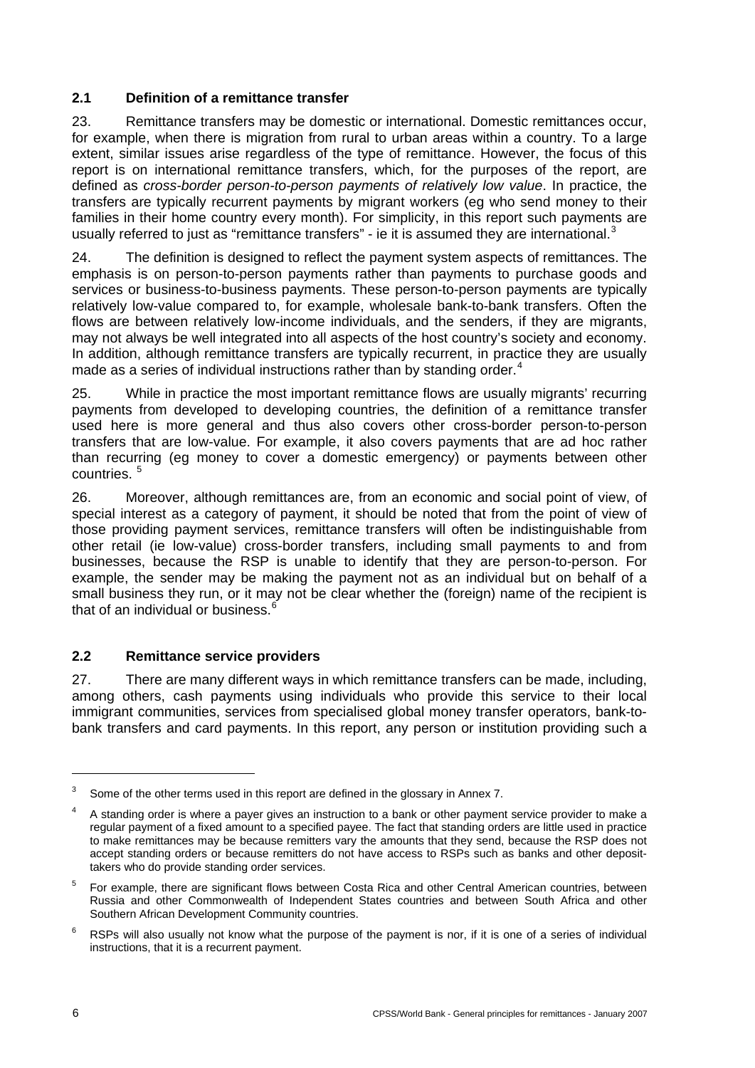## 2.1 Definition of a remittance transfer

23. Remittance transfers may be domestic or international. Domestic remittances occur, for example, when there is migration from rural to urban areas within a country. To a large extent, similar issues arise regardless of the type of remittance. However, the focus of this report is on international remittance transfers, which, for the purposes of the report, are defined as *cross-border person-to-person payments of relatively low value*. In practice, the transfers are typically recurrent payments by migrant workers (eg who send money to their families in their home country every month). For simplicity, in this report such payments are usually referred to just as "remittance transfers" - ie it is assumed they are international.[3]

24. The definition is designed to reflect the payment system aspects of remittances. The emphasis is on person-to-person payments rather than payments to purchase goods and services or business-to-business payments. These person-to-person payments are typically relatively low-value compared to, for example, wholesale bank-to-bank transfers. Often the flows are between relatively low-income individuals, and the senders, if they are migrants, may not always be well integrated into all aspects of the host country's society and economy. In addition, although remittance transfers are typically recurrent, in practice they are usually made as a series of individual instructions rather than by standing order.[4]

25. While in practice the most important remittance flows are usually migrants' recurring payments from developed to developing countries, the definition of a remittance transfer used here is more general and thus also covers other cross-border person-to-person transfers that are low-value. For example, it also covers payments that are ad hoc rather than recurring (eg money to cover a domestic emergency) or payments between other countries.[5]

26. Moreover, although remittances are, from an economic and social point of view, of special interest as a category of payment, it should be noted that from the point of view of those providing payment services, remittance transfers will often be indistinguishable from other retail (ie low-value) cross-border transfers, including small payments to and from businesses, because the RSP is unable to identify that they are person-to-person. For example, the sender may be making the payment not as an individual but on behalf of a small business they run, or it may not be clear whether the (foreign) name of the recipient is that of an individual or business.[6]

## 2.2 Remittance service providers

27. There are many different ways in which remittance transfers can be made, including, among others, cash payments using individuals who provide this service to their local immigrant communities, services from specialised global money transfer operators, bank-to-bank transfers and card payments. In this report, any person or institution providing such a

---

[3] Some of the other terms used in this report are defined in the glossary in Annex 7.

[4] A standing order is where a payer gives an instruction to a bank or other payment service provider to make a regular payment of a fixed amount to a specified payee. The fact that standing orders are little used in practice to make remittances may be because remitters vary the amounts that they send, because the RSP does not accept standing orders or because remitters do not have access to RSPs such as banks and other deposit-takers who do provide standing order services.

[5] For example, there are significant flows between Costa Rica and other Central American countries, between Russia and other Commonwealth of Independent States countries and between South Africa and other Southern African Development Community countries.

[6] RSPs will also usually not know what the purpose of the payment is nor, if it is one of a series of individual instructions, that it is a recurrent payment.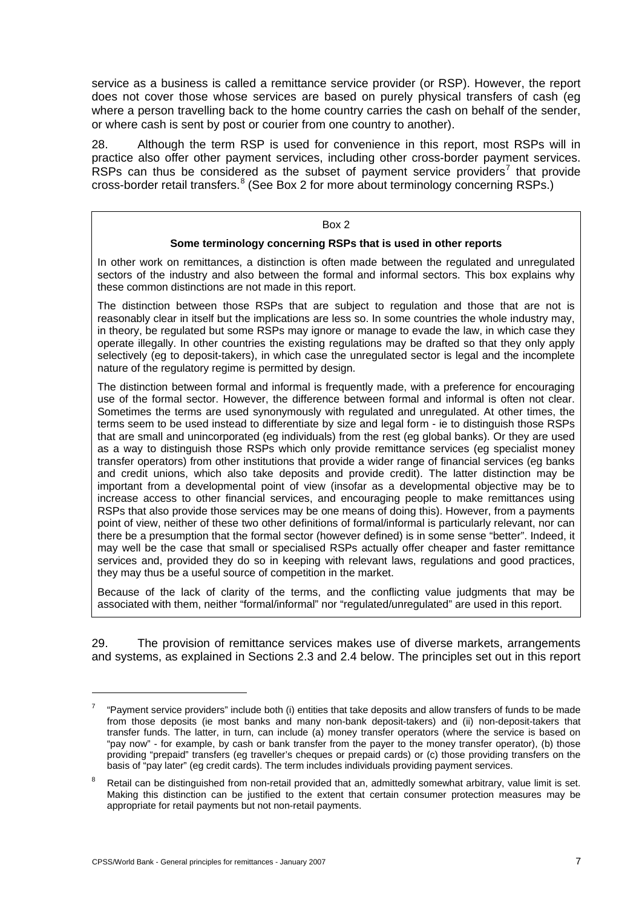service as a business is called a remittance service provider (or RSP). However, the report does not cover those whose services are based on purely physical transfers of cash (eg where a person travelling back to the home country carries the cash on behalf of the sender, or where cash is sent by post or courier from one country to another).

28. Although the term RSP is used for convenience in this report, most RSPs will in practice also offer other payment services, including other cross-border payment services. RSPs can thus be considered as the subset of payment service providers[7] that provide cross-border retail transfers.[8] (See Box 2 for more about terminology concerning RSPs.)

> Box 2
>
> **Some terminology concerning RSPs that is used in other reports**
>
> In other work on remittances, a distinction is often made between the regulated and unregulated sectors of the industry and also between the formal and informal sectors. This box explains why these common distinctions are not made in this report.
>
> The distinction between those RSPs that are subject to regulation and those that are not is reasonably clear in itself but the implications are less so. In some countries the whole industry may, in theory, be regulated but some RSPs may ignore or manage to evade the law, in which case they operate illegally. In other countries the existing regulations may be drafted so that they only apply selectively (eg to deposit-takers), in which case the unregulated sector is legal and the incomplete nature of the regulatory regime is permitted by design.
>
> The distinction between formal and informal is frequently made, with a preference for encouraging use of the formal sector. However, the difference between formal and informal is often not clear. Sometimes the terms are used synonymously with regulated and unregulated. At other times, the terms seem to be used instead to differentiate by size and legal form - ie to distinguish those RSPs that are small and unincorporated (eg individuals) from the rest (eg global banks). Or they are used as a way to distinguish those RSPs which only provide remittance services (eg specialist money transfer operators) from other institutions that provide a wider range of financial services (eg banks and credit unions, which also take deposits and provide credit). The latter distinction may be important from a developmental point of view (insofar as a developmental objective may be to increase access to other financial services, and encouraging people to make remittances using RSPs that also provide those services may be one means of doing this). However, from a payments point of view, neither of these two other definitions of formal/informal is particularly relevant, nor can there be a presumption that the formal sector (however defined) is in some sense "better". Indeed, it may well be the case that small or specialised RSPs actually offer cheaper and faster remittance services and, provided they do so in keeping with relevant laws, regulations and good practices, they may thus be a useful source of competition in the market.
>
> Because of the lack of clarity of the terms, and the conflicting value judgments that may be associated with them, neither "formal/informal" nor "regulated/unregulated" are used in this report.

29. The provision of remittance services makes use of diverse markets, arrangements and systems, as explained in Sections 2.3 and 2.4 below. The principles set out in this report

---

[7] "Payment service providers" include both (i) entities that take deposits and allow transfers of funds to be made from those deposits (ie most banks and many non-bank deposit-takers) and (ii) non-deposit-takers that transfer funds. The latter, in turn, can include (a) money transfer operators (where the service is based on "pay now" - for example, by cash or bank transfer from the payer to the money transfer operator), (b) those providing "prepaid" transfers (eg traveller's cheques or prepaid cards) or (c) those providing transfers on the basis of "pay later" (eg credit cards). The term includes individuals providing payment services.

[8] Retail can be distinguished from non-retail provided that an, admittedly somewhat arbitrary, value limit is set. Making this distinction can be justified to the extent that certain consumer protection measures may be appropriate for retail payments but not non-retail payments.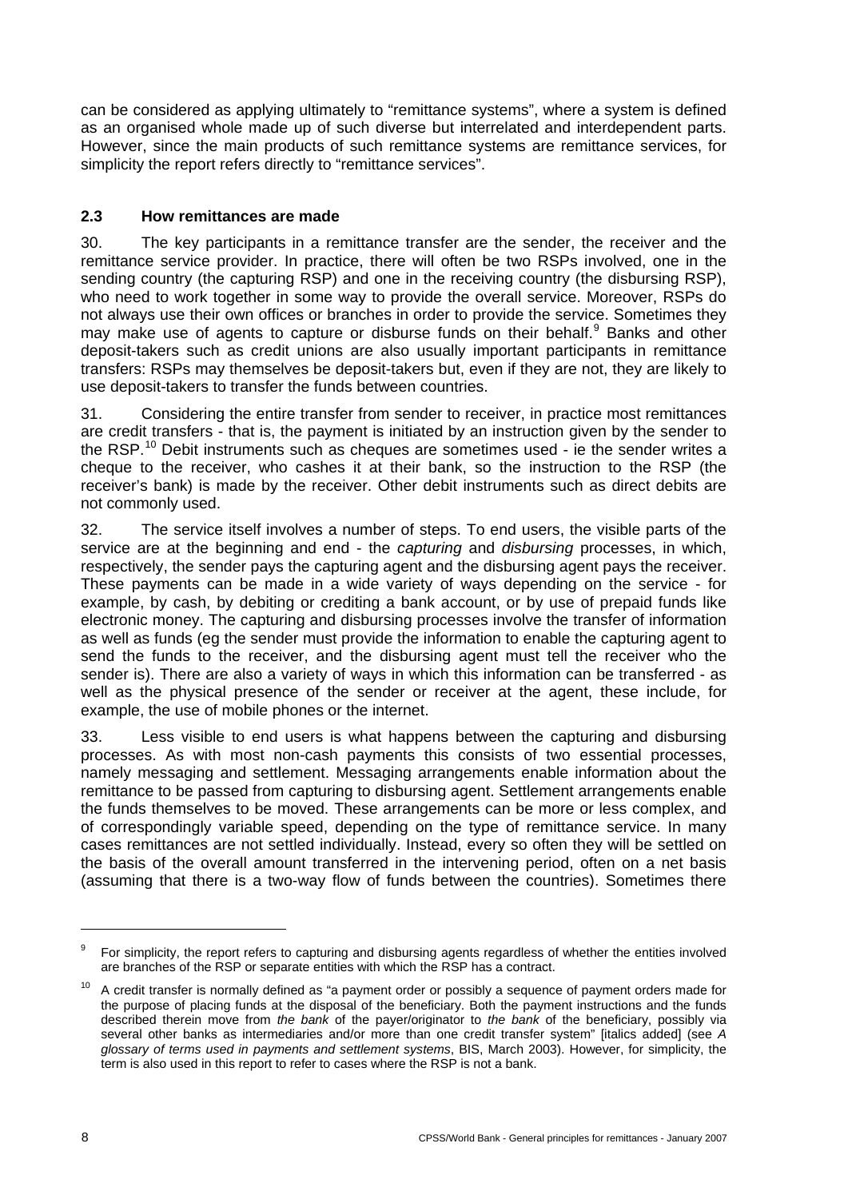can be considered as applying ultimately to "remittance systems", where a system is defined as an organised whole made up of such diverse but interrelated and interdependent parts. However, since the main products of such remittance systems are remittance services, for simplicity the report refers directly to "remittance services".

### 2.3 How remittances are made

30. The key participants in a remittance transfer are the sender, the receiver and the remittance service provider. In practice, there will often be two RSPs involved, one in the sending country (the capturing RSP) and one in the receiving country (the disbursing RSP), who need to work together in some way to provide the overall service. Moreover, RSPs do not always use their own offices or branches in order to provide the service. Sometimes they may make use of agents to capture or disburse funds on their behalf.[9] Banks and other deposit-takers such as credit unions are also usually important participants in remittance transfers: RSPs may themselves be deposit-takers but, even if they are not, they are likely to use deposit-takers to transfer the funds between countries.

31. Considering the entire transfer from sender to receiver, in practice most remittances are credit transfers - that is, the payment is initiated by an instruction given by the sender to the RSP.[10] Debit instruments such as cheques are sometimes used - ie the sender writes a cheque to the receiver, who cashes it at their bank, so the instruction to the RSP (the receiver's bank) is made by the receiver. Other debit instruments such as direct debits are not commonly used.

32. The service itself involves a number of steps. To end users, the visible parts of the service are at the beginning and end - the *capturing* and *disbursing* processes, in which, respectively, the sender pays the capturing agent and the disbursing agent pays the receiver. These payments can be made in a wide variety of ways depending on the service - for example, by cash, by debiting or crediting a bank account, or by use of prepaid funds like electronic money. The capturing and disbursing processes involve the transfer of information as well as funds (eg the sender must provide the information to enable the capturing agent to send the funds to the receiver, and the disbursing agent must tell the receiver who the sender is). There are also a variety of ways in which this information can be transferred - as well as the physical presence of the sender or receiver at the agent, these include, for example, the use of mobile phones or the internet.

33. Less visible to end users is what happens between the capturing and disbursing processes. As with most non-cash payments this consists of two essential processes, namely messaging and settlement. Messaging arrangements enable information about the remittance to be passed from capturing to disbursing agent. Settlement arrangements enable the funds themselves to be moved. These arrangements can be more or less complex, and of correspondingly variable speed, depending on the type of remittance service. In many cases remittances are not settled individually. Instead, every so often they will be settled on the basis of the overall amount transferred in the intervening period, often on a net basis (assuming that there is a two-way flow of funds between the countries). Sometimes there

---

[9] For simplicity, the report refers to capturing and disbursing agents regardless of whether the entities involved are branches of the RSP or separate entities with which the RSP has a contract.

[10] A credit transfer is normally defined as "a payment order or possibly a sequence of payment orders made for the purpose of placing funds at the disposal of the beneficiary. Both the payment instructions and the funds described therein move from *the bank* of the payer/originator to *the bank* of the beneficiary, possibly via several other banks as intermediaries and/or more than one credit transfer system" [italics added] (see *A glossary of terms used in payments and settlement systems*, BIS, March 2003). However, for simplicity, the term is also used in this report to refer to cases where the RSP is not a bank.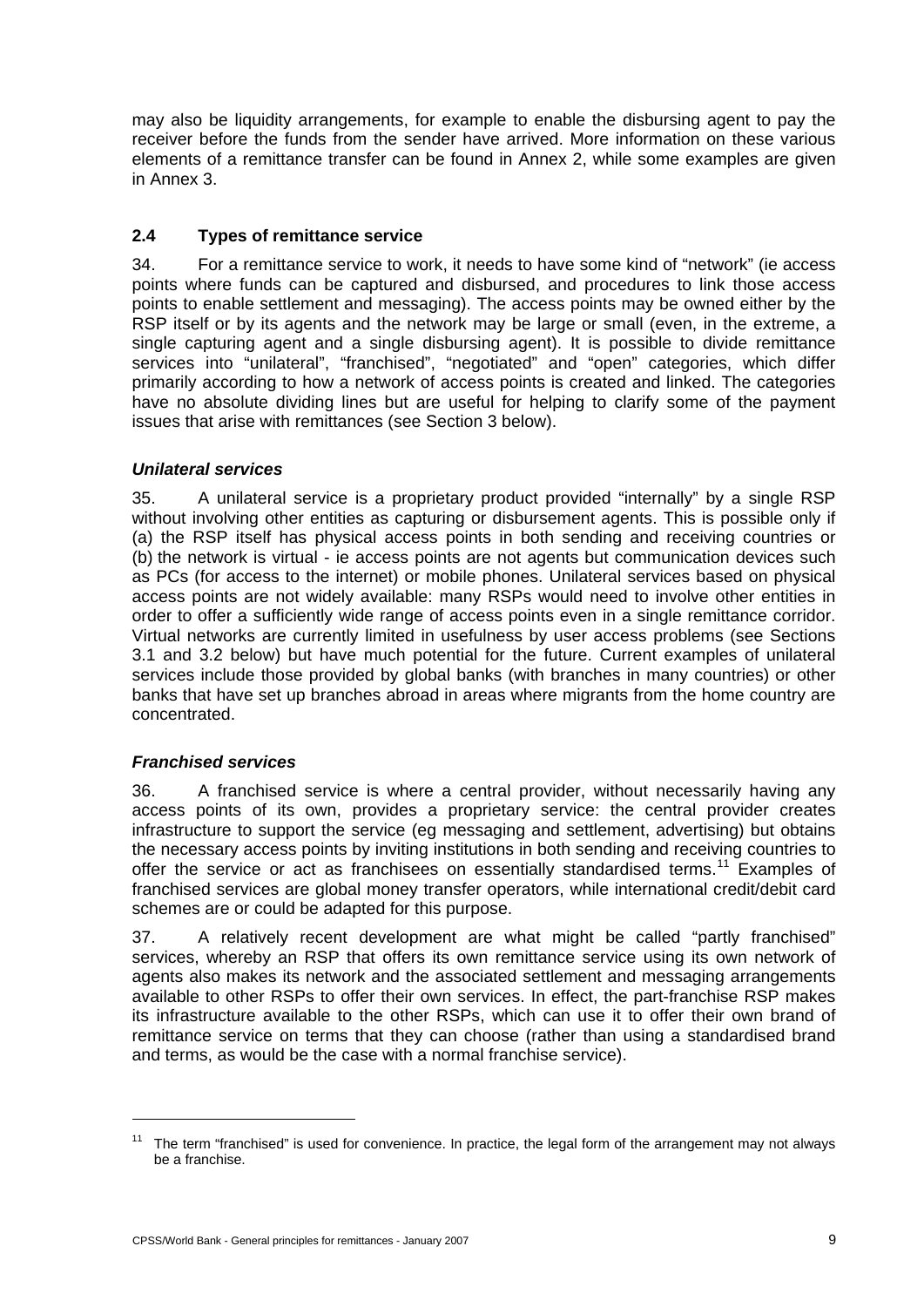may also be liquidity arrangements, for example to enable the disbursing agent to pay the receiver before the funds from the sender have arrived. More information on these various elements of a remittance transfer can be found in Annex 2, while some examples are given in Annex 3.

### 2.4 Types of remittance service

34. For a remittance service to work, it needs to have some kind of "network" (ie access points where funds can be captured and disbursed, and procedures to link those access points to enable settlement and messaging). The access points may be owned either by the RSP itself or by its agents and the network may be large or small (even, in the extreme, a single capturing agent and a single disbursing agent). It is possible to divide remittance services into "unilateral", "franchised", "negotiated" and "open" categories, which differ primarily according to how a network of access points is created and linked. The categories have no absolute dividing lines but are useful for helping to clarify some of the payment issues that arise with remittances (see Section 3 below).

#### *Unilateral services*

35. A unilateral service is a proprietary product provided "internally" by a single RSP without involving other entities as capturing or disbursement agents. This is possible only if (a) the RSP itself has physical access points in both sending and receiving countries or (b) the network is virtual - ie access points are not agents but communication devices such as PCs (for access to the internet) or mobile phones. Unilateral services based on physical access points are not widely available: many RSPs would need to involve other entities in order to offer a sufficiently wide range of access points even in a single remittance corridor. Virtual networks are currently limited in usefulness by user access problems (see Sections 3.1 and 3.2 below) but have much potential for the future. Current examples of unilateral services include those provided by global banks (with branches in many countries) or other banks that have set up branches abroad in areas where migrants from the home country are concentrated.

#### *Franchised services*

36. A franchised service is where a central provider, without necessarily having any access points of its own, provides a proprietary service: the central provider creates infrastructure to support the service (eg messaging and settlement, advertising) but obtains the necessary access points by inviting institutions in both sending and receiving countries to offer the service or act as franchisees on essentially standardised terms.[11] Examples of franchised services are global money transfer operators, while international credit/debit card schemes are or could be adapted for this purpose.

37. A relatively recent development are what might be called "partly franchised" services, whereby an RSP that offers its own remittance service using its own network of agents also makes its network and the associated settlement and messaging arrangements available to other RSPs to offer their own services. In effect, the part-franchise RSP makes its infrastructure available to the other RSPs, which can use it to offer their own brand of remittance service on terms that they can choose (rather than using a standardised brand and terms, as would be the case with a normal franchise service).

[11] The term "franchised" is used for convenience. In practice, the legal form of the arrangement may not always be a franchise.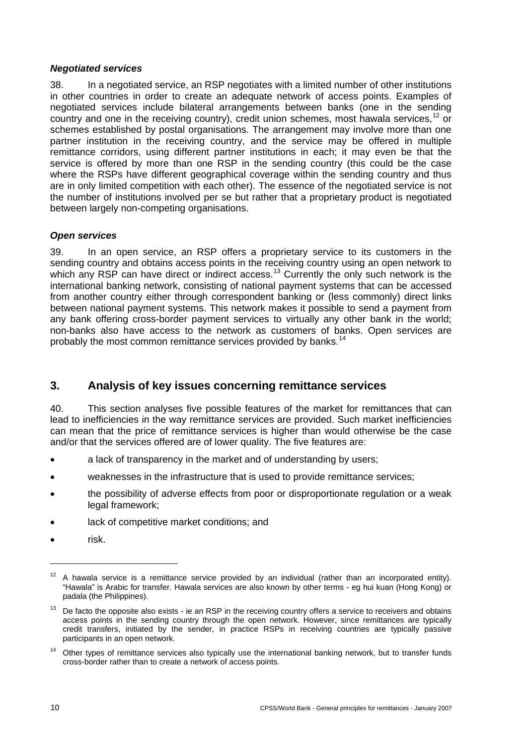### *Negotiated services*

38. In a negotiated service, an RSP negotiates with a limited number of other institutions in other countries in order to create an adequate network of access points. Examples of negotiated services include bilateral arrangements between banks (one in the sending country and one in the receiving country), credit union schemes, most hawala services,[12] or schemes established by postal organisations. The arrangement may involve more than one partner institution in the receiving country, and the service may be offered in multiple remittance corridors, using different partner institutions in each; it may even be that the service is offered by more than one RSP in the sending country (this could be the case where the RSPs have different geographical coverage within the sending country and thus are in only limited competition with each other). The essence of the negotiated service is not the number of institutions involved per se but rather that a proprietary product is negotiated between largely non-competing organisations.

### *Open services*

39. In an open service, an RSP offers a proprietary service to its customers in the sending country and obtains access points in the receiving country using an open network to which any RSP can have direct or indirect access.[13] Currently the only such network is the international banking network, consisting of national payment systems that can be accessed from another country either through correspondent banking or (less commonly) direct links between national payment systems. This network makes it possible to send a payment from any bank offering cross-border payment services to virtually any other bank in the world; non-banks also have access to the network as customers of banks. Open services are probably the most common remittance services provided by banks.[14]

## 3. Analysis of key issues concerning remittance services

40. This section analyses five possible features of the market for remittances that can lead to inefficiencies in the way remittance services are provided. Such market inefficiencies can mean that the price of remittance services is higher than would otherwise be the case and/or that the services offered are of lower quality. The five features are:

- a lack of transparency in the market and of understanding by users;
- weaknesses in the infrastructure that is used to provide remittance services;
- the possibility of adverse effects from poor or disproportionate regulation or a weak legal framework;
- lack of competitive market conditions; and
- risk.

---

[12] A hawala service is a remittance service provided by an individual (rather than an incorporated entity). "Hawala" is Arabic for transfer. Hawala services are also known by other terms - eg hui kuan (Hong Kong) or padala (the Philippines).

[13] De facto the opposite also exists - ie an RSP in the receiving country offers a service to receivers and obtains access points in the sending country through the open network. However, since remittances are typically credit transfers, initiated by the sender, in practice RSPs in receiving countries are typically passive participants in an open network.

[14] Other types of remittance services also typically use the international banking network, but to transfer funds cross-border rather than to create a network of access points.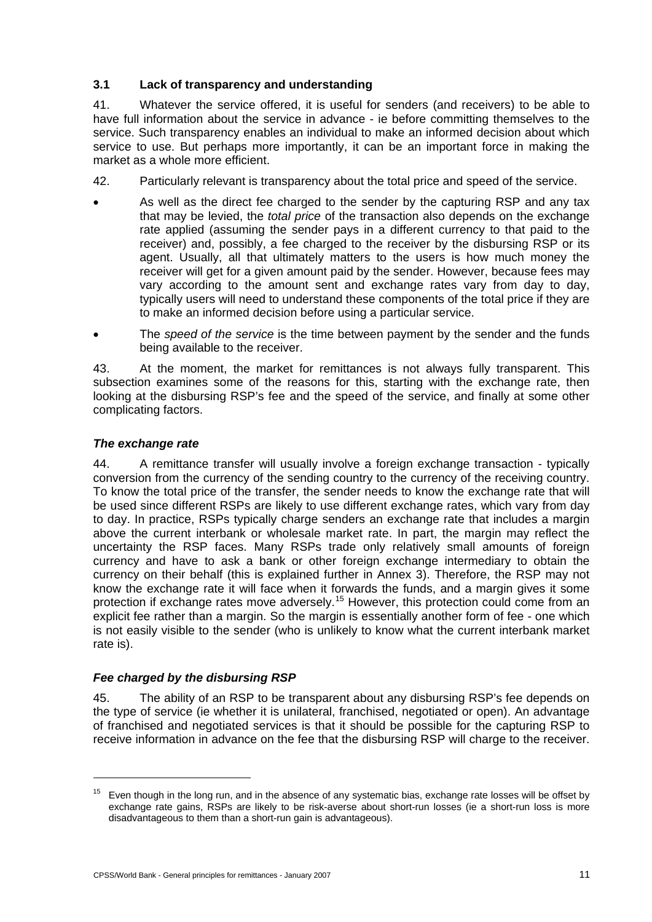### 3.1 Lack of transparency and understanding

41. Whatever the service offered, it is useful for senders (and receivers) to be able to have full information about the service in advance - ie before committing themselves to the service. Such transparency enables an individual to make an informed decision about which service to use. But perhaps more importantly, it can be an important force in making the market as a whole more efficient.

42. Particularly relevant is transparency about the total price and speed of the service.

- As well as the direct fee charged to the sender by the capturing RSP and any tax that may be levied, the *total price* of the transaction also depends on the exchange rate applied (assuming the sender pays in a different currency to that paid to the receiver) and, possibly, a fee charged to the receiver by the disbursing RSP or its agent. Usually, all that ultimately matters to the users is how much money the receiver will get for a given amount paid by the sender. However, because fees may vary according to the amount sent and exchange rates vary from day to day, typically users will need to understand these components of the total price if they are to make an informed decision before using a particular service.
- The *speed of the service* is the time between payment by the sender and the funds being available to the receiver.

43. At the moment, the market for remittances is not always fully transparent. This subsection examines some of the reasons for this, starting with the exchange rate, then looking at the disbursing RSP's fee and the speed of the service, and finally at some other complicating factors.

#### *The exchange rate*

44. A remittance transfer will usually involve a foreign exchange transaction - typically conversion from the currency of the sending country to the currency of the receiving country. To know the total price of the transfer, the sender needs to know the exchange rate that will be used since different RSPs are likely to use different exchange rates, which vary from day to day. In practice, RSPs typically charge senders an exchange rate that includes a margin above the current interbank or wholesale market rate. In part, the margin may reflect the uncertainty the RSP faces. Many RSPs trade only relatively small amounts of foreign currency and have to ask a bank or other foreign exchange intermediary to obtain the currency on their behalf (this is explained further in Annex 3). Therefore, the RSP may not know the exchange rate it will face when it forwards the funds, and a margin gives it some protection if exchange rates move adversely.[15] However, this protection could come from an explicit fee rather than a margin. So the margin is essentially another form of fee - one which is not easily visible to the sender (who is unlikely to know what the current interbank market rate is).

#### *Fee charged by the disbursing RSP*

45. The ability of an RSP to be transparent about any disbursing RSP's fee depends on the type of service (ie whether it is unilateral, franchised, negotiated or open). An advantage of franchised and negotiated services is that it should be possible for the capturing RSP to receive information in advance on the fee that the disbursing RSP will charge to the receiver.

---

[15] Even though in the long run, and in the absence of any systematic bias, exchange rate losses will be offset by exchange rate gains, RSPs are likely to be risk-averse about short-run losses (ie a short-run loss is more disadvantageous to them than a short-run gain is advantageous).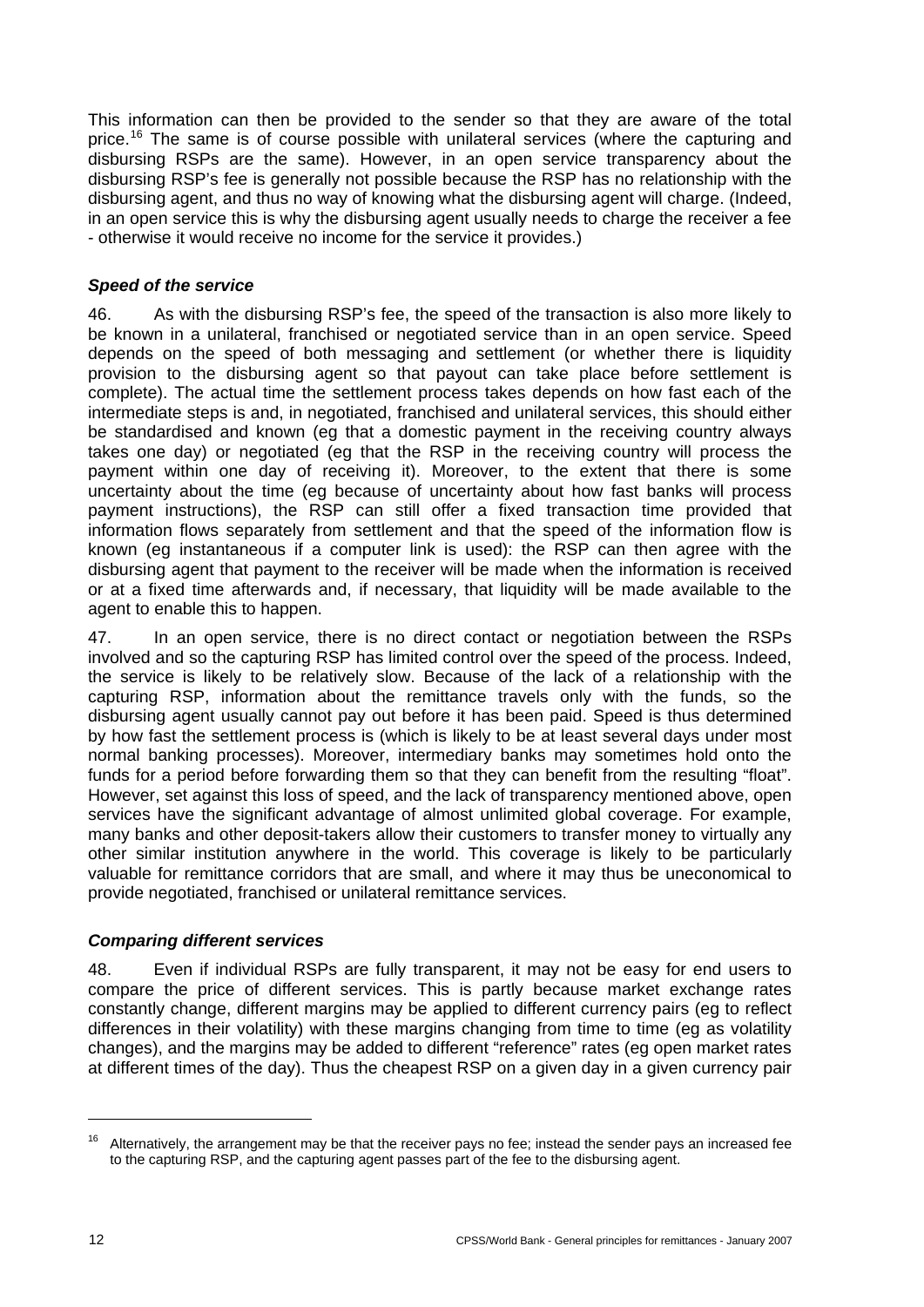This information can then be provided to the sender so that they are aware of the total price.[16] The same is of course possible with unilateral services (where the capturing and disbursing RSPs are the same). However, in an open service transparency about the disbursing RSP's fee is generally not possible because the RSP has no relationship with the disbursing agent, and thus no way of knowing what the disbursing agent will charge. (Indeed, in an open service this is why the disbursing agent usually needs to charge the receiver a fee - otherwise it would receive no income for the service it provides.)

### *Speed of the service*

46. As with the disbursing RSP's fee, the speed of the transaction is also more likely to be known in a unilateral, franchised or negotiated service than in an open service. Speed depends on the speed of both messaging and settlement (or whether there is liquidity provision to the disbursing agent so that payout can take place before settlement is complete). The actual time the settlement process takes depends on how fast each of the intermediate steps is and, in negotiated, franchised and unilateral services, this should either be standardised and known (eg that a domestic payment in the receiving country always takes one day) or negotiated (eg that the RSP in the receiving country will process the payment within one day of receiving it). Moreover, to the extent that there is some uncertainty about the time (eg because of uncertainty about how fast banks will process payment instructions), the RSP can still offer a fixed transaction time provided that information flows separately from settlement and that the speed of the information flow is known (eg instantaneous if a computer link is used): the RSP can then agree with the disbursing agent that payment to the receiver will be made when the information is received or at a fixed time afterwards and, if necessary, that liquidity will be made available to the agent to enable this to happen.

47. In an open service, there is no direct contact or negotiation between the RSPs involved and so the capturing RSP has limited control over the speed of the process. Indeed, the service is likely to be relatively slow. Because of the lack of a relationship with the capturing RSP, information about the remittance travels only with the funds, so the disbursing agent usually cannot pay out before it has been paid. Speed is thus determined by how fast the settlement process is (which is likely to be at least several days under most normal banking processes). Moreover, intermediary banks may sometimes hold onto the funds for a period before forwarding them so that they can benefit from the resulting "float". However, set against this loss of speed, and the lack of transparency mentioned above, open services have the significant advantage of almost unlimited global coverage. For example, many banks and other deposit-takers allow their customers to transfer money to virtually any other similar institution anywhere in the world. This coverage is likely to be particularly valuable for remittance corridors that are small, and where it may thus be uneconomical to provide negotiated, franchised or unilateral remittance services.

### *Comparing different services*

48. Even if individual RSPs are fully transparent, it may not be easy for end users to compare the price of different services. This is partly because market exchange rates constantly change, different margins may be applied to different currency pairs (eg to reflect differences in their volatility) with these margins changing from time to time (eg as volatility changes), and the margins may be added to different "reference" rates (eg open market rates at different times of the day). Thus the cheapest RSP on a given day in a given currency pair

---

[16] Alternatively, the arrangement may be that the receiver pays no fee; instead the sender pays an increased fee to the capturing RSP, and the capturing agent passes part of the fee to the disbursing agent.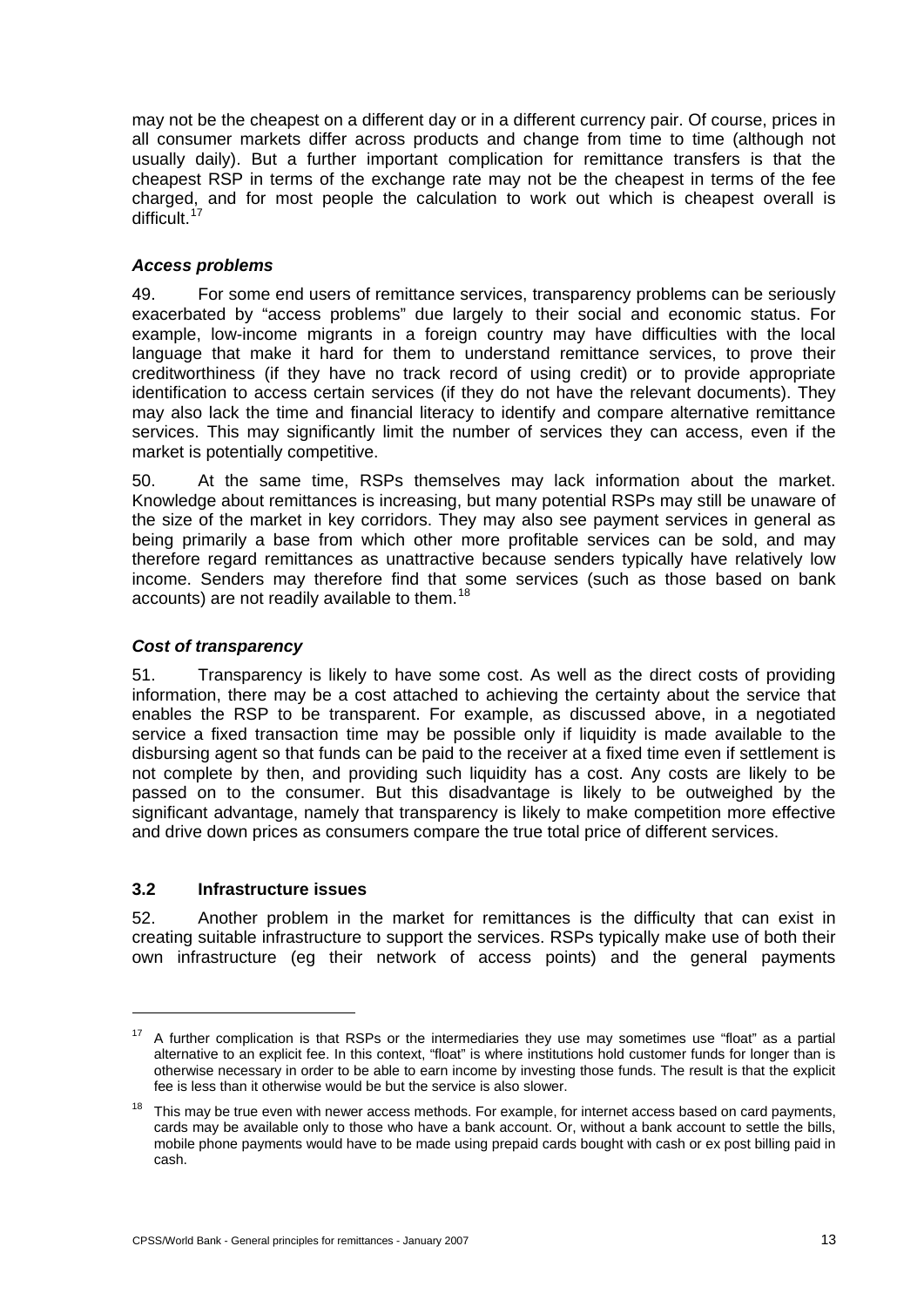may not be the cheapest on a different day or in a different currency pair. Of course, prices in all consumer markets differ across products and change from time to time (although not usually daily). But a further important complication for remittance transfers is that the cheapest RSP in terms of the exchange rate may not be the cheapest in terms of the fee charged, and for most people the calculation to work out which is cheapest overall is difficult.[17]

### *Access problems*

49. For some end users of remittance services, transparency problems can be seriously exacerbated by "access problems" due largely to their social and economic status. For example, low-income migrants in a foreign country may have difficulties with the local language that make it hard for them to understand remittance services, to prove their creditworthiness (if they have no track record of using credit) or to provide appropriate identification to access certain services (if they do not have the relevant documents). They may also lack the time and financial literacy to identify and compare alternative remittance services. This may significantly limit the number of services they can access, even if the market is potentially competitive.

50. At the same time, RSPs themselves may lack information about the market. Knowledge about remittances is increasing, but many potential RSPs may still be unaware of the size of the market in key corridors. They may also see payment services in general as being primarily a base from which other more profitable services can be sold, and may therefore regard remittances as unattractive because senders typically have relatively low income. Senders may therefore find that some services (such as those based on bank accounts) are not readily available to them.[18]

### *Cost of transparency*

51. Transparency is likely to have some cost. As well as the direct costs of providing information, there may be a cost attached to achieving the certainty about the service that enables the RSP to be transparent. For example, as discussed above, in a negotiated service a fixed transaction time may be possible only if liquidity is made available to the disbursing agent so that funds can be paid to the receiver at a fixed time even if settlement is not complete by then, and providing such liquidity has a cost. Any costs are likely to be passed on to the consumer. But this disadvantage is likely to be outweighed by the significant advantage, namely that transparency is likely to make competition more effective and drive down prices as consumers compare the true total price of different services.

## 3.2 Infrastructure issues

52. Another problem in the market for remittances is the difficulty that can exist in creating suitable infrastructure to support the services. RSPs typically make use of both their own infrastructure (eg their network of access points) and the general payments

---

[17] A further complication is that RSPs or the intermediaries they use may sometimes use "float" as a partial alternative to an explicit fee. In this context, "float" is where institutions hold customer funds for longer than is otherwise necessary in order to be able to earn income by investing those funds. The result is that the explicit fee is less than it otherwise would be but the service is also slower.

[18] This may be true even with newer access methods. For example, for internet access based on card payments, cards may be available only to those who have a bank account. Or, without a bank account to settle the bills, mobile phone payments would have to be made using prepaid cards bought with cash or ex post billing paid in cash.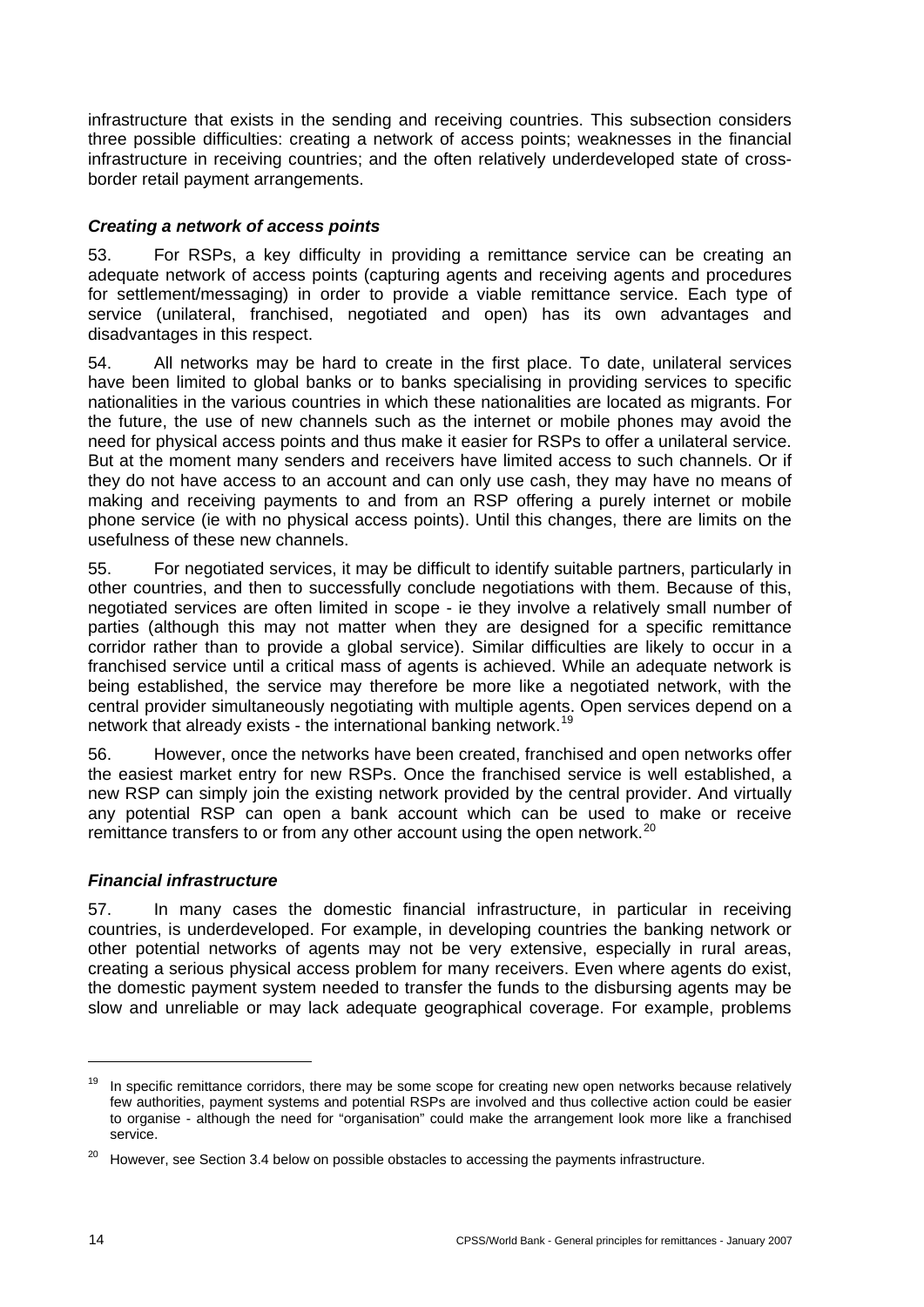infrastructure that exists in the sending and receiving countries. This subsection considers three possible difficulties: creating a network of access points; weaknesses in the financial infrastructure in receiving countries; and the often relatively underdeveloped state of cross-border retail payment arrangements.

### *Creating a network of access points*

53. For RSPs, a key difficulty in providing a remittance service can be creating an adequate network of access points (capturing agents and receiving agents and procedures for settlement/messaging) in order to provide a viable remittance service. Each type of service (unilateral, franchised, negotiated and open) has its own advantages and disadvantages in this respect.

54. All networks may be hard to create in the first place. To date, unilateral services have been limited to global banks or to banks specialising in providing services to specific nationalities in the various countries in which these nationalities are located as migrants. For the future, the use of new channels such as the internet or mobile phones may avoid the need for physical access points and thus make it easier for RSPs to offer a unilateral service. But at the moment many senders and receivers have limited access to such channels. Or if they do not have access to an account and can only use cash, they may have no means of making and receiving payments to and from an RSP offering a purely internet or mobile phone service (ie with no physical access points). Until this changes, there are limits on the usefulness of these new channels.

55. For negotiated services, it may be difficult to identify suitable partners, particularly in other countries, and then to successfully conclude negotiations with them. Because of this, negotiated services are often limited in scope - ie they involve a relatively small number of parties (although this may not matter when they are designed for a specific remittance corridor rather than to provide a global service). Similar difficulties are likely to occur in a franchised service until a critical mass of agents is achieved. While an adequate network is being established, the service may therefore be more like a negotiated network, with the central provider simultaneously negotiating with multiple agents. Open services depend on a network that already exists - the international banking network.[19]

56. However, once the networks have been created, franchised and open networks offer the easiest market entry for new RSPs. Once the franchised service is well established, a new RSP can simply join the existing network provided by the central provider. And virtually any potential RSP can open a bank account which can be used to make or receive remittance transfers to or from any other account using the open network.[20]

### *Financial infrastructure*

57. In many cases the domestic financial infrastructure, in particular in receiving countries, is underdeveloped. For example, in developing countries the banking network or other potential networks of agents may not be very extensive, especially in rural areas, creating a serious physical access problem for many receivers. Even where agents do exist, the domestic payment system needed to transfer the funds to the disbursing agents may be slow and unreliable or may lack adequate geographical coverage. For example, problems

---

[19] In specific remittance corridors, there may be some scope for creating new open networks because relatively few authorities, payment systems and potential RSPs are involved and thus collective action could be easier to organise - although the need for "organisation" could make the arrangement look more like a franchised service.

[20] However, see Section 3.4 below on possible obstacles to accessing the payments infrastructure.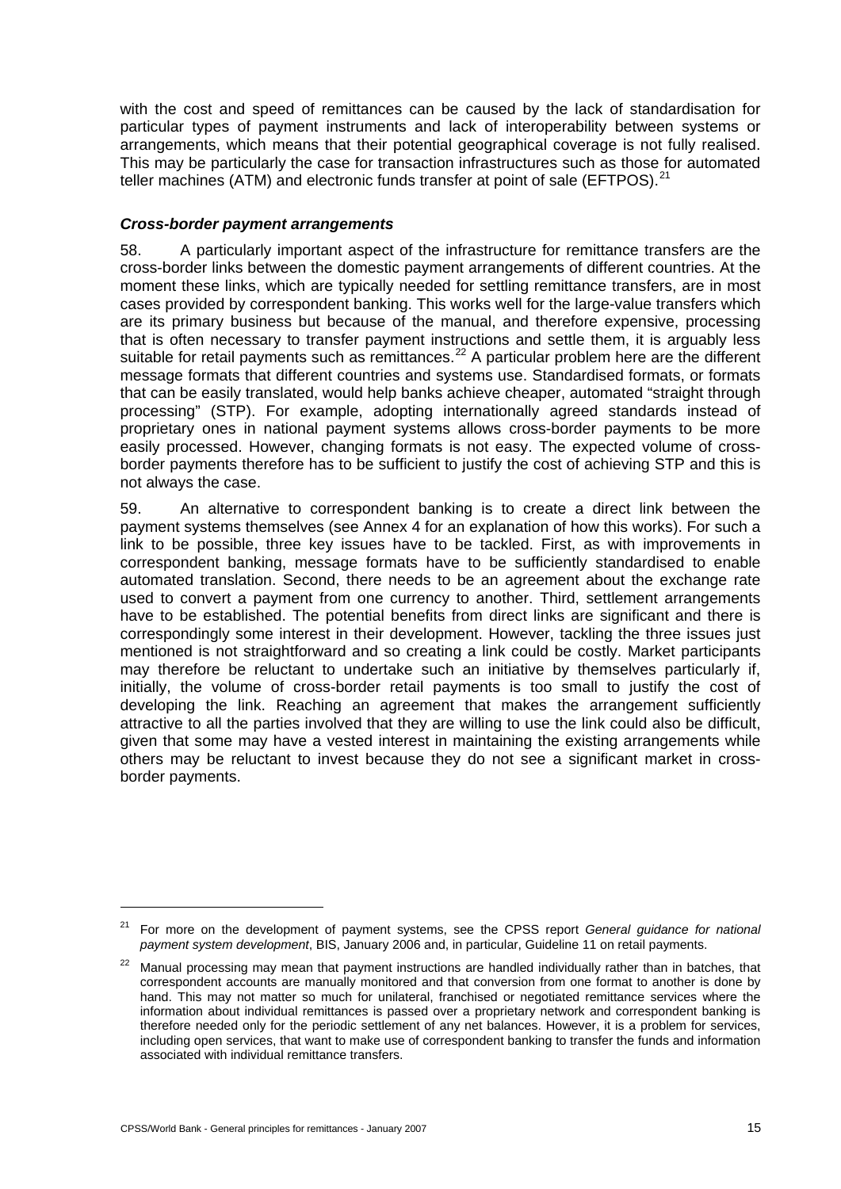with the cost and speed of remittances can be caused by the lack of standardisation for particular types of payment instruments and lack of interoperability between systems or arrangements, which means that their potential geographical coverage is not fully realised. This may be particularly the case for transaction infrastructures such as those for automated teller machines (ATM) and electronic funds transfer at point of sale (EFTPOS).[21]

### *Cross-border payment arrangements*

58. A particularly important aspect of the infrastructure for remittance transfers are the cross-border links between the domestic payment arrangements of different countries. At the moment these links, which are typically needed for settling remittance transfers, are in most cases provided by correspondent banking. This works well for the large-value transfers which are its primary business but because of the manual, and therefore expensive, processing that is often necessary to transfer payment instructions and settle them, it is arguably less suitable for retail payments such as remittances.[22] A particular problem here are the different message formats that different countries and systems use. Standardised formats, or formats that can be easily translated, would help banks achieve cheaper, automated "straight through processing" (STP). For example, adopting internationally agreed standards instead of proprietary ones in national payment systems allows cross-border payments to be more easily processed. However, changing formats is not easy. The expected volume of cross-border payments therefore has to be sufficient to justify the cost of achieving STP and this is not always the case.

59. An alternative to correspondent banking is to create a direct link between the payment systems themselves (see Annex 4 for an explanation of how this works). For such a link to be possible, three key issues have to be tackled. First, as with improvements in correspondent banking, message formats have to be sufficiently standardised to enable automated translation. Second, there needs to be an agreement about the exchange rate used to convert a payment from one currency to another. Third, settlement arrangements have to be established. The potential benefits from direct links are significant and there is correspondingly some interest in their development. However, tackling the three issues just mentioned is not straightforward and so creating a link could be costly. Market participants may therefore be reluctant to undertake such an initiative by themselves particularly if, initially, the volume of cross-border retail payments is too small to justify the cost of developing the link. Reaching an agreement that makes the arrangement sufficiently attractive to all the parties involved that they are willing to use the link could also be difficult, given that some may have a vested interest in maintaining the existing arrangements while others may be reluctant to invest because they do not see a significant market in cross-border payments.

---

[21] For more on the development of payment systems, see the CPSS report *General guidance for national payment system development*, BIS, January 2006 and, in particular, Guideline 11 on retail payments.

[22] Manual processing may mean that payment instructions are handled individually rather than in batches, that correspondent accounts are manually monitored and that conversion from one format to another is done by hand. This may not matter so much for unilateral, franchised or negotiated remittance services where the information about individual remittances is passed over a proprietary network and correspondent banking is therefore needed only for the periodic settlement of any net balances. However, it is a problem for services, including open services, that want to make use of correspondent banking to transfer the funds and information associated with individual remittance transfers.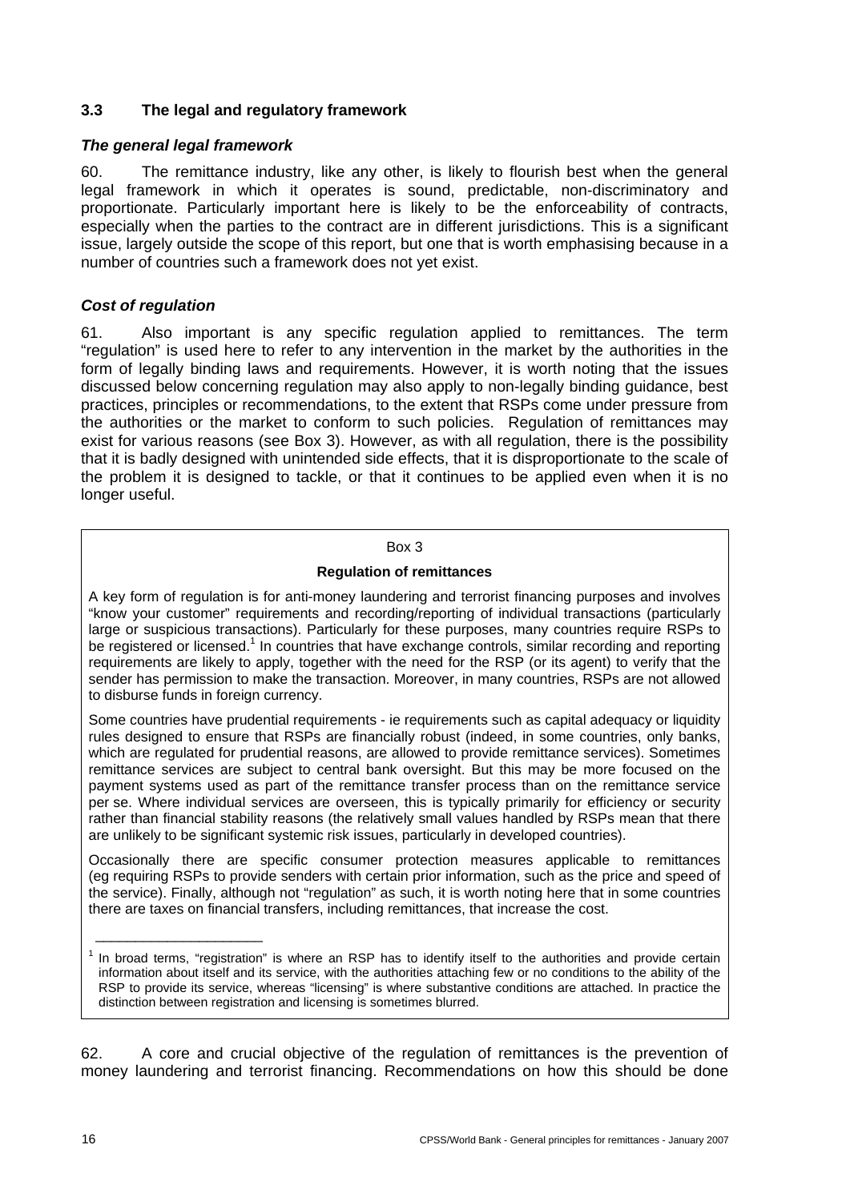### 3.3 The legal and regulatory framework

***The general legal framework***

60. The remittance industry, like any other, is likely to flourish best when the general legal framework in which it operates is sound, predictable, non-discriminatory and proportionate. Particularly important here is likely to be the enforceability of contracts, especially when the parties to the contract are in different jurisdictions. This is a significant issue, largely outside the scope of this report, but one that is worth emphasising because in a number of countries such a framework does not yet exist.

***Cost of regulation***

61. Also important is any specific regulation applied to remittances. The term "regulation" is used here to refer to any intervention in the market by the authorities in the form of legally binding laws and requirements. However, it is worth noting that the issues discussed below concerning regulation may also apply to non-legally binding guidance, best practices, principles or recommendations, to the extent that RSPs come under pressure from the authorities or the market to conform to such policies. Regulation of remittances may exist for various reasons (see Box 3). However, as with all regulation, there is the possibility that it is badly designed with unintended side effects, that it is disproportionate to the scale of the problem it is designed to tackle, or that it continues to be applied even when it is no longer useful.

> Box 3
>
> **Regulation of remittances**
>
> A key form of regulation is for anti-money laundering and terrorist financing purposes and involves "know your customer" requirements and recording/reporting of individual transactions (particularly large or suspicious transactions). Particularly for these purposes, many countries require RSPs to be registered or licensed.[1] In countries that have exchange controls, similar recording and reporting requirements are likely to apply, together with the need for the RSP (or its agent) to verify that the sender has permission to make the transaction. Moreover, in many countries, RSPs are not allowed to disburse funds in foreign currency.
>
> Some countries have prudential requirements - ie requirements such as capital adequacy or liquidity rules designed to ensure that RSPs are financially robust (indeed, in some countries, only banks, which are regulated for prudential reasons, are allowed to provide remittance services). Sometimes remittance services are subject to central bank oversight. But this may be more focused on the payment systems used as part of the remittance transfer process than on the remittance service per se. Where individual services are overseen, this is typically primarily for efficiency or security rather than financial stability reasons (the relatively small values handled by RSPs mean that there are unlikely to be significant systemic risk issues, particularly in developed countries).
>
> Occasionally there are specific consumer protection measures applicable to remittances (eg requiring RSPs to provide senders with certain prior information, such as the price and speed of the service). Finally, although not "regulation" as such, it is worth noting here that in some countries there are taxes on financial transfers, including remittances, that increase the cost.
>
> [1] In broad terms, "registration" is where an RSP has to identify itself to the authorities and provide certain information about itself and its service, with the authorities attaching few or no conditions to the ability of the RSP to provide its service, whereas "licensing" is where substantive conditions are attached. In practice the distinction between registration and licensing is sometimes blurred.

62. A core and crucial objective of the regulation of remittances is the prevention of money laundering and terrorist financing. Recommendations on how this should be done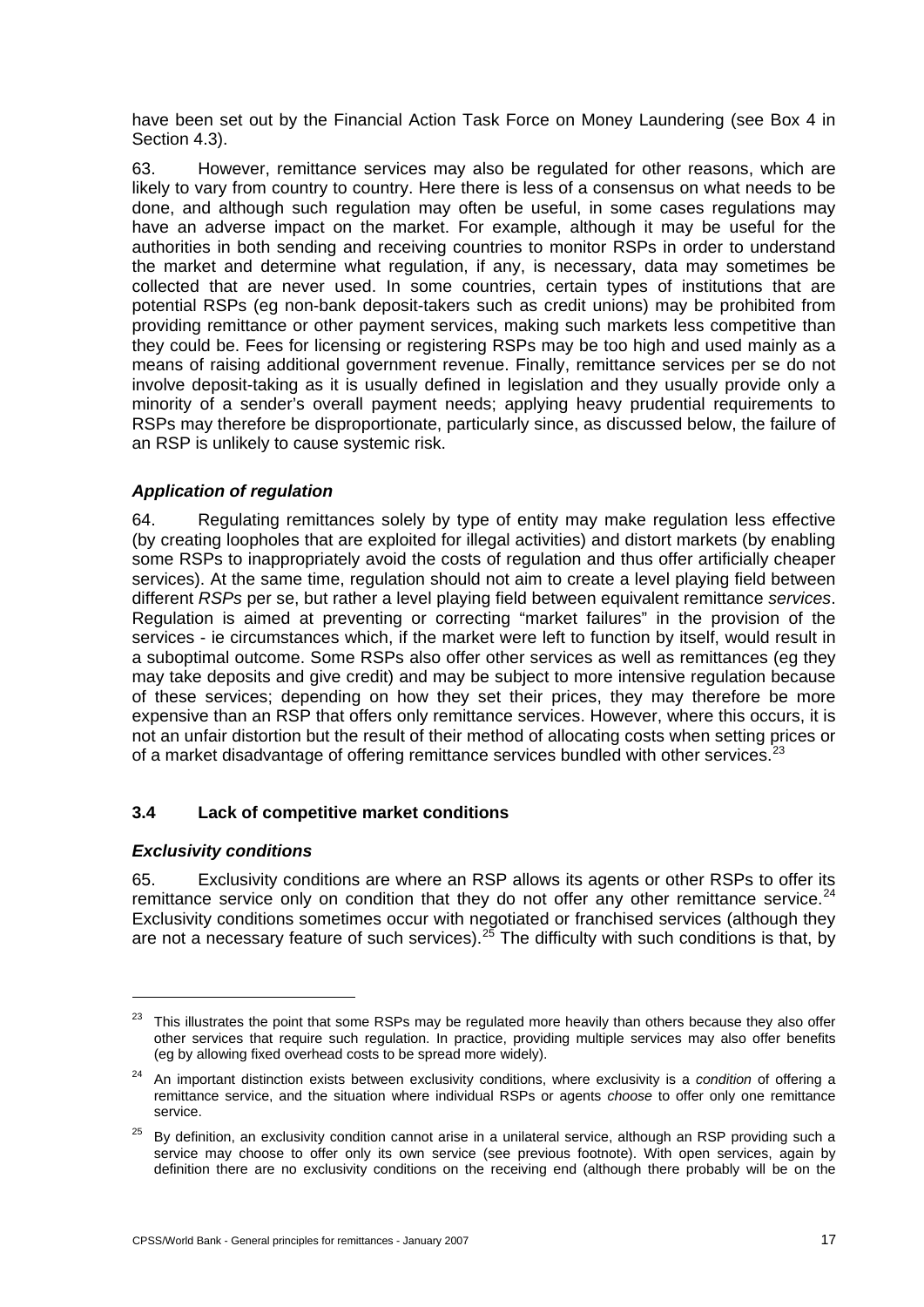have been set out by the Financial Action Task Force on Money Laundering (see Box 4 in Section 4.3).

63. However, remittance services may also be regulated for other reasons, which are likely to vary from country to country. Here there is less of a consensus on what needs to be done, and although such regulation may often be useful, in some cases regulations may have an adverse impact on the market. For example, although it may be useful for the authorities in both sending and receiving countries to monitor RSPs in order to understand the market and determine what regulation, if any, is necessary, data may sometimes be collected that are never used. In some countries, certain types of institutions that are potential RSPs (eg non-bank deposit-takers such as credit unions) may be prohibited from providing remittance or other payment services, making such markets less competitive than they could be. Fees for licensing or registering RSPs may be too high and used mainly as a means of raising additional government revenue. Finally, remittance services per se do not involve deposit-taking as it is usually defined in legislation and they usually provide only a minority of a sender's overall payment needs; applying heavy prudential requirements to RSPs may therefore be disproportionate, particularly since, as discussed below, the failure of an RSP is unlikely to cause systemic risk.

### *Application of regulation*

64. Regulating remittances solely by type of entity may make regulation less effective (by creating loopholes that are exploited for illegal activities) and distort markets (by enabling some RSPs to inappropriately avoid the costs of regulation and thus offer artificially cheaper services). At the same time, regulation should not aim to create a level playing field between different *RSPs* per se, but rather a level playing field between equivalent remittance *services*. Regulation is aimed at preventing or correcting "market failures" in the provision of the services - ie circumstances which, if the market were left to function by itself, would result in a suboptimal outcome. Some RSPs also offer other services as well as remittances (eg they may take deposits and give credit) and may be subject to more intensive regulation because of these services; depending on how they set their prices, they may therefore be more expensive than an RSP that offers only remittance services. However, where this occurs, it is not an unfair distortion but the result of their method of allocating costs when setting prices or of a market disadvantage of offering remittance services bundled with other services.[23]

## 3.4 Lack of competitive market conditions

### *Exclusivity conditions*

65. Exclusivity conditions are where an RSP allows its agents or other RSPs to offer its remittance service only on condition that they do not offer any other remittance service.[24] Exclusivity conditions sometimes occur with negotiated or franchised services (although they are not a necessary feature of such services).[25] The difficulty with such conditions is that, by

---

[23] This illustrates the point that some RSPs may be regulated more heavily than others because they also offer other services that require such regulation. In practice, providing multiple services may also offer benefits (eg by allowing fixed overhead costs to be spread more widely).

[24] An important distinction exists between exclusivity conditions, where exclusivity is a *condition* of offering a remittance service, and the situation where individual RSPs or agents *choose* to offer only one remittance service.

[25] By definition, an exclusivity condition cannot arise in a unilateral service, although an RSP providing such a service may choose to offer only its own service (see previous footnote). With open services, again by definition there are no exclusivity conditions on the receiving end (although there probably will be on the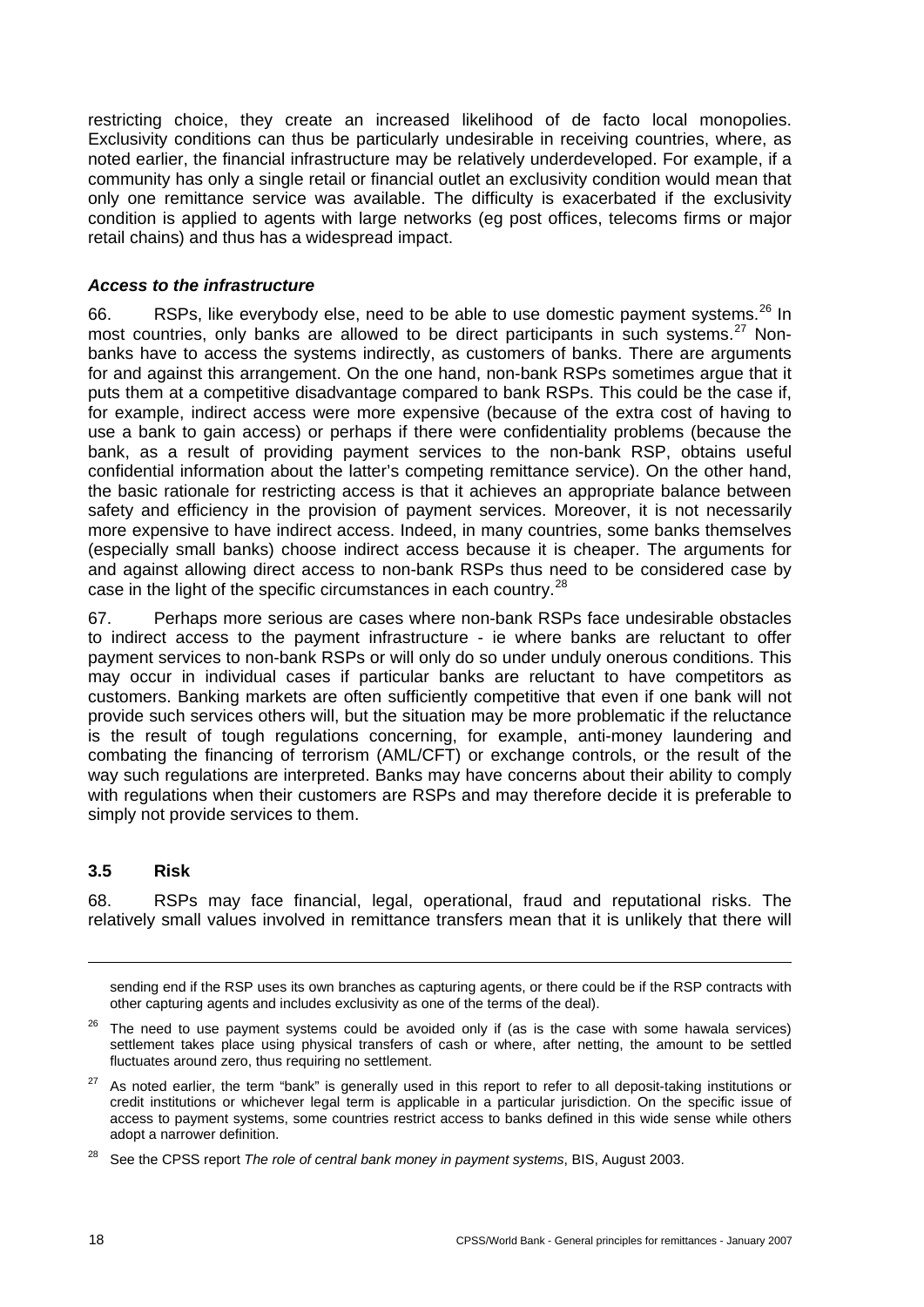restricting choice, they create an increased likelihood of de facto local monopolies. Exclusivity conditions can thus be particularly undesirable in receiving countries, where, as noted earlier, the financial infrastructure may be relatively underdeveloped. For example, if a community has only a single retail or financial outlet an exclusivity condition would mean that only one remittance service was available. The difficulty is exacerbated if the exclusivity condition is applied to agents with large networks (eg post offices, telecoms firms or major retail chains) and thus has a widespread impact.

### *Access to the infrastructure*

66. RSPs, like everybody else, need to be able to use domestic payment systems.[26] In most countries, only banks are allowed to be direct participants in such systems.[27] Non-banks have to access the systems indirectly, as customers of banks. There are arguments for and against this arrangement. On the one hand, non-bank RSPs sometimes argue that it puts them at a competitive disadvantage compared to bank RSPs. This could be the case if, for example, indirect access were more expensive (because of the extra cost of having to use a bank to gain access) or perhaps if there were confidentiality problems (because the bank, as a result of providing payment services to the non-bank RSP, obtains useful confidential information about the latter's competing remittance service). On the other hand, the basic rationale for restricting access is that it achieves an appropriate balance between safety and efficiency in the provision of payment services. Moreover, it is not necessarily more expensive to have indirect access. Indeed, in many countries, some banks themselves (especially small banks) choose indirect access because it is cheaper. The arguments for and against allowing direct access to non-bank RSPs thus need to be considered case by case in the light of the specific circumstances in each country.[28]

67. Perhaps more serious are cases where non-bank RSPs face undesirable obstacles to indirect access to the payment infrastructure - ie where banks are reluctant to offer payment services to non-bank RSPs or will only do so under unduly onerous conditions. This may occur in individual cases if particular banks are reluctant to have competitors as customers. Banking markets are often sufficiently competitive that even if one bank will not provide such services others will, but the situation may be more problematic if the reluctance is the result of tough regulations concerning, for example, anti-money laundering and combating the financing of terrorism (AML/CFT) or exchange controls, or the result of the way such regulations are interpreted. Banks may have concerns about their ability to comply with regulations when their customers are RSPs and may therefore decide it is preferable to simply not provide services to them.

## 3.5 Risk

68. RSPs may face financial, legal, operational, fraud and reputational risks. The relatively small values involved in remittance transfers mean that it is unlikely that there will

---

sending end if the RSP uses its own branches as capturing agents, or there could be if the RSP contracts with other capturing agents and includes exclusivity as one of the terms of the deal).

[26] The need to use payment systems could be avoided only if (as is the case with some hawala services) settlement takes place using physical transfers of cash or where, after netting, the amount to be settled fluctuates around zero, thus requiring no settlement.

[27] As noted earlier, the term "bank" is generally used in this report to refer to all deposit-taking institutions or credit institutions or whichever legal term is applicable in a particular jurisdiction. On the specific issue of access to payment systems, some countries restrict access to banks defined in this wide sense while others adopt a narrower definition.

[28] See the CPSS report *The role of central bank money in payment systems*, BIS, August 2003.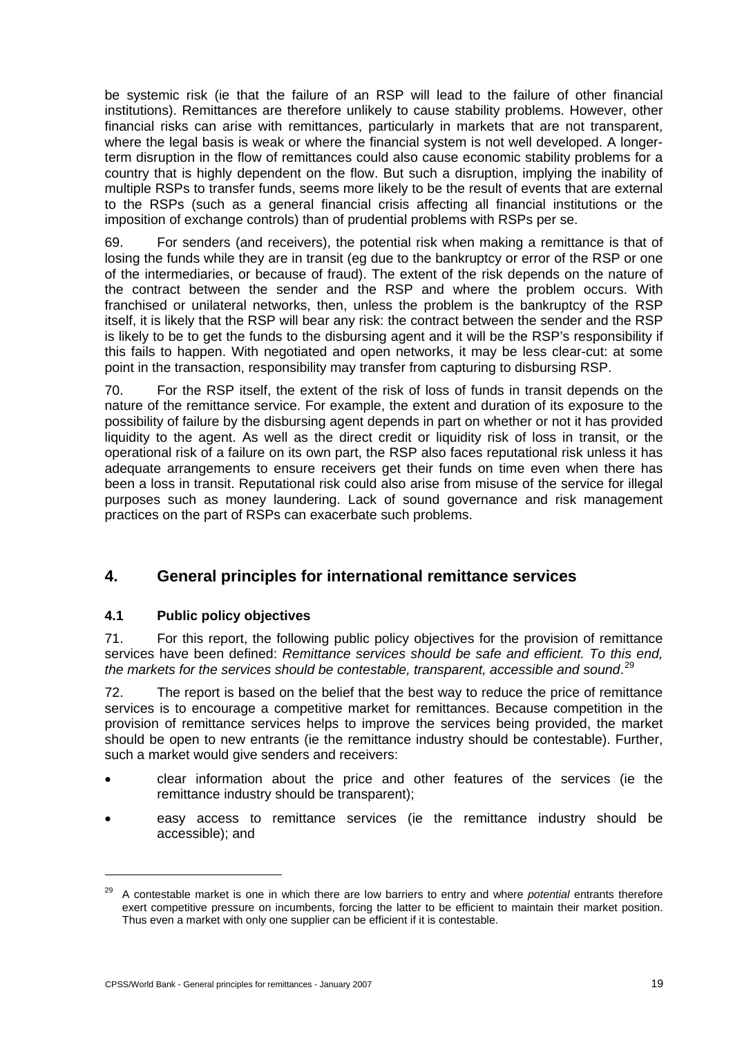be systemic risk (ie that the failure of an RSP will lead to the failure of other financial institutions). Remittances are therefore unlikely to cause stability problems. However, other financial risks can arise with remittances, particularly in markets that are not transparent, where the legal basis is weak or where the financial system is not well developed. A longer-term disruption in the flow of remittances could also cause economic stability problems for a country that is highly dependent on the flow. But such a disruption, implying the inability of multiple RSPs to transfer funds, seems more likely to be the result of events that are external to the RSPs (such as a general financial crisis affecting all financial institutions or the imposition of exchange controls) than of prudential problems with RSPs per se.

69. For senders (and receivers), the potential risk when making a remittance is that of losing the funds while they are in transit (eg due to the bankruptcy or error of the RSP or one of the intermediaries, or because of fraud). The extent of the risk depends on the nature of the contract between the sender and the RSP and where the problem occurs. With franchised or unilateral networks, then, unless the problem is the bankruptcy of the RSP itself, it is likely that the RSP will bear any risk: the contract between the sender and the RSP is likely to be to get the funds to the disbursing agent and it will be the RSP's responsibility if this fails to happen. With negotiated and open networks, it may be less clear-cut: at some point in the transaction, responsibility may transfer from capturing to disbursing RSP.

70. For the RSP itself, the extent of the risk of loss of funds in transit depends on the nature of the remittance service. For example, the extent and duration of its exposure to the possibility of failure by the disbursing agent depends in part on whether or not it has provided liquidity to the agent. As well as the direct credit or liquidity risk of loss in transit, or the operational risk of a failure on its own part, the RSP also faces reputational risk unless it has adequate arrangements to ensure receivers get their funds on time even when there has been a loss in transit. Reputational risk could also arise from misuse of the service for illegal purposes such as money laundering. Lack of sound governance and risk management practices on the part of RSPs can exacerbate such problems.

## 4. General principles for international remittance services

### 4.1 Public policy objectives

71. For this report, the following public policy objectives for the provision of remittance services have been defined: *Remittance services should be safe and efficient. To this end, the markets for the services should be contestable, transparent, accessible and sound*.[29]

72. The report is based on the belief that the best way to reduce the price of remittance services is to encourage a competitive market for remittances. Because competition in the provision of remittance services helps to improve the services being provided, the market should be open to new entrants (ie the remittance industry should be contestable). Further, such a market would give senders and receivers:

- clear information about the price and other features of the services (ie the remittance industry should be transparent);
- easy access to remittance services (ie the remittance industry should be accessible); and

[29] A contestable market is one in which there are low barriers to entry and where *potential* entrants therefore exert competitive pressure on incumbents, forcing the latter to be efficient to maintain their market position. Thus even a market with only one supplier can be efficient if it is contestable.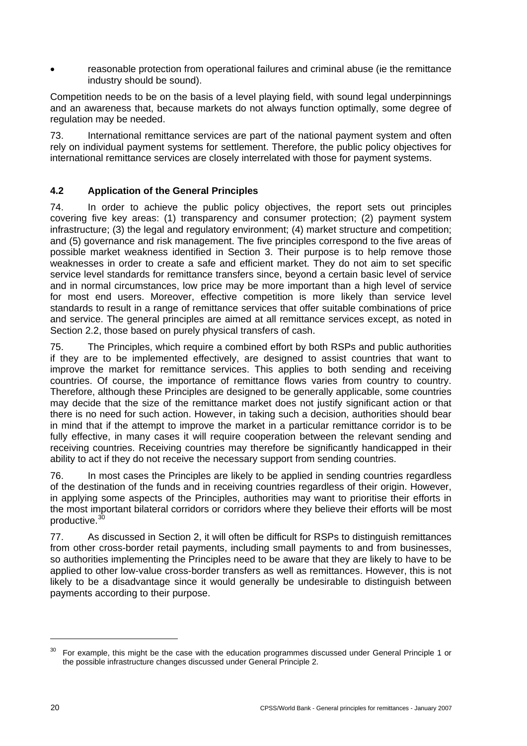- reasonable protection from operational failures and criminal abuse (ie the remittance industry should be sound).

Competition needs to be on the basis of a level playing field, with sound legal underpinnings and an awareness that, because markets do not always function optimally, some degree of regulation may be needed.

73. International remittance services are part of the national payment system and often rely on individual payment systems for settlement. Therefore, the public policy objectives for international remittance services are closely interrelated with those for payment systems.

### 4.2 Application of the General Principles

74. In order to achieve the public policy objectives, the report sets out principles covering five key areas: (1) transparency and consumer protection; (2) payment system infrastructure; (3) the legal and regulatory environment; (4) market structure and competition; and (5) governance and risk management. The five principles correspond to the five areas of possible market weakness identified in Section 3. Their purpose is to help remove those weaknesses in order to create a safe and efficient market. They do not aim to set specific service level standards for remittance transfers since, beyond a certain basic level of service and in normal circumstances, low price may be more important than a high level of service for most end users. Moreover, effective competition is more likely than service level standards to result in a range of remittance services that offer suitable combinations of price and service. The general principles are aimed at all remittance services except, as noted in Section 2.2, those based on purely physical transfers of cash.

75. The Principles, which require a combined effort by both RSPs and public authorities if they are to be implemented effectively, are designed to assist countries that want to improve the market for remittance services. This applies to both sending and receiving countries. Of course, the importance of remittance flows varies from country to country. Therefore, although these Principles are designed to be generally applicable, some countries may decide that the size of the remittance market does not justify significant action or that there is no need for such action. However, in taking such a decision, authorities should bear in mind that if the attempt to improve the market in a particular remittance corridor is to be fully effective, in many cases it will require cooperation between the relevant sending and receiving countries. Receiving countries may therefore be significantly handicapped in their ability to act if they do not receive the necessary support from sending countries.

76. In most cases the Principles are likely to be applied in sending countries regardless of the destination of the funds and in receiving countries regardless of their origin. However, in applying some aspects of the Principles, authorities may want to prioritise their efforts in the most important bilateral corridors or corridors where they believe their efforts will be most productive.[30]

77. As discussed in Section 2, it will often be difficult for RSPs to distinguish remittances from other cross-border retail payments, including small payments to and from businesses, so authorities implementing the Principles need to be aware that they are likely to have to be applied to other low-value cross-border transfers as well as remittances. However, this is not likely to be a disadvantage since it would generally be undesirable to distinguish between payments according to their purpose.

---

[30] For example, this might be the case with the education programmes discussed under General Principle 1 or the possible infrastructure changes discussed under General Principle 2.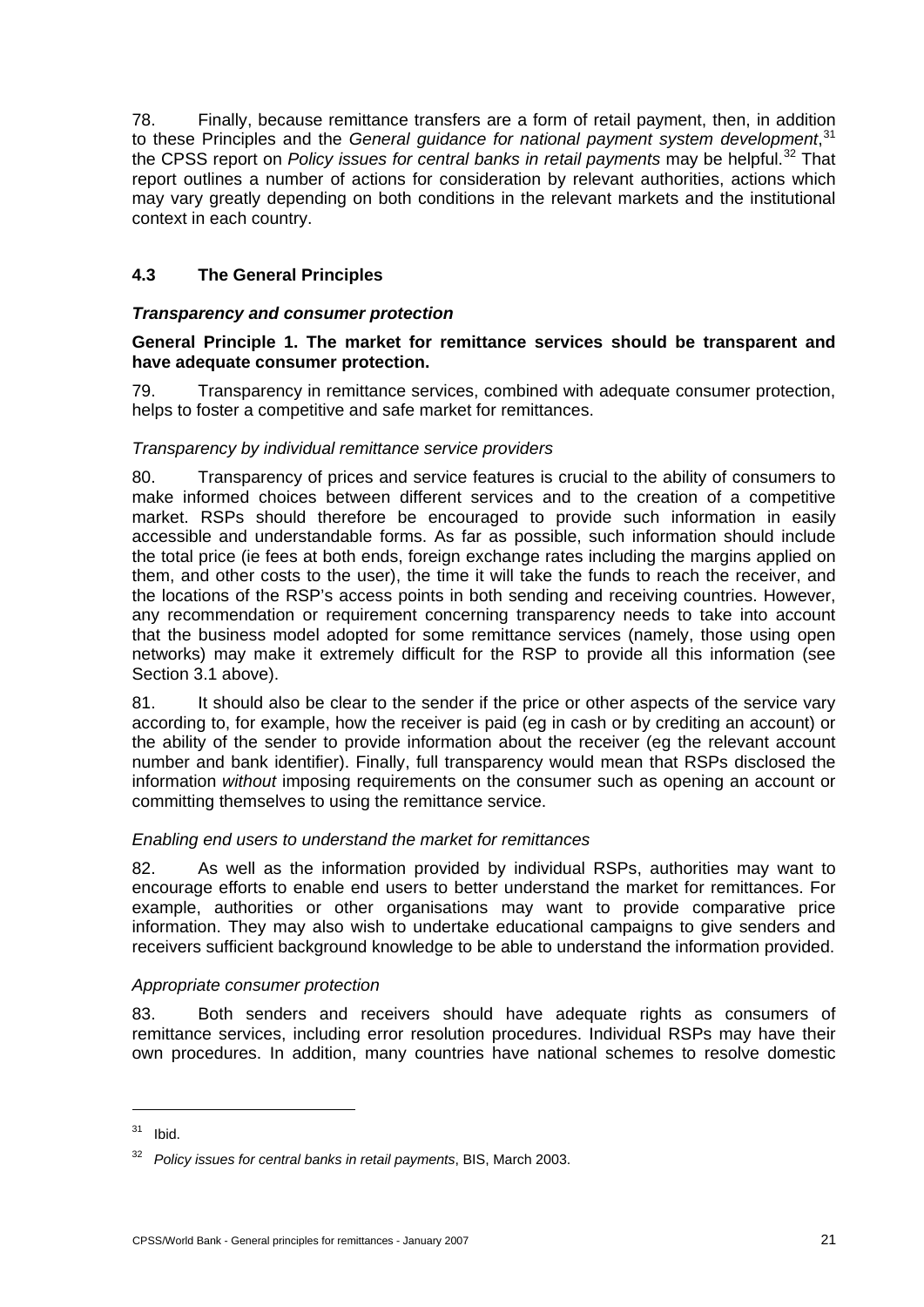78. Finally, because remittance transfers are a form of retail payment, then, in addition to these Principles and the *General guidance for national payment system development*,[31] the CPSS report on *Policy issues for central banks in retail payments* may be helpful.[32] That report outlines a number of actions for consideration by relevant authorities, actions which may vary greatly depending on both conditions in the relevant markets and the institutional context in each country.

### 4.3 The General Principles

#### *Transparency and consumer protection*

**General Principle 1. The market for remittance services should be transparent and have adequate consumer protection.**

79. Transparency in remittance services, combined with adequate consumer protection, helps to foster a competitive and safe market for remittances.

*Transparency by individual remittance service providers*

80. Transparency of prices and service features is crucial to the ability of consumers to make informed choices between different services and to the creation of a competitive market. RSPs should therefore be encouraged to provide such information in easily accessible and understandable forms. As far as possible, such information should include the total price (ie fees at both ends, foreign exchange rates including the margins applied on them, and other costs to the user), the time it will take the funds to reach the receiver, and the locations of the RSP's access points in both sending and receiving countries. However, any recommendation or requirement concerning transparency needs to take into account that the business model adopted for some remittance services (namely, those using open networks) may make it extremely difficult for the RSP to provide all this information (see Section 3.1 above).

81. It should also be clear to the sender if the price or other aspects of the service vary according to, for example, how the receiver is paid (eg in cash or by crediting an account) or the ability of the sender to provide information about the receiver (eg the relevant account number and bank identifier). Finally, full transparency would mean that RSPs disclosed the information *without* imposing requirements on the consumer such as opening an account or committing themselves to using the remittance service.

*Enabling end users to understand the market for remittances*

82. As well as the information provided by individual RSPs, authorities may want to encourage efforts to enable end users to better understand the market for remittances. For example, authorities or other organisations may want to provide comparative price information. They may also wish to undertake educational campaigns to give senders and receivers sufficient background knowledge to be able to understand the information provided.

*Appropriate consumer protection*

83. Both senders and receivers should have adequate rights as consumers of remittance services, including error resolution procedures. Individual RSPs may have their own procedures. In addition, many countries have national schemes to resolve domestic

---

[31] Ibid.

[32] *Policy issues for central banks in retail payments*, BIS, March 2003.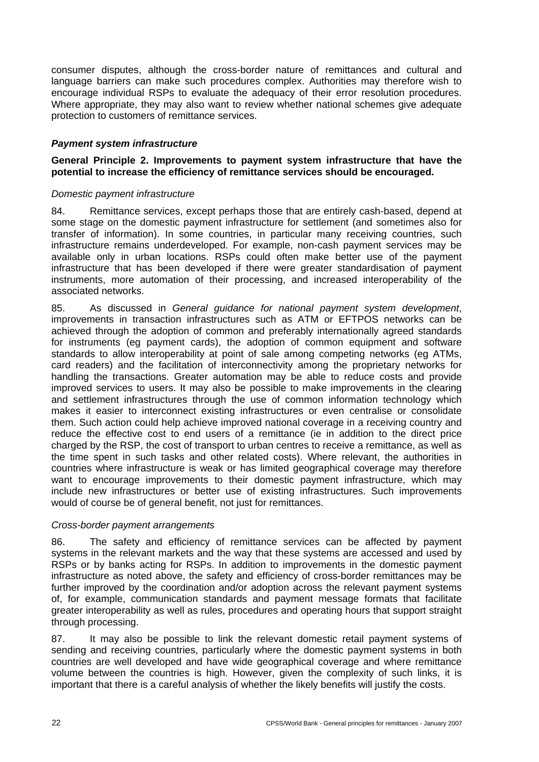consumer disputes, although the cross-border nature of remittances and cultural and language barriers can make such procedures complex. Authorities may therefore wish to encourage individual RSPs to evaluate the adequacy of their error resolution procedures. Where appropriate, they may also want to review whether national schemes give adequate protection to customers of remittance services.

### *Payment system infrastructure*

**General Principle 2. Improvements to payment system infrastructure that have the potential to increase the efficiency of remittance services should be encouraged.**

#### *Domestic payment infrastructure*

84. Remittance services, except perhaps those that are entirely cash-based, depend at some stage on the domestic payment infrastructure for settlement (and sometimes also for transfer of information). In some countries, in particular many receiving countries, such infrastructure remains underdeveloped. For example, non-cash payment services may be available only in urban locations. RSPs could often make better use of the payment infrastructure that has been developed if there were greater standardisation of payment instruments, more automation of their processing, and increased interoperability of the associated networks.

85. As discussed in *General guidance for national payment system development*, improvements in transaction infrastructures such as ATM or EFTPOS networks can be achieved through the adoption of common and preferably internationally agreed standards for instruments (eg payment cards), the adoption of common equipment and software standards to allow interoperability at point of sale among competing networks (eg ATMs, card readers) and the facilitation of interconnectivity among the proprietary networks for handling the transactions. Greater automation may be able to reduce costs and provide improved services to users. It may also be possible to make improvements in the clearing and settlement infrastructures through the use of common information technology which makes it easier to interconnect existing infrastructures or even centralise or consolidate them. Such action could help achieve improved national coverage in a receiving country and reduce the effective cost to end users of a remittance (ie in addition to the direct price charged by the RSP, the cost of transport to urban centres to receive a remittance, as well as the time spent in such tasks and other related costs). Where relevant, the authorities in countries where infrastructure is weak or has limited geographical coverage may therefore want to encourage improvements to their domestic payment infrastructure, which may include new infrastructures or better use of existing infrastructures. Such improvements would of course be of general benefit, not just for remittances.

#### *Cross-border payment arrangements*

86. The safety and efficiency of remittance services can be affected by payment systems in the relevant markets and the way that these systems are accessed and used by RSPs or by banks acting for RSPs. In addition to improvements in the domestic payment infrastructure as noted above, the safety and efficiency of cross-border remittances may be further improved by the coordination and/or adoption across the relevant payment systems of, for example, communication standards and payment message formats that facilitate greater interoperability as well as rules, procedures and operating hours that support straight through processing.

87. It may also be possible to link the relevant domestic retail payment systems of sending and receiving countries, particularly where the domestic payment systems in both countries are well developed and have wide geographical coverage and where remittance volume between the countries is high. However, given the complexity of such links, it is important that there is a careful analysis of whether the likely benefits will justify the costs.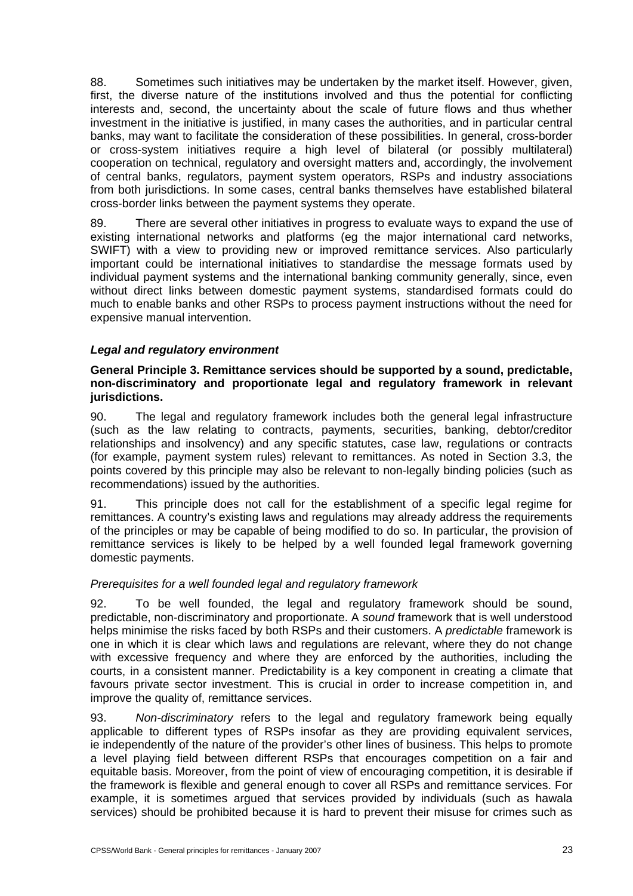88. Sometimes such initiatives may be undertaken by the market itself. However, given, first, the diverse nature of the institutions involved and thus the potential for conflicting interests and, second, the uncertainty about the scale of future flows and thus whether investment in the initiative is justified, in many cases the authorities, and in particular central banks, may want to facilitate the consideration of these possibilities. In general, cross-border or cross-system initiatives require a high level of bilateral (or possibly multilateral) cooperation on technical, regulatory and oversight matters and, accordingly, the involvement of central banks, regulators, payment system operators, RSPs and industry associations from both jurisdictions. In some cases, central banks themselves have established bilateral cross-border links between the payment systems they operate.

89. There are several other initiatives in progress to evaluate ways to expand the use of existing international networks and platforms (eg the major international card networks, SWIFT) with a view to providing new or improved remittance services. Also particularly important could be international initiatives to standardise the message formats used by individual payment systems and the international banking community generally, since, even without direct links between domestic payment systems, standardised formats could do much to enable banks and other RSPs to process payment instructions without the need for expensive manual intervention.

### *Legal and regulatory environment*

**General Principle 3. Remittance services should be supported by a sound, predictable, non-discriminatory and proportionate legal and regulatory framework in relevant jurisdictions.**

90. The legal and regulatory framework includes both the general legal infrastructure (such as the law relating to contracts, payments, securities, banking, debtor/creditor relationships and insolvency) and any specific statutes, case law, regulations or contracts (for example, payment system rules) relevant to remittances. As noted in Section 3.3, the points covered by this principle may also be relevant to non-legally binding policies (such as recommendations) issued by the authorities.

91. This principle does not call for the establishment of a specific legal regime for remittances. A country's existing laws and regulations may already address the requirements of the principles or may be capable of being modified to do so. In particular, the provision of remittance services is likely to be helped by a well founded legal framework governing domestic payments.

#### *Prerequisites for a well founded legal and regulatory framework*

92. To be well founded, the legal and regulatory framework should be sound, predictable, non-discriminatory and proportionate. A *sound* framework that is well understood helps minimise the risks faced by both RSPs and their customers. A *predictable* framework is one in which it is clear which laws and regulations are relevant, where they do not change with excessive frequency and where they are enforced by the authorities, including the courts, in a consistent manner. Predictability is a key component in creating a climate that favours private sector investment. This is crucial in order to increase competition in, and improve the quality of, remittance services.

93. *Non-discriminatory* refers to the legal and regulatory framework being equally applicable to different types of RSPs insofar as they are providing equivalent services, ie independently of the nature of the provider's other lines of business. This helps to promote a level playing field between different RSPs that encourages competition on a fair and equitable basis. Moreover, from the point of view of encouraging competition, it is desirable if the framework is flexible and general enough to cover all RSPs and remittance services. For example, it is sometimes argued that services provided by individuals (such as hawala services) should be prohibited because it is hard to prevent their misuse for crimes such as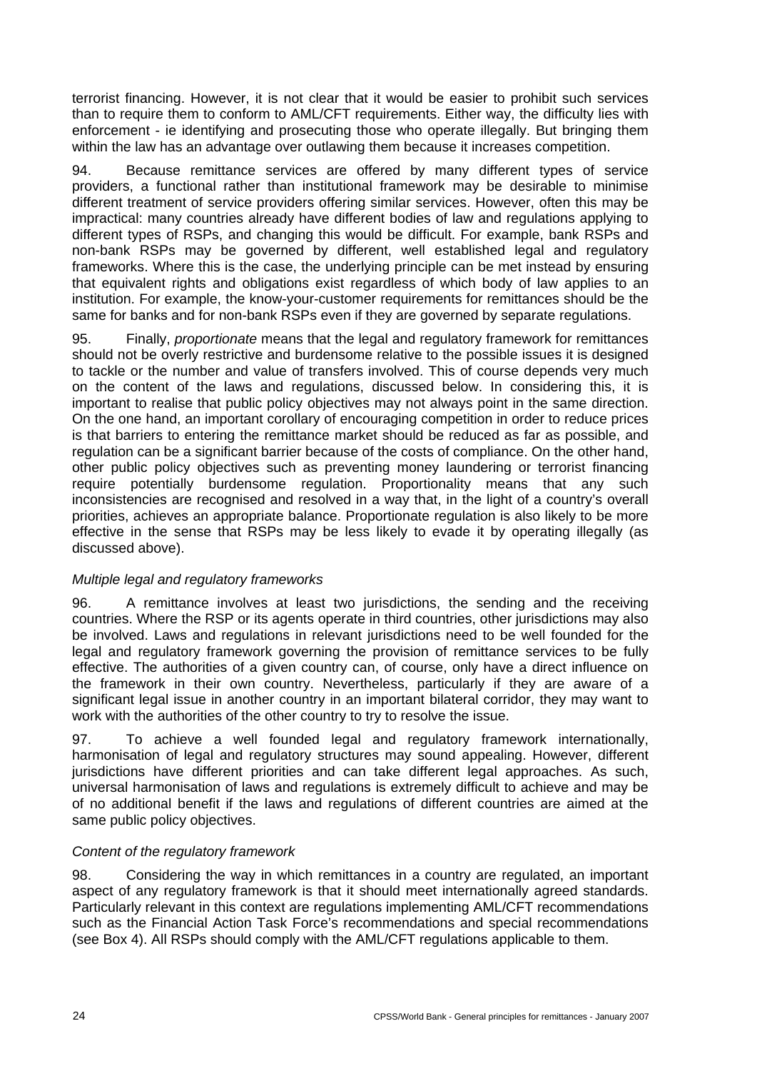terrorist financing. However, it is not clear that it would be easier to prohibit such services than to require them to conform to AML/CFT requirements. Either way, the difficulty lies with enforcement - ie identifying and prosecuting those who operate illegally. But bringing them within the law has an advantage over outlawing them because it increases competition.

94. Because remittance services are offered by many different types of service providers, a functional rather than institutional framework may be desirable to minimise different treatment of service providers offering similar services. However, often this may be impractical: many countries already have different bodies of law and regulations applying to different types of RSPs, and changing this would be difficult. For example, bank RSPs and non-bank RSPs may be governed by different, well established legal and regulatory frameworks. Where this is the case, the underlying principle can be met instead by ensuring that equivalent rights and obligations exist regardless of which body of law applies to an institution. For example, the know-your-customer requirements for remittances should be the same for banks and for non-bank RSPs even if they are governed by separate regulations.

95. Finally, *proportionate* means that the legal and regulatory framework for remittances should not be overly restrictive and burdensome relative to the possible issues it is designed to tackle or the number and value of transfers involved. This of course depends very much on the content of the laws and regulations, discussed below. In considering this, it is important to realise that public policy objectives may not always point in the same direction. On the one hand, an important corollary of encouraging competition in order to reduce prices is that barriers to entering the remittance market should be reduced as far as possible, and regulation can be a significant barrier because of the costs of compliance. On the other hand, other public policy objectives such as preventing money laundering or terrorist financing require potentially burdensome regulation. Proportionality means that any such inconsistencies are recognised and resolved in a way that, in the light of a country's overall priorities, achieves an appropriate balance. Proportionate regulation is also likely to be more effective in the sense that RSPs may be less likely to evade it by operating illegally (as discussed above).

*Multiple legal and regulatory frameworks*

96. A remittance involves at least two jurisdictions, the sending and the receiving countries. Where the RSP or its agents operate in third countries, other jurisdictions may also be involved. Laws and regulations in relevant jurisdictions need to be well founded for the legal and regulatory framework governing the provision of remittance services to be fully effective. The authorities of a given country can, of course, only have a direct influence on the framework in their own country. Nevertheless, particularly if they are aware of a significant legal issue in another country in an important bilateral corridor, they may want to work with the authorities of the other country to try to resolve the issue.

97. To achieve a well founded legal and regulatory framework internationally, harmonisation of legal and regulatory structures may sound appealing. However, different jurisdictions have different priorities and can take different legal approaches. As such, universal harmonisation of laws and regulations is extremely difficult to achieve and may be of no additional benefit if the laws and regulations of different countries are aimed at the same public policy objectives.

*Content of the regulatory framework*

98. Considering the way in which remittances in a country are regulated, an important aspect of any regulatory framework is that it should meet internationally agreed standards. Particularly relevant in this context are regulations implementing AML/CFT recommendations such as the Financial Action Task Force's recommendations and special recommendations (see Box 4). All RSPs should comply with the AML/CFT regulations applicable to them.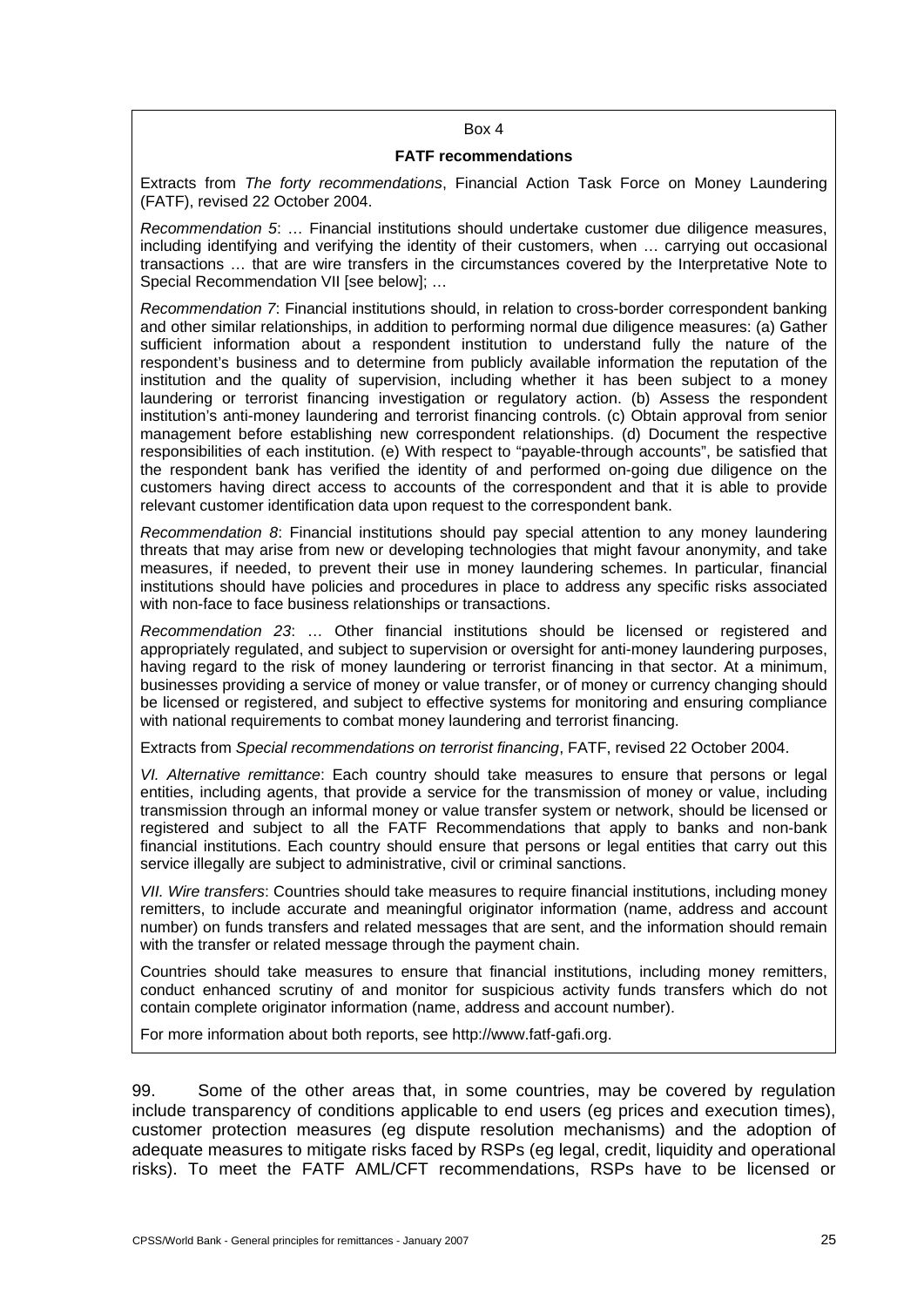Box 4

**FATF recommendations**

Extracts from *The forty recommendations*, Financial Action Task Force on Money Laundering (FATF), revised 22 October 2004.

*Recommendation 5*: … Financial institutions should undertake customer due diligence measures, including identifying and verifying the identity of their customers, when … carrying out occasional transactions … that are wire transfers in the circumstances covered by the Interpretative Note to Special Recommendation VII [see below]; …

*Recommendation 7*: Financial institutions should, in relation to cross-border correspondent banking and other similar relationships, in addition to performing normal due diligence measures: (a) Gather sufficient information about a respondent institution to understand fully the nature of the respondent's business and to determine from publicly available information the reputation of the institution and the quality of supervision, including whether it has been subject to a money laundering or terrorist financing investigation or regulatory action. (b) Assess the respondent institution's anti-money laundering and terrorist financing controls. (c) Obtain approval from senior management before establishing new correspondent relationships. (d) Document the respective responsibilities of each institution. (e) With respect to "payable-through accounts", be satisfied that the respondent bank has verified the identity of and performed on-going due diligence on the customers having direct access to accounts of the correspondent and that it is able to provide relevant customer identification data upon request to the correspondent bank.

*Recommendation 8*: Financial institutions should pay special attention to any money laundering threats that may arise from new or developing technologies that might favour anonymity, and take measures, if needed, to prevent their use in money laundering schemes. In particular, financial institutions should have policies and procedures in place to address any specific risks associated with non-face to face business relationships or transactions.

*Recommendation 23*: … Other financial institutions should be licensed or registered and appropriately regulated, and subject to supervision or oversight for anti-money laundering purposes, having regard to the risk of money laundering or terrorist financing in that sector. At a minimum, businesses providing a service of money or value transfer, or of money or currency changing should be licensed or registered, and subject to effective systems for monitoring and ensuring compliance with national requirements to combat money laundering and terrorist financing.

Extracts from *Special recommendations on terrorist financing*, FATF, revised 22 October 2004.

*VI. Alternative remittance*: Each country should take measures to ensure that persons or legal entities, including agents, that provide a service for the transmission of money or value, including transmission through an informal money or value transfer system or network, should be licensed or registered and subject to all the FATF Recommendations that apply to banks and non-bank financial institutions. Each country should ensure that persons or legal entities that carry out this service illegally are subject to administrative, civil or criminal sanctions.

*VII. Wire transfers*: Countries should take measures to require financial institutions, including money remitters, to include accurate and meaningful originator information (name, address and account number) on funds transfers and related messages that are sent, and the information should remain with the transfer or related message through the payment chain.

Countries should take measures to ensure that financial institutions, including money remitters, conduct enhanced scrutiny of and monitor for suspicious activity funds transfers which do not contain complete originator information (name, address and account number).

For more information about both reports, see http://www.fatf-gafi.org.

99. Some of the other areas that, in some countries, may be covered by regulation include transparency of conditions applicable to end users (eg prices and execution times), customer protection measures (eg dispute resolution mechanisms) and the adoption of adequate measures to mitigate risks faced by RSPs (eg legal, credit, liquidity and operational risks). To meet the FATF AML/CFT recommendations, RSPs have to be licensed or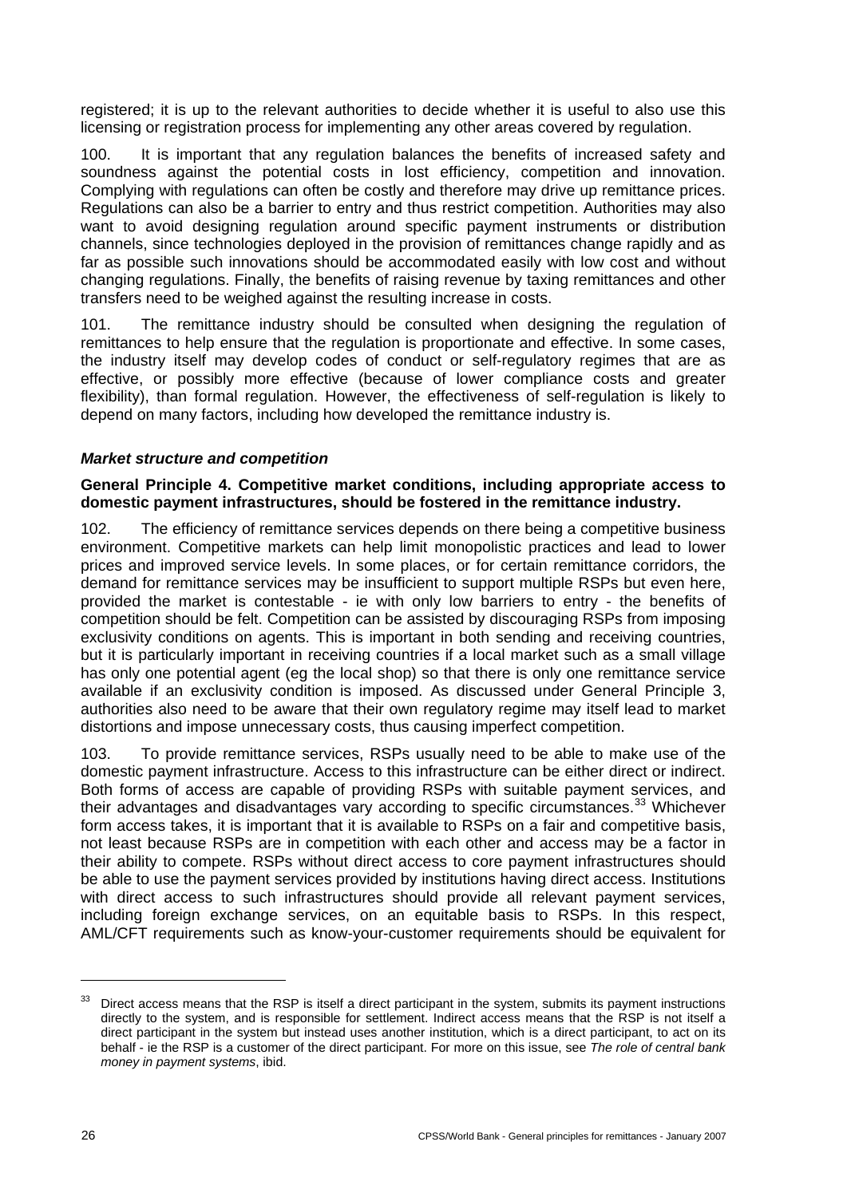registered; it is up to the relevant authorities to decide whether it is useful to also use this licensing or registration process for implementing any other areas covered by regulation.

100. It is important that any regulation balances the benefits of increased safety and soundness against the potential costs in lost efficiency, competition and innovation. Complying with regulations can often be costly and therefore may drive up remittance prices. Regulations can also be a barrier to entry and thus restrict competition. Authorities may also want to avoid designing regulation around specific payment instruments or distribution channels, since technologies deployed in the provision of remittances change rapidly and as far as possible such innovations should be accommodated easily with low cost and without changing regulations. Finally, the benefits of raising revenue by taxing remittances and other transfers need to be weighed against the resulting increase in costs.

101. The remittance industry should be consulted when designing the regulation of remittances to help ensure that the regulation is proportionate and effective. In some cases, the industry itself may develop codes of conduct or self-regulatory regimes that are as effective, or possibly more effective (because of lower compliance costs and greater flexibility), than formal regulation. However, the effectiveness of self-regulation is likely to depend on many factors, including how developed the remittance industry is.

### ***Market structure and competition***

**General Principle 4. Competitive market conditions, including appropriate access to domestic payment infrastructures, should be fostered in the remittance industry.**

102. The efficiency of remittance services depends on there being a competitive business environment. Competitive markets can help limit monopolistic practices and lead to lower prices and improved service levels. In some places, or for certain remittance corridors, the demand for remittance services may be insufficient to support multiple RSPs but even here, provided the market is contestable - ie with only low barriers to entry - the benefits of competition should be felt. Competition can be assisted by discouraging RSPs from imposing exclusivity conditions on agents. This is important in both sending and receiving countries, but it is particularly important in receiving countries if a local market such as a small village has only one potential agent (eg the local shop) so that there is only one remittance service available if an exclusivity condition is imposed. As discussed under General Principle 3, authorities also need to be aware that their own regulatory regime may itself lead to market distortions and impose unnecessary costs, thus causing imperfect competition.

103. To provide remittance services, RSPs usually need to be able to make use of the domestic payment infrastructure. Access to this infrastructure can be either direct or indirect. Both forms of access are capable of providing RSPs with suitable payment services, and their advantages and disadvantages vary according to specific circumstances.[33] Whichever form access takes, it is important that it is available to RSPs on a fair and competitive basis, not least because RSPs are in competition with each other and access may be a factor in their ability to compete. RSPs without direct access to core payment infrastructures should be able to use the payment services provided by institutions having direct access. Institutions with direct access to such infrastructures should provide all relevant payment services, including foreign exchange services, on an equitable basis to RSPs. In this respect, AML/CFT requirements such as know-your-customer requirements should be equivalent for

---

[33] Direct access means that the RSP is itself a direct participant in the system, submits its payment instructions directly to the system, and is responsible for settlement. Indirect access means that the RSP is not itself a direct participant in the system but instead uses another institution, which is a direct participant, to act on its behalf - ie the RSP is a customer of the direct participant. For more on this issue, see *The role of central bank money in payment systems*, ibid.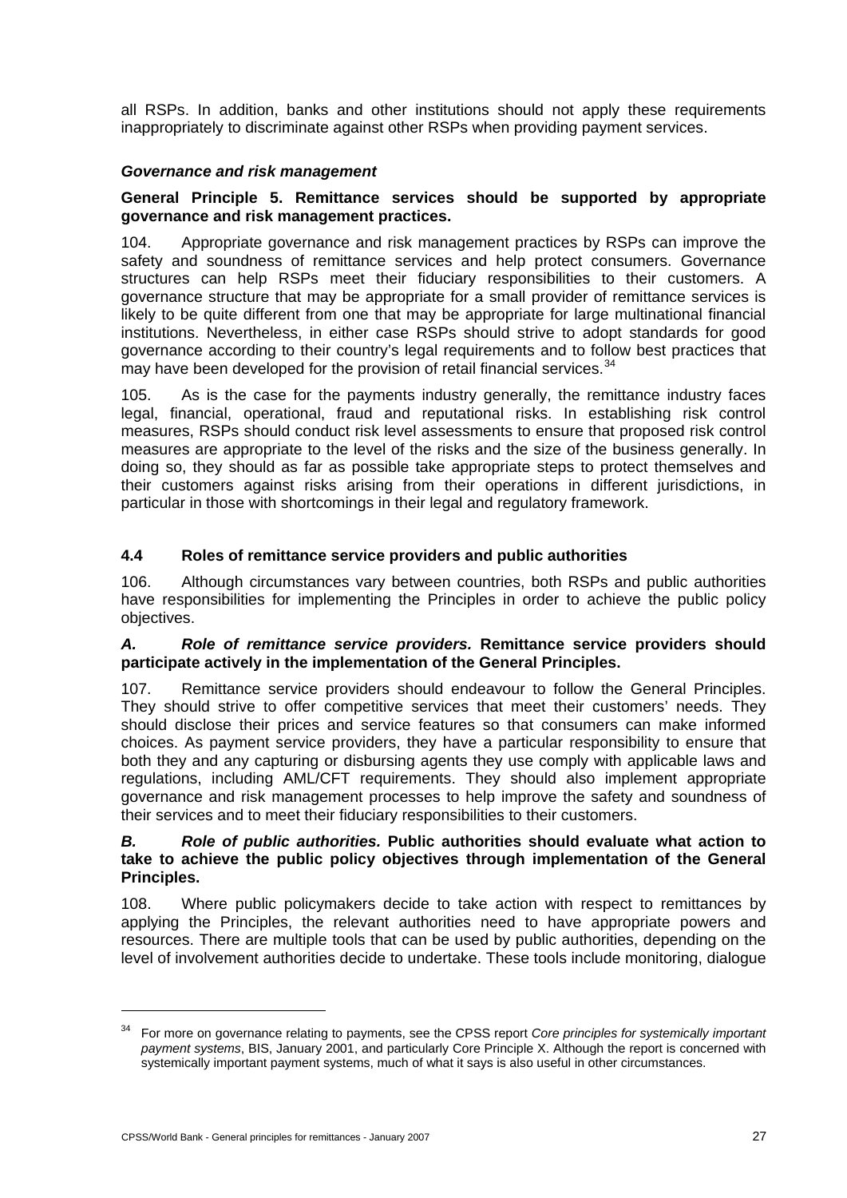all RSPs. In addition, banks and other institutions should not apply these requirements inappropriately to discriminate against other RSPs when providing payment services.

### *Governance and risk management*

**General Principle 5. Remittance services should be supported by appropriate governance and risk management practices.**

104. Appropriate governance and risk management practices by RSPs can improve the safety and soundness of remittance services and help protect consumers. Governance structures can help RSPs meet their fiduciary responsibilities to their customers. A governance structure that may be appropriate for a small provider of remittance services is likely to be quite different from one that may be appropriate for large multinational financial institutions. Nevertheless, in either case RSPs should strive to adopt standards for good governance according to their country's legal requirements and to follow best practices that may have been developed for the provision of retail financial services.[34]

105. As is the case for the payments industry generally, the remittance industry faces legal, financial, operational, fraud and reputational risks. In establishing risk control measures, RSPs should conduct risk level assessments to ensure that proposed risk control measures are appropriate to the level of the risks and the size of the business generally. In doing so, they should as far as possible take appropriate steps to protect themselves and their customers against risks arising from their operations in different jurisdictions, in particular in those with shortcomings in their legal and regulatory framework.

## 4.4 Roles of remittance service providers and public authorities

106. Although circumstances vary between countries, both RSPs and public authorities have responsibilities for implementing the Principles in order to achieve the public policy objectives.

***A. Role of remittance service providers.*** **Remittance service providers should participate actively in the implementation of the General Principles.**

107. Remittance service providers should endeavour to follow the General Principles. They should strive to offer competitive services that meet their customers' needs. They should disclose their prices and service features so that consumers can make informed choices. As payment service providers, they have a particular responsibility to ensure that both they and any capturing or disbursing agents they use comply with applicable laws and regulations, including AML/CFT requirements. They should also implement appropriate governance and risk management processes to help improve the safety and soundness of their services and to meet their fiduciary responsibilities to their customers.

***B. Role of public authorities.*** **Public authorities should evaluate what action to take to achieve the public policy objectives through implementation of the General Principles.**

108. Where public policymakers decide to take action with respect to remittances by applying the Principles, the relevant authorities need to have appropriate powers and resources. There are multiple tools that can be used by public authorities, depending on the level of involvement authorities decide to undertake. These tools include monitoring, dialogue

---

[34] For more on governance relating to payments, see the CPSS report *Core principles for systemically important payment systems*, BIS, January 2001, and particularly Core Principle X. Although the report is concerned with systemically important payment systems, much of what it says is also useful in other circumstances.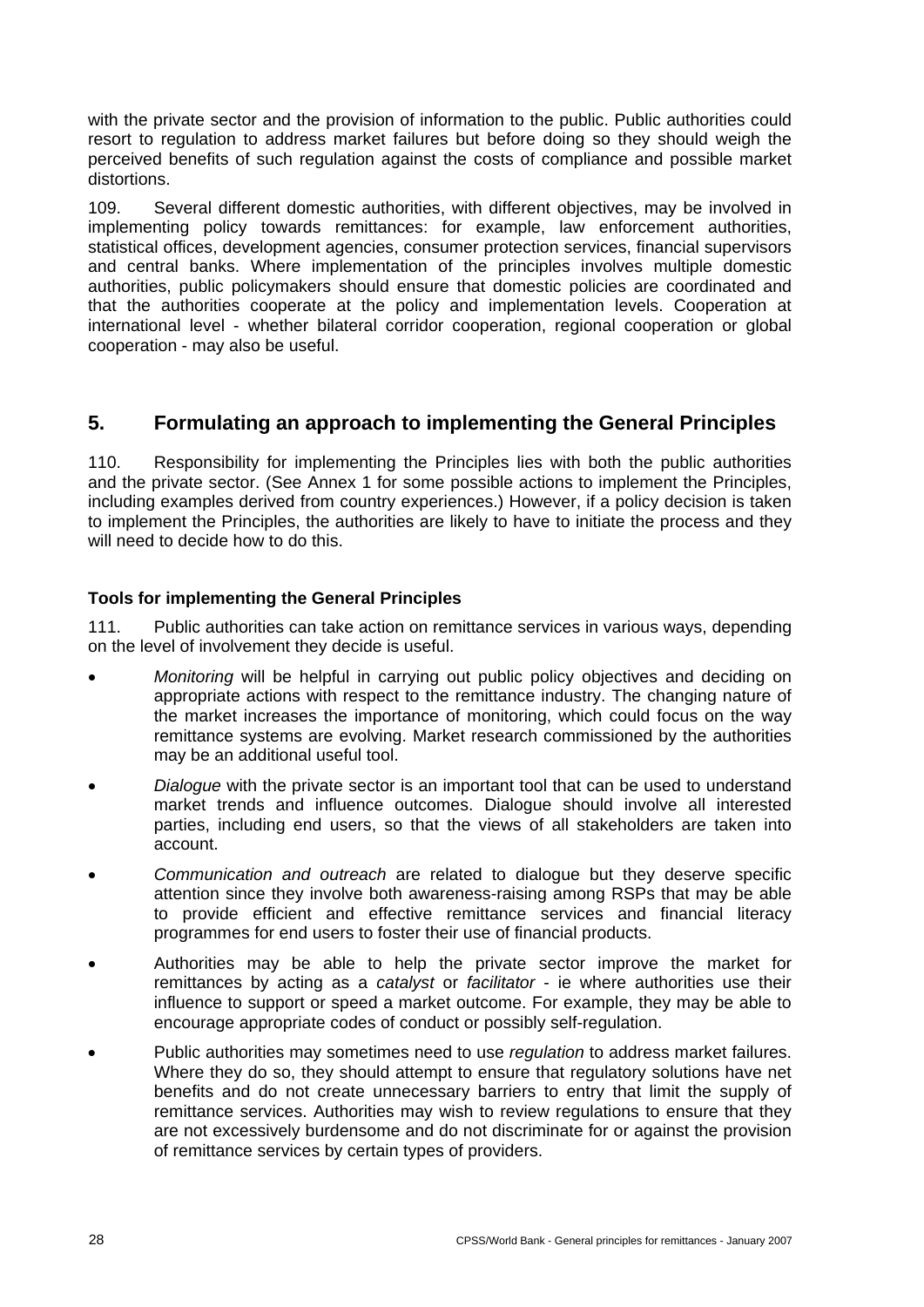with the private sector and the provision of information to the public. Public authorities could resort to regulation to address market failures but before doing so they should weigh the perceived benefits of such regulation against the costs of compliance and possible market distortions.

109. Several different domestic authorities, with different objectives, may be involved in implementing policy towards remittances: for example, law enforcement authorities, statistical offices, development agencies, consumer protection services, financial supervisors and central banks. Where implementation of the principles involves multiple domestic authorities, public policymakers should ensure that domestic policies are coordinated and that the authorities cooperate at the policy and implementation levels. Cooperation at international level - whether bilateral corridor cooperation, regional cooperation or global cooperation - may also be useful.

## 5. Formulating an approach to implementing the General Principles

110. Responsibility for implementing the Principles lies with both the public authorities and the private sector. (See Annex 1 for some possible actions to implement the Principles, including examples derived from country experiences.) However, if a policy decision is taken to implement the Principles, the authorities are likely to have to initiate the process and they will need to decide how to do this.

### Tools for implementing the General Principles

111. Public authorities can take action on remittance services in various ways, depending on the level of involvement they decide is useful.

- *Monitoring* will be helpful in carrying out public policy objectives and deciding on appropriate actions with respect to the remittance industry. The changing nature of the market increases the importance of monitoring, which could focus on the way remittance systems are evolving. Market research commissioned by the authorities may be an additional useful tool.
- *Dialogue* with the private sector is an important tool that can be used to understand market trends and influence outcomes. Dialogue should involve all interested parties, including end users, so that the views of all stakeholders are taken into account.
- *Communication and outreach* are related to dialogue but they deserve specific attention since they involve both awareness-raising among RSPs that may be able to provide efficient and effective remittance services and financial literacy programmes for end users to foster their use of financial products.
- Authorities may be able to help the private sector improve the market for remittances by acting as a *catalyst* or *facilitator* - ie where authorities use their influence to support or speed a market outcome. For example, they may be able to encourage appropriate codes of conduct or possibly self-regulation.
- Public authorities may sometimes need to use *regulation* to address market failures. Where they do so, they should attempt to ensure that regulatory solutions have net benefits and do not create unnecessary barriers to entry that limit the supply of remittance services. Authorities may wish to review regulations to ensure that they are not excessively burdensome and do not discriminate for or against the provision of remittance services by certain types of providers.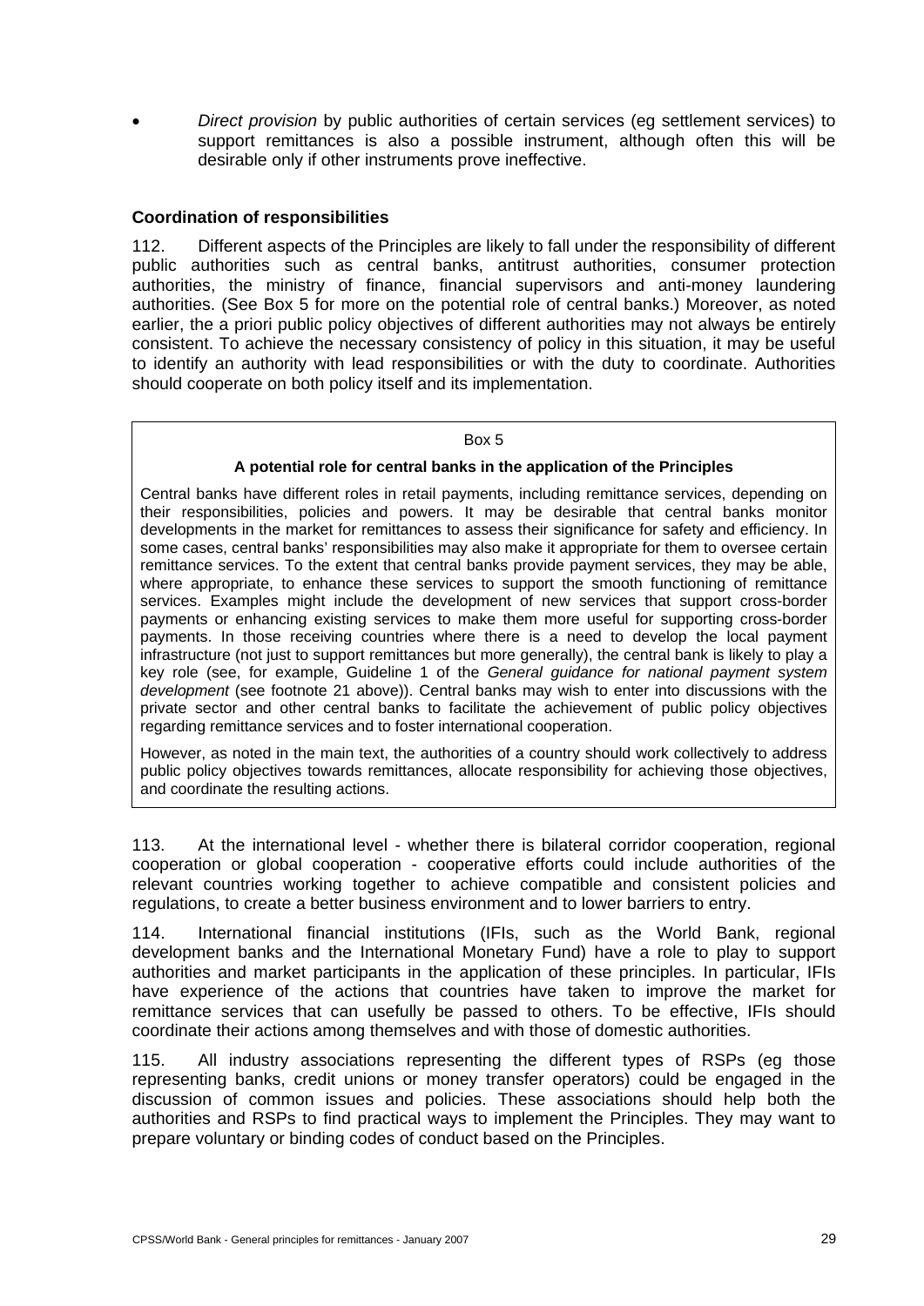- *Direct provision* by public authorities of certain services (eg settlement services) to support remittances is also a possible instrument, although often this will be desirable only if other instruments prove ineffective.

**Coordination of responsibilities**

112. Different aspects of the Principles are likely to fall under the responsibility of different public authorities such as central banks, antitrust authorities, consumer protection authorities, the ministry of finance, financial supervisors and anti-money laundering authorities. (See Box 5 for more on the potential role of central banks.) Moreover, as noted earlier, the a priori public policy objectives of different authorities may not always be entirely consistent. To achieve the necessary consistency of policy in this situation, it may be useful to identify an authority with lead responsibilities or with the duty to coordinate. Authorities should cooperate on both policy itself and its implementation.

> Box 5
>
> **A potential role for central banks in the application of the Principles**
>
> Central banks have different roles in retail payments, including remittance services, depending on their responsibilities, policies and powers. It may be desirable that central banks monitor developments in the market for remittances to assess their significance for safety and efficiency. In some cases, central banks' responsibilities may also make it appropriate for them to oversee certain remittance services. To the extent that central banks provide payment services, they may be able, where appropriate, to enhance these services to support the smooth functioning of remittance services. Examples might include the development of new services that support cross-border payments or enhancing existing services to make them more useful for supporting cross-border payments. In those receiving countries where there is a need to develop the local payment infrastructure (not just to support remittances but more generally), the central bank is likely to play a key role (see, for example, Guideline 1 of the *General guidance for national payment system development* (see footnote 21 above)). Central banks may wish to enter into discussions with the private sector and other central banks to facilitate the achievement of public policy objectives regarding remittance services and to foster international cooperation.
>
> However, as noted in the main text, the authorities of a country should work collectively to address public policy objectives towards remittances, allocate responsibility for achieving those objectives, and coordinate the resulting actions.

113. At the international level - whether there is bilateral corridor cooperation, regional cooperation or global cooperation - cooperative efforts could include authorities of the relevant countries working together to achieve compatible and consistent policies and regulations, to create a better business environment and to lower barriers to entry.

114. International financial institutions (IFIs, such as the World Bank, regional development banks and the International Monetary Fund) have a role to play to support authorities and market participants in the application of these principles. In particular, IFIs have experience of the actions that countries have taken to improve the market for remittance services that can usefully be passed to others. To be effective, IFIs should coordinate their actions among themselves and with those of domestic authorities.

115. All industry associations representing the different types of RSPs (eg those representing banks, credit unions or money transfer operators) could be engaged in the discussion of common issues and policies. These associations should help both the authorities and RSPs to find practical ways to implement the Principles. They may want to prepare voluntary or binding codes of conduct based on the Principles.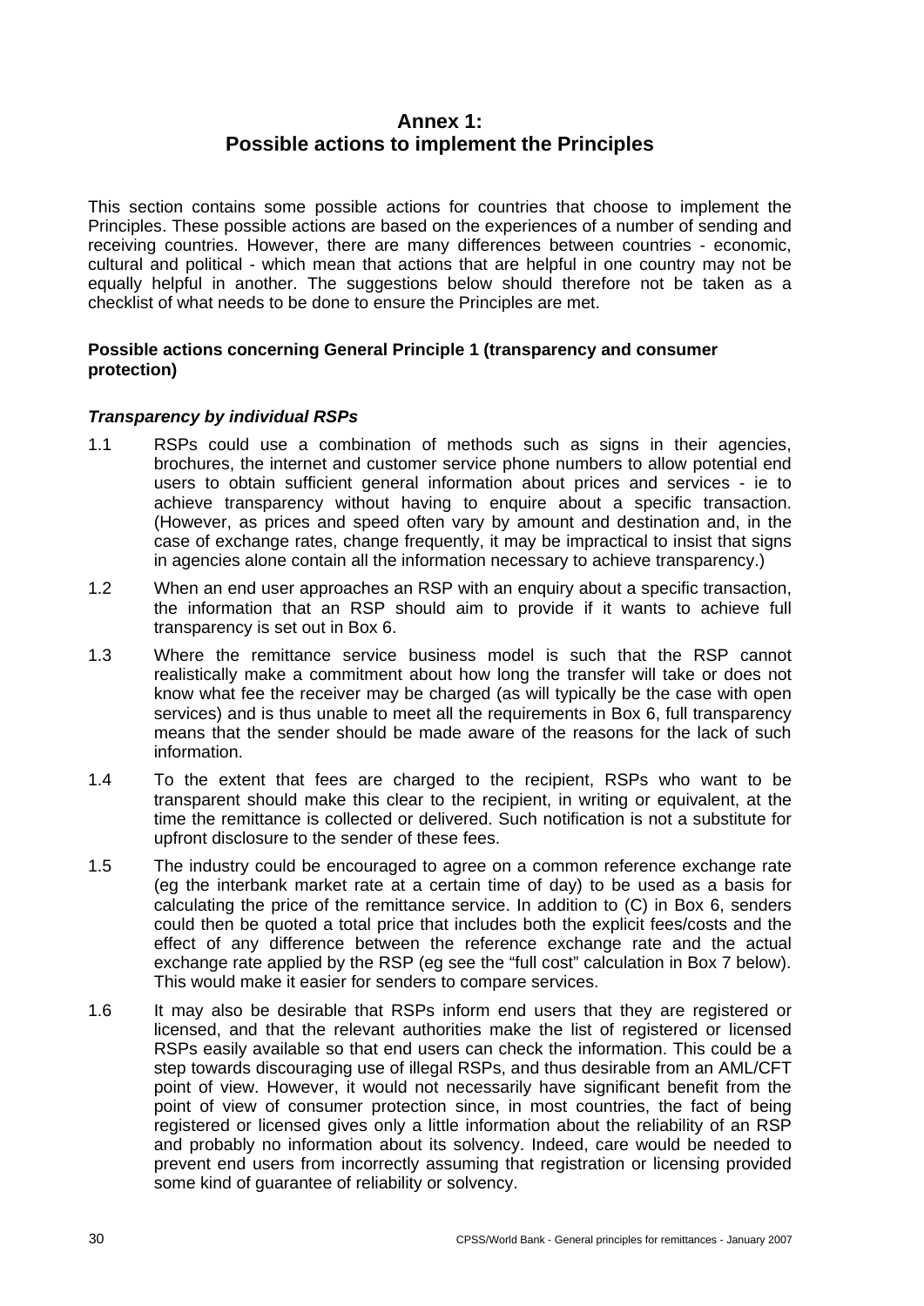# Annex 1: Possible actions to implement the Principles

This section contains some possible actions for countries that choose to implement the Principles. These possible actions are based on the experiences of a number of sending and receiving countries. However, there are many differences between countries - economic, cultural and political - which mean that actions that are helpful in one country may not be equally helpful in another. The suggestions below should therefore not be taken as a checklist of what needs to be done to ensure the Principles are met.

**Possible actions concerning General Principle 1 (transparency and consumer protection)**

***Transparency by individual RSPs***

1.1 RSPs could use a combination of methods such as signs in their agencies, brochures, the internet and customer service phone numbers to allow potential end users to obtain sufficient general information about prices and services - ie to achieve transparency without having to enquire about a specific transaction. (However, as prices and speed often vary by amount and destination and, in the case of exchange rates, change frequently, it may be impractical to insist that signs in agencies alone contain all the information necessary to achieve transparency.)

1.2 When an end user approaches an RSP with an enquiry about a specific transaction, the information that an RSP should aim to provide if it wants to achieve full transparency is set out in Box 6.

1.3 Where the remittance service business model is such that the RSP cannot realistically make a commitment about how long the transfer will take or does not know what fee the receiver may be charged (as will typically be the case with open services) and is thus unable to meet all the requirements in Box 6, full transparency means that the sender should be made aware of the reasons for the lack of such information.

1.4 To the extent that fees are charged to the recipient, RSPs who want to be transparent should make this clear to the recipient, in writing or equivalent, at the time the remittance is collected or delivered. Such notification is not a substitute for upfront disclosure to the sender of these fees.

1.5 The industry could be encouraged to agree on a common reference exchange rate (eg the interbank market rate at a certain time of day) to be used as a basis for calculating the price of the remittance service. In addition to (C) in Box 6, senders could then be quoted a total price that includes both the explicit fees/costs and the effect of any difference between the reference exchange rate and the actual exchange rate applied by the RSP (eg see the "full cost" calculation in Box 7 below). This would make it easier for senders to compare services.

1.6 It may also be desirable that RSPs inform end users that they are registered or licensed, and that the relevant authorities make the list of registered or licensed RSPs easily available so that end users can check the information. This could be a step towards discouraging use of illegal RSPs, and thus desirable from an AML/CFT point of view. However, it would not necessarily have significant benefit from the point of view of consumer protection since, in most countries, the fact of being registered or licensed gives only a little information about the reliability of an RSP and probably no information about its solvency. Indeed, care would be needed to prevent end users from incorrectly assuming that registration or licensing provided some kind of guarantee of reliability or solvency.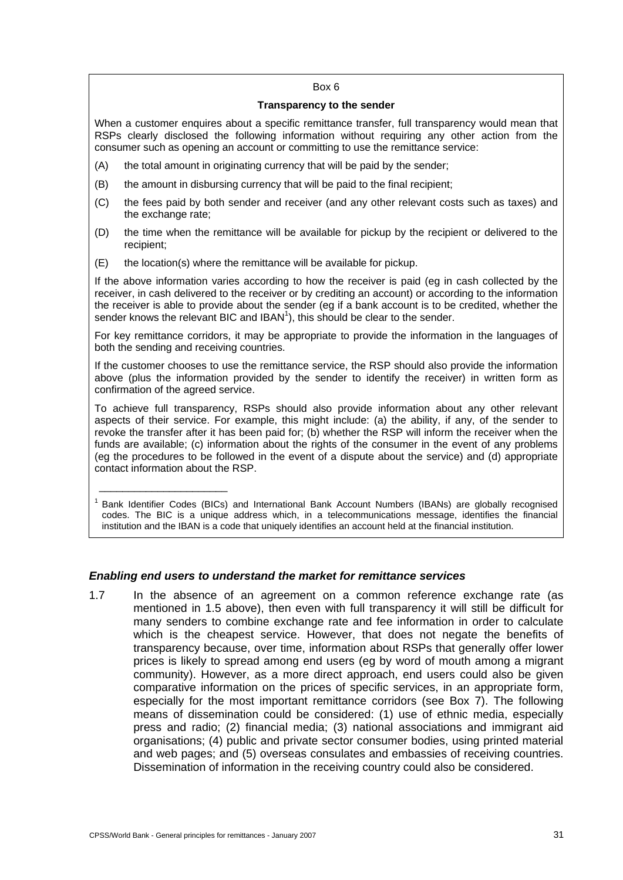Box 6

**Transparency to the sender**

When a customer enquires about a specific remittance transfer, full transparency would mean that RSPs clearly disclosed the following information without requiring any other action from the consumer such as opening an account or committing to use the remittance service:

(A) the total amount in originating currency that will be paid by the sender;

(B) the amount in disbursing currency that will be paid to the final recipient;

(C) the fees paid by both sender and receiver (and any other relevant costs such as taxes) and the exchange rate;

(D) the time when the remittance will be available for pickup by the recipient or delivered to the recipient;

(E) the location(s) where the remittance will be available for pickup.

If the above information varies according to how the receiver is paid (eg in cash collected by the receiver, in cash delivered to the receiver or by crediting an account) or according to the information the receiver is able to provide about the sender (eg if a bank account is to be credited, whether the sender knows the relevant BIC and IBAN[1]), this should be clear to the sender.

For key remittance corridors, it may be appropriate to provide the information in the languages of both the sending and receiving countries.

If the customer chooses to use the remittance service, the RSP should also provide the information above (plus the information provided by the sender to identify the receiver) in written form as confirmation of the agreed service.

To achieve full transparency, RSPs should also provide information about any other relevant aspects of their service. For example, this might include: (a) the ability, if any, of the sender to revoke the transfer after it has been paid for; (b) whether the RSP will inform the receiver when the funds are available; (c) information about the rights of the consumer in the event of any problems (eg the procedures to be followed in the event of a dispute about the service) and (d) appropriate contact information about the RSP.

[1] Bank Identifier Codes (BICs) and International Bank Account Numbers (IBANs) are globally recognised codes. The BIC is a unique address which, in a telecommunications message, identifies the financial institution and the IBAN is a code that uniquely identifies an account held at the financial institution.

### *Enabling end users to understand the market for remittance services*

1.7 In the absence of an agreement on a common reference exchange rate (as mentioned in 1.5 above), then even with full transparency it will still be difficult for many senders to combine exchange rate and fee information in order to calculate which is the cheapest service. However, that does not negate the benefits of transparency because, over time, information about RSPs that generally offer lower prices is likely to spread among end users (eg by word of mouth among a migrant community). However, as a more direct approach, end users could also be given comparative information on the prices of specific services, in an appropriate form, especially for the most important remittance corridors (see Box 7). The following means of dissemination could be considered: (1) use of ethnic media, especially press and radio; (2) financial media; (3) national associations and immigrant aid organisations; (4) public and private sector consumer bodies, using printed material and web pages; and (5) overseas consulates and embassies of receiving countries. Dissemination of information in the receiving country could also be considered.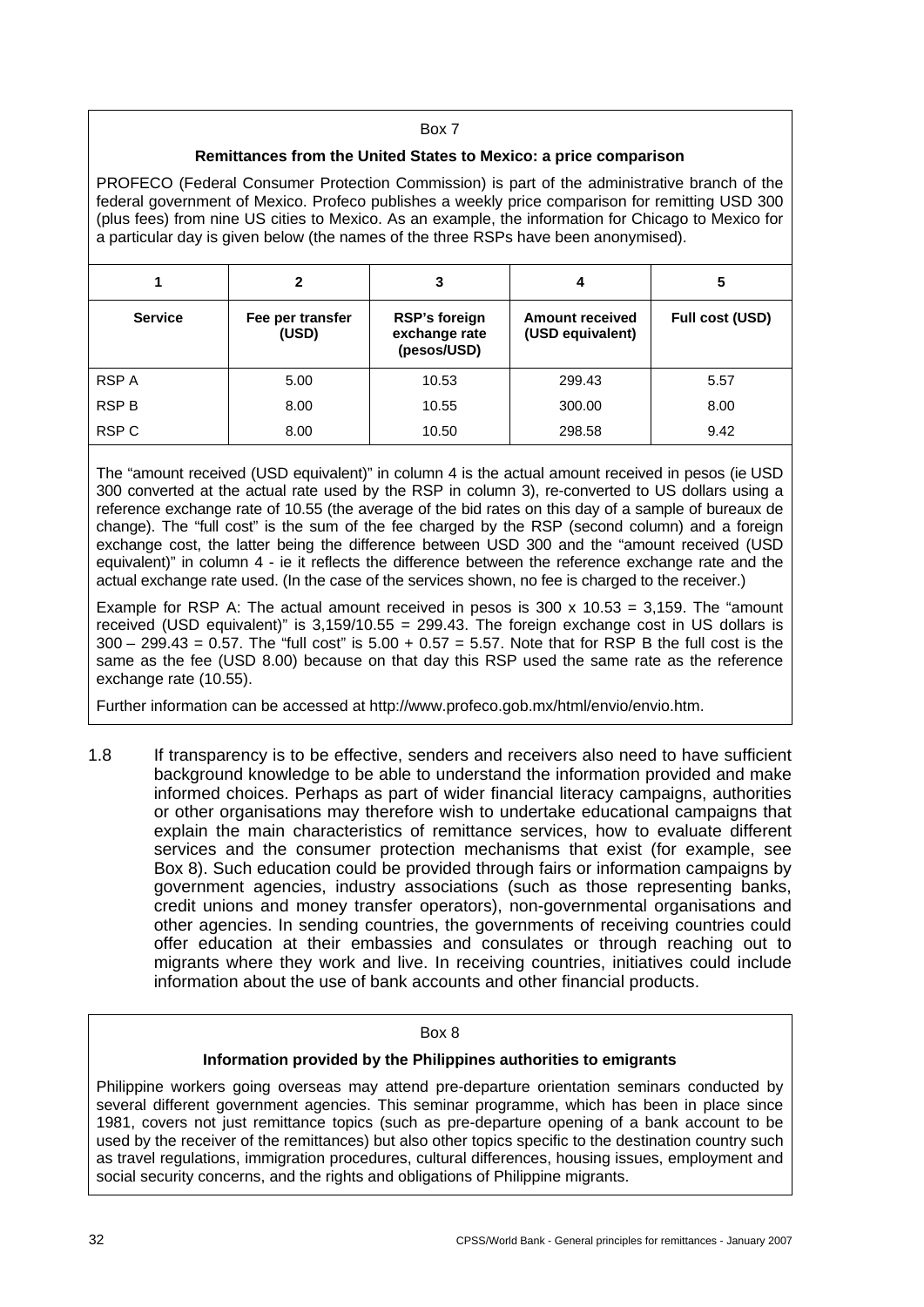Box 7

**Remittances from the United States to Mexico: a price comparison**

PROFECO (Federal Consumer Protection Commission) is part of the administrative branch of the federal government of Mexico. Profeco publishes a weekly price comparison for remitting USD 300 (plus fees) from nine US cities to Mexico. As an example, the information for Chicago to Mexico for a particular day is given below (the names of the three RSPs have been anonymised).

| 1 | 2 | 3 | 4 | 5 |
|---|---|---|---|---|
| **Service** | **Fee per transfer (USD)** | **RSP's foreign exchange rate (pesos/USD)** | **Amount received (USD equivalent)** | **Full cost (USD)** |
| RSP A | 5.00 | 10.53 | 299.43 | 5.57 |
| RSP B | 8.00 | 10.55 | 300.00 | 8.00 |
| RSP C | 8.00 | 10.50 | 298.58 | 9.42 |

The "amount received (USD equivalent)" in column 4 is the actual amount received in pesos (ie USD 300 converted at the actual rate used by the RSP in column 3), re-converted to US dollars using a reference exchange rate of 10.55 (the average of the bid rates on this day of a sample of bureaux de change). The "full cost" is the sum of the fee charged by the RSP (second column) and a foreign exchange cost, the latter being the difference between USD 300 and the "amount received (USD equivalent)" in column 4 - ie it reflects the difference between the reference exchange rate and the actual exchange rate used. (In the case of the services shown, no fee is charged to the receiver.)

Example for RSP A: The actual amount received in pesos is 300 x 10.53 = 3,159. The "amount received (USD equivalent)" is 3,159/10.55 = 299.43. The foreign exchange cost in US dollars is 300 – 299.43 = 0.57. The "full cost" is 5.00 + 0.57 = 5.57. Note that for RSP B the full cost is the same as the fee (USD 8.00) because on that day this RSP used the same rate as the reference exchange rate (10.55).

Further information can be accessed at http://www.profeco.gob.mx/html/envio/envio.htm.

1.8 If transparency is to be effective, senders and receivers also need to have sufficient background knowledge to be able to understand the information provided and make informed choices. Perhaps as part of wider financial literacy campaigns, authorities or other organisations may therefore wish to undertake educational campaigns that explain the main characteristics of remittance services, how to evaluate different services and the consumer protection mechanisms that exist (for example, see Box 8). Such education could be provided through fairs or information campaigns by government agencies, industry associations (such as those representing banks, credit unions and money transfer operators), non-governmental organisations and other agencies. In sending countries, the governments of receiving countries could offer education at their embassies and consulates or through reaching out to migrants where they work and live. In receiving countries, initiatives could include information about the use of bank accounts and other financial products.

Box 8

**Information provided by the Philippines authorities to emigrants**

Philippine workers going overseas may attend pre-departure orientation seminars conducted by several different government agencies. This seminar programme, which has been in place since 1981, covers not just remittance topics (such as pre-departure opening of a bank account to be used by the receiver of the remittances) but also other topics specific to the destination country such as travel regulations, immigration procedures, cultural differences, housing issues, employment and social security concerns, and the rights and obligations of Philippine migrants.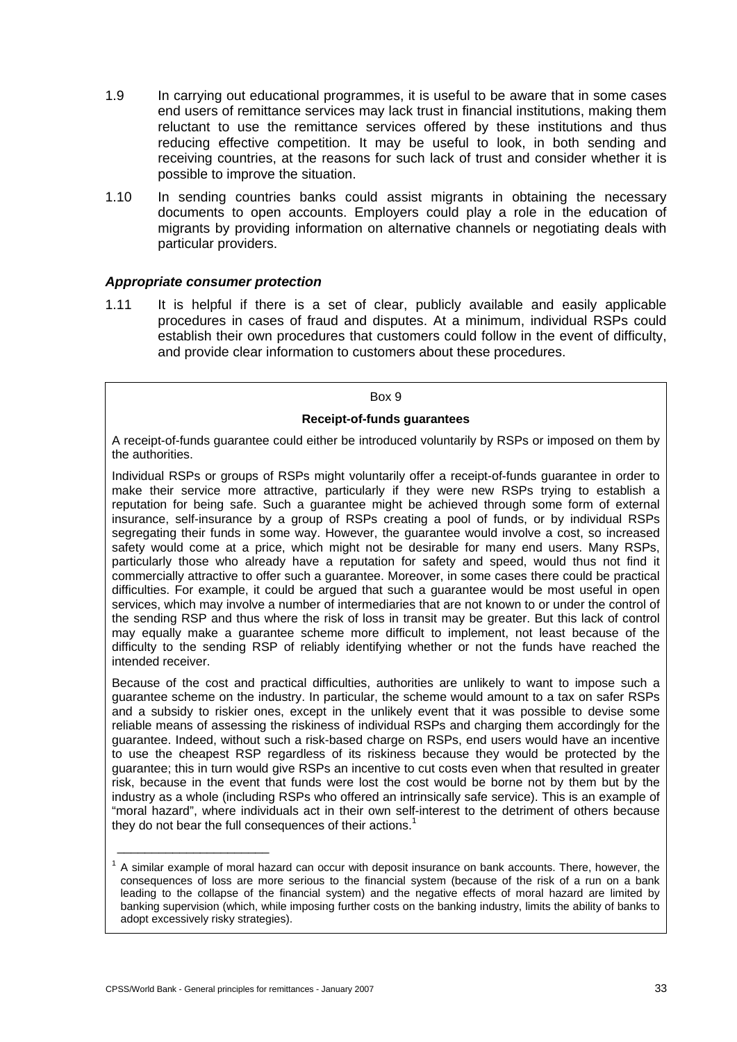1.9 In carrying out educational programmes, it is useful to be aware that in some cases end users of remittance services may lack trust in financial institutions, making them reluctant to use the remittance services offered by these institutions and thus reducing effective competition. It may be useful to look, in both sending and receiving countries, at the reasons for such lack of trust and consider whether it is possible to improve the situation.

1.10 In sending countries banks could assist migrants in obtaining the necessary documents to open accounts. Employers could play a role in the education of migrants by providing information on alternative channels or negotiating deals with particular providers.

### *Appropriate consumer protection*

1.11 It is helpful if there is a set of clear, publicly available and easily applicable procedures in cases of fraud and disputes. At a minimum, individual RSPs could establish their own procedures that customers could follow in the event of difficulty, and provide clear information to customers about these procedures.

Box 9

**Receipt-of-funds guarantees**

A receipt-of-funds guarantee could either be introduced voluntarily by RSPs or imposed on them by the authorities.

Individual RSPs or groups of RSPs might voluntarily offer a receipt-of-funds guarantee in order to make their service more attractive, particularly if they were new RSPs trying to establish a reputation for being safe. Such a guarantee might be achieved through some form of external insurance, self-insurance by a group of RSPs creating a pool of funds, or by individual RSPs segregating their funds in some way. However, the guarantee would involve a cost, so increased safety would come at a price, which might not be desirable for many end users. Many RSPs, particularly those who already have a reputation for safety and speed, would thus not find it commercially attractive to offer such a guarantee. Moreover, in some cases there could be practical difficulties. For example, it could be argued that such a guarantee would be most useful in open services, which may involve a number of intermediaries that are not known to or under the control of the sending RSP and thus where the risk of loss in transit may be greater. But this lack of control may equally make a guarantee scheme more difficult to implement, not least because of the difficulty to the sending RSP of reliably identifying whether or not the funds have reached the intended receiver.

Because of the cost and practical difficulties, authorities are unlikely to want to impose such a guarantee scheme on the industry. In particular, the scheme would amount to a tax on safer RSPs and a subsidy to riskier ones, except in the unlikely event that it was possible to devise some reliable means of assessing the riskiness of individual RSPs and charging them accordingly for the guarantee. Indeed, without such a risk-based charge on RSPs, end users would have an incentive to use the cheapest RSP regardless of its riskiness because they would be protected by the guarantee; this in turn would give RSPs an incentive to cut costs even when that resulted in greater risk, because in the event that funds were lost the cost would be borne not by them but by the industry as a whole (including RSPs who offered an intrinsically safe service). This is an example of "moral hazard", where individuals act in their own self-interest to the detriment of others because they do not bear the full consequences of their actions.[1]

---

[1] A similar example of moral hazard can occur with deposit insurance on bank accounts. There, however, the consequences of loss are more serious to the financial system (because of the risk of a run on a bank leading to the collapse of the financial system) and the negative effects of moral hazard are limited by banking supervision (which, while imposing further costs on the banking industry, limits the ability of banks to adopt excessively risky strategies).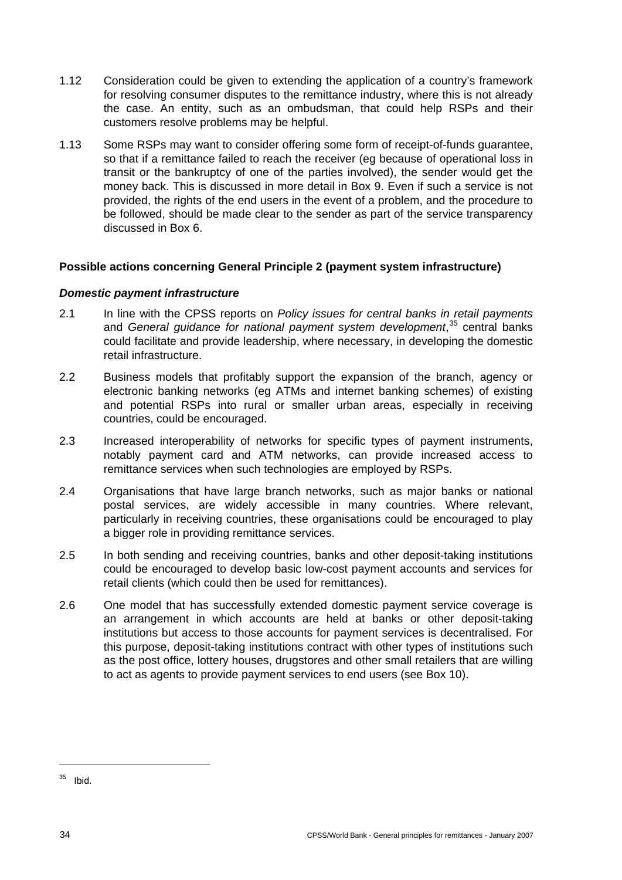1.12 Consideration could be given to extending the application of a country's framework for resolving consumer disputes to the remittance industry, where this is not already the case. An entity, such as an ombudsman, that could help RSPs and their customers resolve problems may be helpful.

1.13 Some RSPs may want to consider offering some form of receipt-of-funds guarantee, so that if a remittance failed to reach the receiver (eg because of operational loss in transit or the bankruptcy of one of the parties involved), the sender would get the money back. This is discussed in more detail in Box 9. Even if such a service is not provided, the rights of the end users in the event of a problem, and the procedure to be followed, should be made clear to the sender as part of the service transparency discussed in Box 6.

**Possible actions concerning General Principle 2 (payment system infrastructure)**

***Domestic payment infrastructure***

2.1 In line with the CPSS reports on *Policy issues for central banks in retail payments* and *General guidance for national payment system development*,[35] central banks could facilitate and provide leadership, where necessary, in developing the domestic retail infrastructure.

2.2 Business models that profitably support the expansion of the branch, agency or electronic banking networks (eg ATMs and internet banking schemes) of existing and potential RSPs into rural or smaller urban areas, especially in receiving countries, could be encouraged.

2.3 Increased interoperability of networks for specific types of payment instruments, notably payment card and ATM networks, can provide increased access to remittance services when such technologies are employed by RSPs.

2.4 Organisations that have large branch networks, such as major banks or national postal services, are widely accessible in many countries. Where relevant, particularly in receiving countries, these organisations could be encouraged to play a bigger role in providing remittance services.

2.5 In both sending and receiving countries, banks and other deposit-taking institutions could be encouraged to develop basic low-cost payment accounts and services for retail clients (which could then be used for remittances).

2.6 One model that has successfully extended domestic payment service coverage is an arrangement in which accounts are held at banks or other deposit-taking institutions but access to those accounts for payment services is decentralised. For this purpose, deposit-taking institutions contract with other types of institutions such as the post office, lottery houses, drugstores and other small retailers that are willing to act as agents to provide payment services to end users (see Box 10).

[35] Ibid.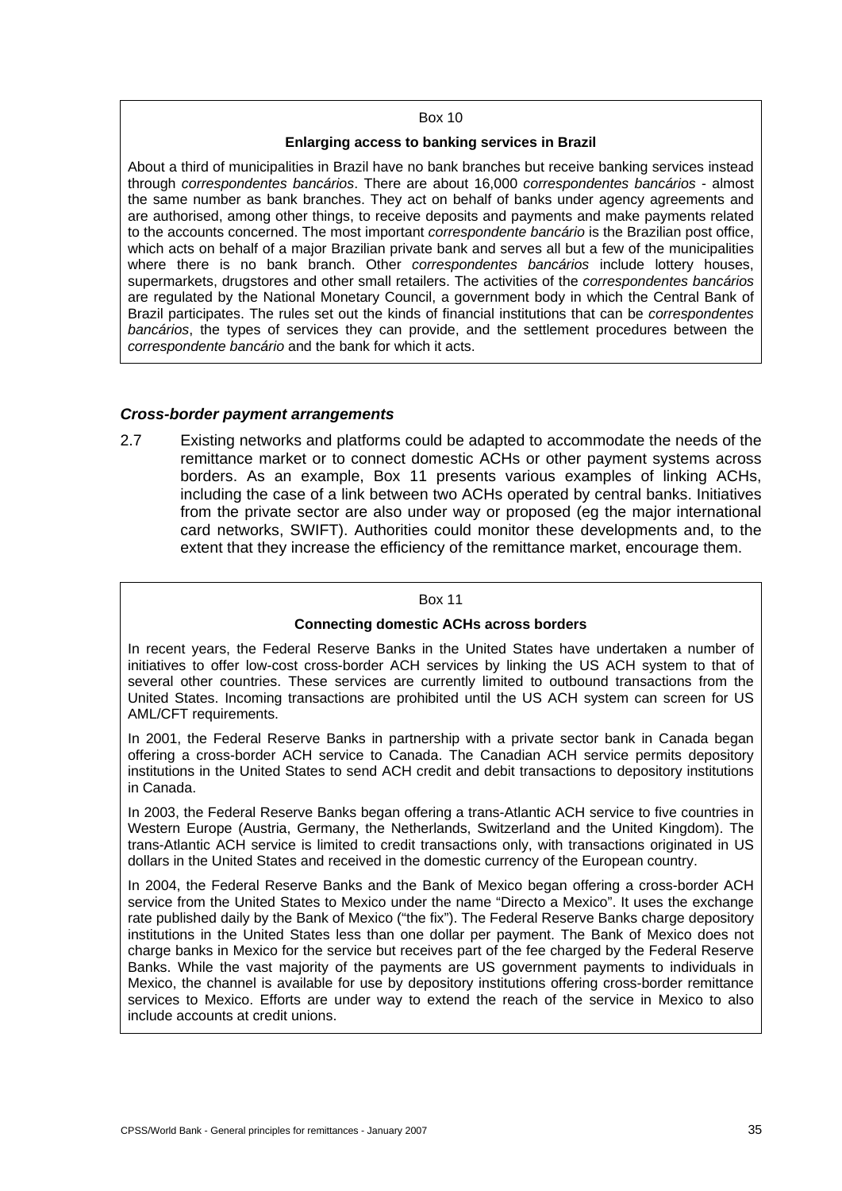Box 10

**Enlarging access to banking services in Brazil**

About a third of municipalities in Brazil have no bank branches but receive banking services instead through *correspondentes bancários*. There are about 16,000 *correspondentes bancários* - almost the same number as bank branches. They act on behalf of banks under agency agreements and are authorised, among other things, to receive deposits and payments and make payments related to the accounts concerned. The most important *correspondente bancário* is the Brazilian post office, which acts on behalf of a major Brazilian private bank and serves all but a few of the municipalities where there is no bank branch. Other *correspondentes bancários* include lottery houses, supermarkets, drugstores and other small retailers. The activities of the *correspondentes bancários* are regulated by the National Monetary Council, a government body in which the Central Bank of Brazil participates. The rules set out the kinds of financial institutions that can be *correspondentes bancários*, the types of services they can provide, and the settlement procedures between the *correspondente bancário* and the bank for which it acts.

### *Cross-border payment arrangements*

2.7 Existing networks and platforms could be adapted to accommodate the needs of the remittance market or to connect domestic ACHs or other payment systems across borders. As an example, Box 11 presents various examples of linking ACHs, including the case of a link between two ACHs operated by central banks. Initiatives from the private sector are also under way or proposed (eg the major international card networks, SWIFT). Authorities could monitor these developments and, to the extent that they increase the efficiency of the remittance market, encourage them.

Box 11

**Connecting domestic ACHs across borders**

In recent years, the Federal Reserve Banks in the United States have undertaken a number of initiatives to offer low-cost cross-border ACH services by linking the US ACH system to that of several other countries. These services are currently limited to outbound transactions from the United States. Incoming transactions are prohibited until the US ACH system can screen for US AML/CFT requirements.

In 2001, the Federal Reserve Banks in partnership with a private sector bank in Canada began offering a cross-border ACH service to Canada. The Canadian ACH service permits depository institutions in the United States to send ACH credit and debit transactions to depository institutions in Canada.

In 2003, the Federal Reserve Banks began offering a trans-Atlantic ACH service to five countries in Western Europe (Austria, Germany, the Netherlands, Switzerland and the United Kingdom). The trans-Atlantic ACH service is limited to credit transactions only, with transactions originated in US dollars in the United States and received in the domestic currency of the European country.

In 2004, the Federal Reserve Banks and the Bank of Mexico began offering a cross-border ACH service from the United States to Mexico under the name “Directo a Mexico”. It uses the exchange rate published daily by the Bank of Mexico (“the fix”). The Federal Reserve Banks charge depository institutions in the United States less than one dollar per payment. The Bank of Mexico does not charge banks in Mexico for the service but receives part of the fee charged by the Federal Reserve Banks. While the vast majority of the payments are US government payments to individuals in Mexico, the channel is available for use by depository institutions offering cross-border remittance services to Mexico. Efforts are under way to extend the reach of the service in Mexico to also include accounts at credit unions.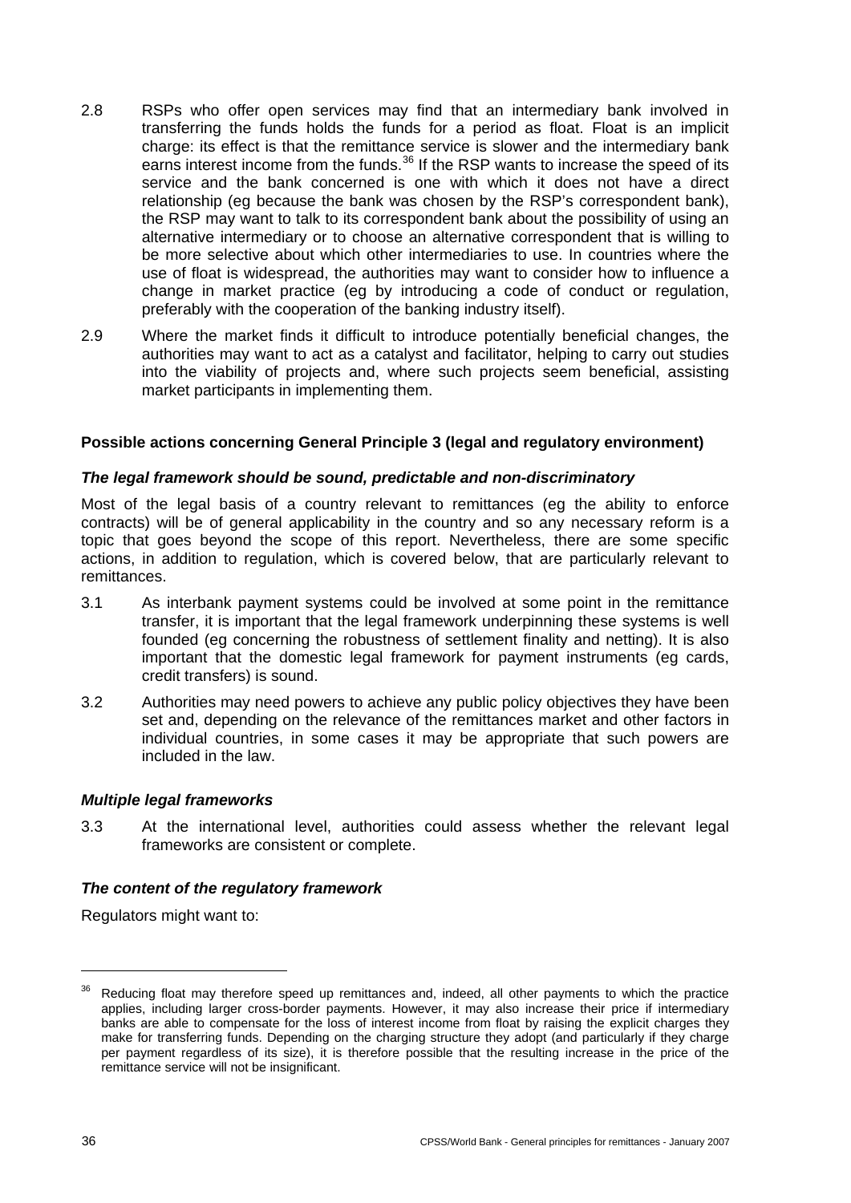2.8 RSPs who offer open services may find that an intermediary bank involved in transferring the funds holds the funds for a period as float. Float is an implicit charge: its effect is that the remittance service is slower and the intermediary bank earns interest income from the funds.[36] If the RSP wants to increase the speed of its service and the bank concerned is one with which it does not have a direct relationship (eg because the bank was chosen by the RSP's correspondent bank), the RSP may want to talk to its correspondent bank about the possibility of using an alternative intermediary or to choose an alternative correspondent that is willing to be more selective about which other intermediaries to use. In countries where the use of float is widespread, the authorities may want to consider how to influence a change in market practice (eg by introducing a code of conduct or regulation, preferably with the cooperation of the banking industry itself).

2.9 Where the market finds it difficult to introduce potentially beneficial changes, the authorities may want to act as a catalyst and facilitator, helping to carry out studies into the viability of projects and, where such projects seem beneficial, assisting market participants in implementing them.

### Possible actions concerning General Principle 3 (legal and regulatory environment)

#### *The legal framework should be sound, predictable and non-discriminatory*

Most of the legal basis of a country relevant to remittances (eg the ability to enforce contracts) will be of general applicability in the country and so any necessary reform is a topic that goes beyond the scope of this report. Nevertheless, there are some specific actions, in addition to regulation, which is covered below, that are particularly relevant to remittances.

3.1 As interbank payment systems could be involved at some point in the remittance transfer, it is important that the legal framework underpinning these systems is well founded (eg concerning the robustness of settlement finality and netting). It is also important that the domestic legal framework for payment instruments (eg cards, credit transfers) is sound.

3.2 Authorities may need powers to achieve any public policy objectives they have been set and, depending on the relevance of the remittances market and other factors in individual countries, in some cases it may be appropriate that such powers are included in the law.

#### *Multiple legal frameworks*

3.3 At the international level, authorities could assess whether the relevant legal frameworks are consistent or complete.

#### *The content of the regulatory framework*

Regulators might want to:

---

[36] Reducing float may therefore speed up remittances and, indeed, all other payments to which the practice applies, including larger cross-border payments. However, it may also increase their price if intermediary banks are able to compensate for the loss of interest income from float by raising the explicit charges they make for transferring funds. Depending on the charging structure they adopt (and particularly if they charge per payment regardless of its size), it is therefore possible that the resulting increase in the price of the remittance service will not be insignificant.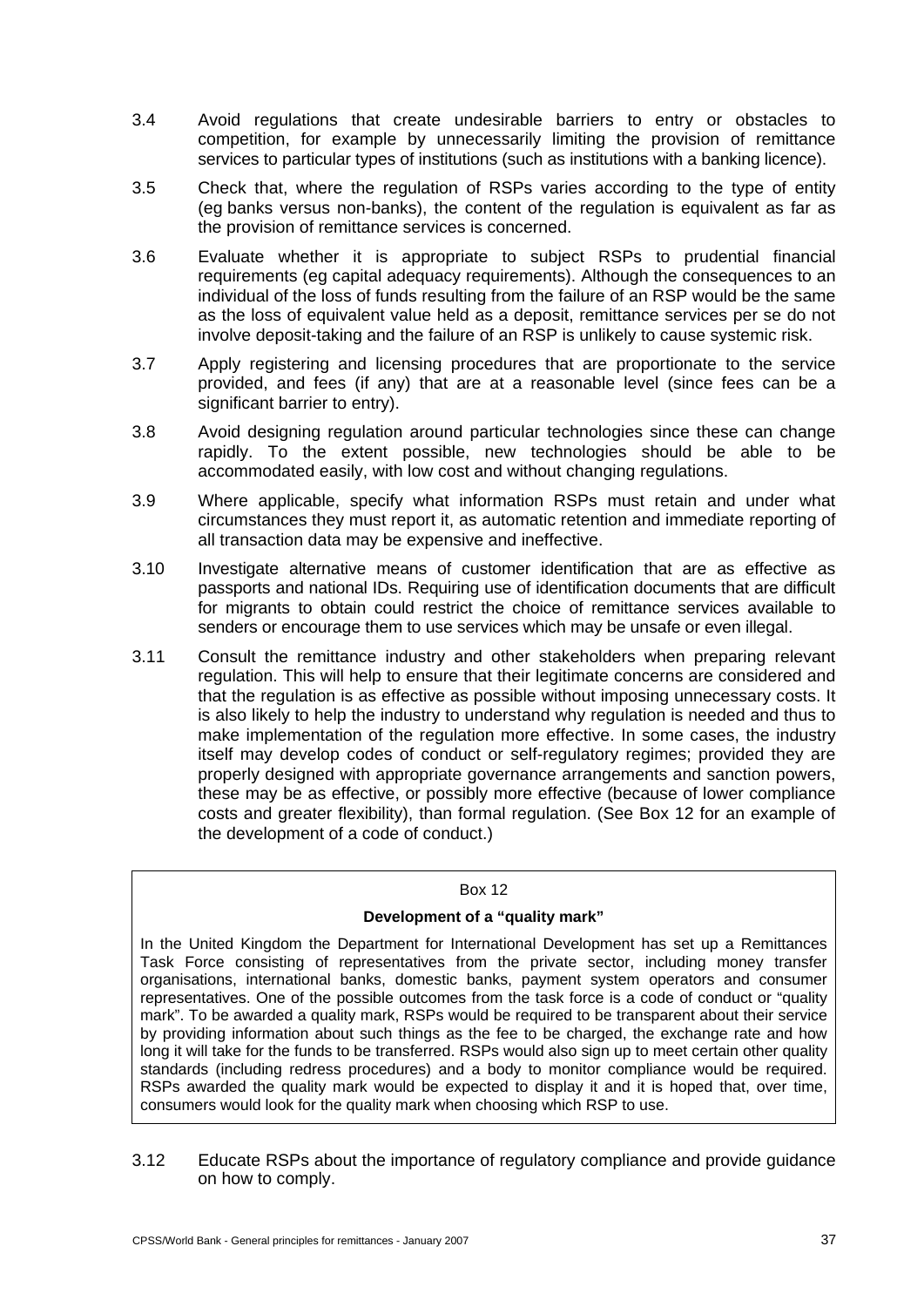3.4 Avoid regulations that create undesirable barriers to entry or obstacles to competition, for example by unnecessarily limiting the provision of remittance services to particular types of institutions (such as institutions with a banking licence).

3.5 Check that, where the regulation of RSPs varies according to the type of entity (eg banks versus non-banks), the content of the regulation is equivalent as far as the provision of remittance services is concerned.

3.6 Evaluate whether it is appropriate to subject RSPs to prudential financial requirements (eg capital adequacy requirements). Although the consequences to an individual of the loss of funds resulting from the failure of an RSP would be the same as the loss of equivalent value held as a deposit, remittance services per se do not involve deposit-taking and the failure of an RSP is unlikely to cause systemic risk.

3.7 Apply registering and licensing procedures that are proportionate to the service provided, and fees (if any) that are at a reasonable level (since fees can be a significant barrier to entry).

3.8 Avoid designing regulation around particular technologies since these can change rapidly. To the extent possible, new technologies should be able to be accommodated easily, with low cost and without changing regulations.

3.9 Where applicable, specify what information RSPs must retain and under what circumstances they must report it, as automatic retention and immediate reporting of all transaction data may be expensive and ineffective.

3.10 Investigate alternative means of customer identification that are as effective as passports and national IDs. Requiring use of identification documents that are difficult for migrants to obtain could restrict the choice of remittance services available to senders or encourage them to use services which may be unsafe or even illegal.

3.11 Consult the remittance industry and other stakeholders when preparing relevant regulation. This will help to ensure that their legitimate concerns are considered and that the regulation is as effective as possible without imposing unnecessary costs. It is also likely to help the industry to understand why regulation is needed and thus to make implementation of the regulation more effective. In some cases, the industry itself may develop codes of conduct or self-regulatory regimes; provided they are properly designed with appropriate governance arrangements and sanction powers, these may be as effective, or possibly more effective (because of lower compliance costs and greater flexibility), than formal regulation. (See Box 12 for an example of the development of a code of conduct.)

> Box 12
>
> **Development of a "quality mark"**
>
> In the United Kingdom the Department for International Development has set up a Remittances Task Force consisting of representatives from the private sector, including money transfer organisations, international banks, domestic banks, payment system operators and consumer representatives. One of the possible outcomes from the task force is a code of conduct or "quality mark". To be awarded a quality mark, RSPs would be required to be transparent about their service by providing information about such things as the fee to be charged, the exchange rate and how long it will take for the funds to be transferred. RSPs would also sign up to meet certain other quality standards (including redress procedures) and a body to monitor compliance would be required. RSPs awarded the quality mark would be expected to display it and it is hoped that, over time, consumers would look for the quality mark when choosing which RSP to use.

3.12 Educate RSPs about the importance of regulatory compliance and provide guidance on how to comply.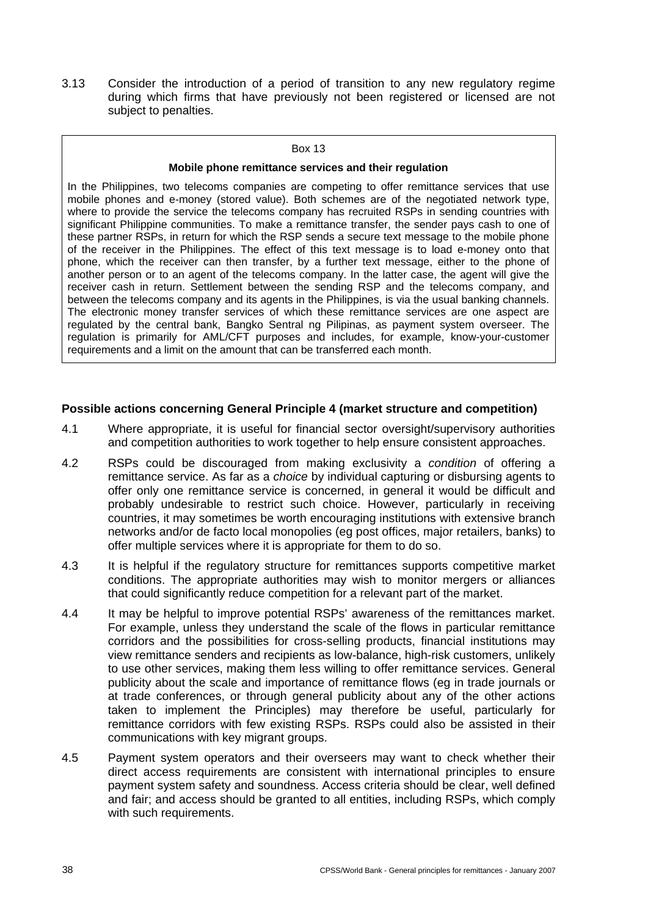3.13 Consider the introduction of a period of transition to any new regulatory regime during which firms that have previously not been registered or licensed are not subject to penalties.

Box 13

**Mobile phone remittance services and their regulation**

In the Philippines, two telecoms companies are competing to offer remittance services that use mobile phones and e-money (stored value). Both schemes are of the negotiated network type, where to provide the service the telecoms company has recruited RSPs in sending countries with significant Philippine communities. To make a remittance transfer, the sender pays cash to one of these partner RSPs, in return for which the RSP sends a secure text message to the mobile phone of the receiver in the Philippines. The effect of this text message is to load e-money onto that phone, which the receiver can then transfer, by a further text message, either to the phone of another person or to an agent of the telecoms company. In the latter case, the agent will give the receiver cash in return. Settlement between the sending RSP and the telecoms company, and between the telecoms company and its agents in the Philippines, is via the usual banking channels. The electronic money transfer services of which these remittance services are one aspect are regulated by the central bank, Bangko Sentral ng Pilipinas, as payment system overseer. The regulation is primarily for AML/CFT purposes and includes, for example, know-your-customer requirements and a limit on the amount that can be transferred each month.

### Possible actions concerning General Principle 4 (market structure and competition)

4.1 Where appropriate, it is useful for financial sector oversight/supervisory authorities and competition authorities to work together to help ensure consistent approaches.

4.2 RSPs could be discouraged from making exclusivity a *condition* of offering a remittance service. As far as a *choice* by individual capturing or disbursing agents to offer only one remittance service is concerned, in general it would be difficult and probably undesirable to restrict such choice. However, particularly in receiving countries, it may sometimes be worth encouraging institutions with extensive branch networks and/or de facto local monopolies (eg post offices, major retailers, banks) to offer multiple services where it is appropriate for them to do so.

4.3 It is helpful if the regulatory structure for remittances supports competitive market conditions. The appropriate authorities may wish to monitor mergers or alliances that could significantly reduce competition for a relevant part of the market.

4.4 It may be helpful to improve potential RSPs' awareness of the remittances market. For example, unless they understand the scale of the flows in particular remittance corridors and the possibilities for cross-selling products, financial institutions may view remittance senders and recipients as low-balance, high-risk customers, unlikely to use other services, making them less willing to offer remittance services. General publicity about the scale and importance of remittance flows (eg in trade journals or at trade conferences, or through general publicity about any of the other actions taken to implement the Principles) may therefore be useful, particularly for remittance corridors with few existing RSPs. RSPs could also be assisted in their communications with key migrant groups.

4.5 Payment system operators and their overseers may want to check whether their direct access requirements are consistent with international principles to ensure payment system safety and soundness. Access criteria should be clear, well defined and fair; and access should be granted to all entities, including RSPs, which comply with such requirements.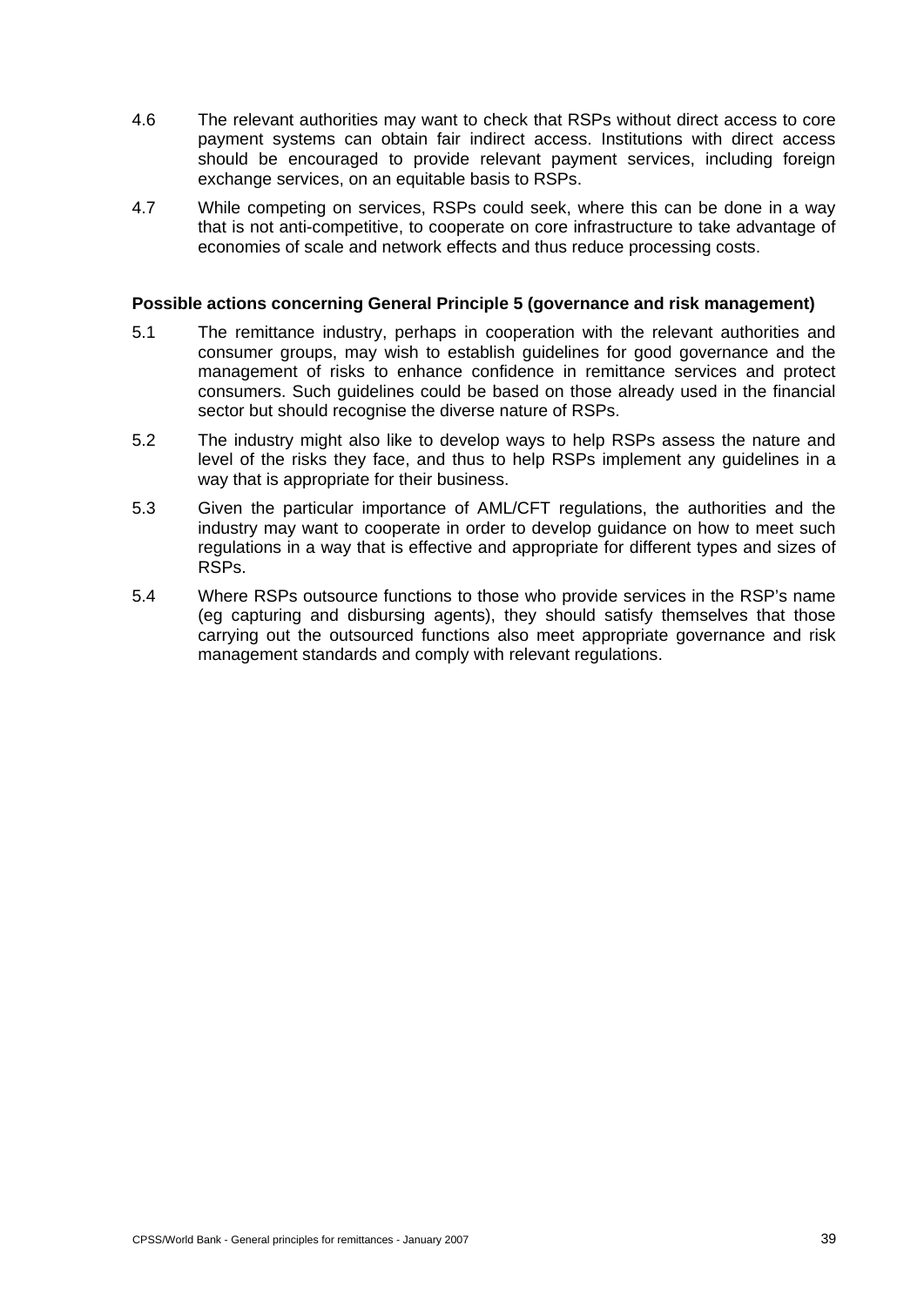4.6 The relevant authorities may want to check that RSPs without direct access to core payment systems can obtain fair indirect access. Institutions with direct access should be encouraged to provide relevant payment services, including foreign exchange services, on an equitable basis to RSPs.

4.7 While competing on services, RSPs could seek, where this can be done in a way that is not anti-competitive, to cooperate on core infrastructure to take advantage of economies of scale and network effects and thus reduce processing costs.

**Possible actions concerning General Principle 5 (governance and risk management)**

5.1 The remittance industry, perhaps in cooperation with the relevant authorities and consumer groups, may wish to establish guidelines for good governance and the management of risks to enhance confidence in remittance services and protect consumers. Such guidelines could be based on those already used in the financial sector but should recognise the diverse nature of RSPs.

5.2 The industry might also like to develop ways to help RSPs assess the nature and level of the risks they face, and thus to help RSPs implement any guidelines in a way that is appropriate for their business.

5.3 Given the particular importance of AML/CFT regulations, the authorities and the industry may want to cooperate in order to develop guidance on how to meet such regulations in a way that is effective and appropriate for different types and sizes of RSPs.

5.4 Where RSPs outsource functions to those who provide services in the RSP's name (eg capturing and disbursing agents), they should satisfy themselves that those carrying out the outsourced functions also meet appropriate governance and risk management standards and comply with relevant regulations.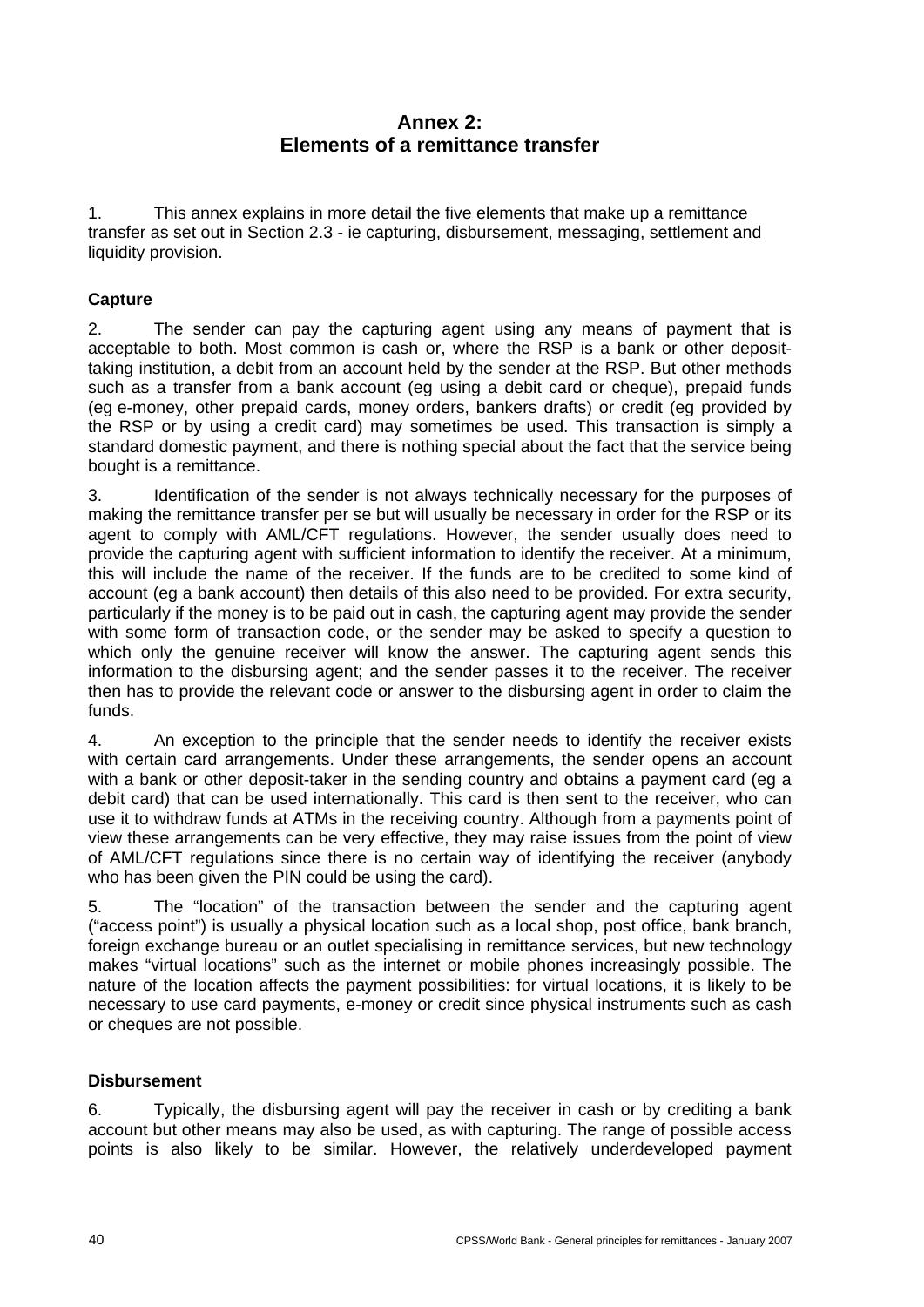# Annex 2: Elements of a remittance transfer

1. This annex explains in more detail the five elements that make up a remittance transfer as set out in Section 2.3 - ie capturing, disbursement, messaging, settlement and liquidity provision.

### Capture

2. The sender can pay the capturing agent using any means of payment that is acceptable to both. Most common is cash or, where the RSP is a bank or other deposit-taking institution, a debit from an account held by the sender at the RSP. But other methods such as a transfer from a bank account (eg using a debit card or cheque), prepaid funds (eg e-money, other prepaid cards, money orders, bankers drafts) or credit (eg provided by the RSP or by using a credit card) may sometimes be used. This transaction is simply a standard domestic payment, and there is nothing special about the fact that the service being bought is a remittance.

3. Identification of the sender is not always technically necessary for the purposes of making the remittance transfer per se but will usually be necessary in order for the RSP or its agent to comply with AML/CFT regulations. However, the sender usually does need to provide the capturing agent with sufficient information to identify the receiver. At a minimum, this will include the name of the receiver. If the funds are to be credited to some kind of account (eg a bank account) then details of this also need to be provided. For extra security, particularly if the money is to be paid out in cash, the capturing agent may provide the sender with some form of transaction code, or the sender may be asked to specify a question to which only the genuine receiver will know the answer. The capturing agent sends this information to the disbursing agent; and the sender passes it to the receiver. The receiver then has to provide the relevant code or answer to the disbursing agent in order to claim the funds.

4. An exception to the principle that the sender needs to identify the receiver exists with certain card arrangements. Under these arrangements, the sender opens an account with a bank or other deposit-taker in the sending country and obtains a payment card (eg a debit card) that can be used internationally. This card is then sent to the receiver, who can use it to withdraw funds at ATMs in the receiving country. Although from a payments point of view these arrangements can be very effective, they may raise issues from the point of view of AML/CFT regulations since there is no certain way of identifying the receiver (anybody who has been given the PIN could be using the card).

5. The "location" of the transaction between the sender and the capturing agent ("access point") is usually a physical location such as a local shop, post office, bank branch, foreign exchange bureau or an outlet specialising in remittance services, but new technology makes "virtual locations" such as the internet or mobile phones increasingly possible. The nature of the location affects the payment possibilities: for virtual locations, it is likely to be necessary to use card payments, e-money or credit since physical instruments such as cash or cheques are not possible.

### Disbursement

6. Typically, the disbursing agent will pay the receiver in cash or by crediting a bank account but other means may also be used, as with capturing. The range of possible access points is also likely to be similar. However, the relatively underdeveloped payment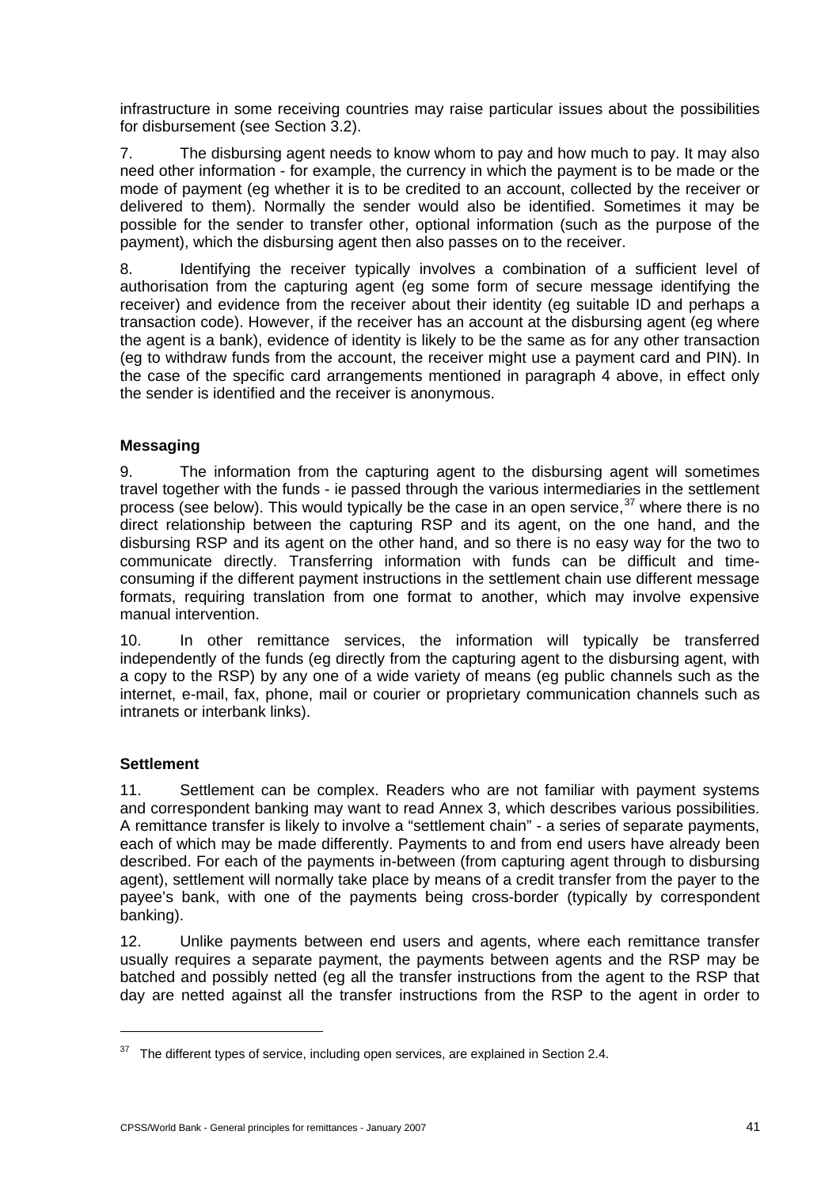infrastructure in some receiving countries may raise particular issues about the possibilities for disbursement (see Section 3.2).

7. The disbursing agent needs to know whom to pay and how much to pay. It may also need other information - for example, the currency in which the payment is to be made or the mode of payment (eg whether it is to be credited to an account, collected by the receiver or delivered to them). Normally the sender would also be identified. Sometimes it may be possible for the sender to transfer other, optional information (such as the purpose of the payment), which the disbursing agent then also passes on to the receiver.

8. Identifying the receiver typically involves a combination of a sufficient level of authorisation from the capturing agent (eg some form of secure message identifying the receiver) and evidence from the receiver about their identity (eg suitable ID and perhaps a transaction code). However, if the receiver has an account at the disbursing agent (eg where the agent is a bank), evidence of identity is likely to be the same as for any other transaction (eg to withdraw funds from the account, the receiver might use a payment card and PIN). In the case of the specific card arrangements mentioned in paragraph 4 above, in effect only the sender is identified and the receiver is anonymous.

**Messaging**

9. The information from the capturing agent to the disbursing agent will sometimes travel together with the funds - ie passed through the various intermediaries in the settlement process (see below). This would typically be the case in an open service,[37] where there is no direct relationship between the capturing RSP and its agent, on the one hand, and the disbursing RSP and its agent on the other hand, and so there is no easy way for the two to communicate directly. Transferring information with funds can be difficult and time-consuming if the different payment instructions in the settlement chain use different message formats, requiring translation from one format to another, which may involve expensive manual intervention.

10. In other remittance services, the information will typically be transferred independently of the funds (eg directly from the capturing agent to the disbursing agent, with a copy to the RSP) by any one of a wide variety of means (eg public channels such as the internet, e-mail, fax, phone, mail or courier or proprietary communication channels such as intranets or interbank links).

**Settlement**

11. Settlement can be complex. Readers who are not familiar with payment systems and correspondent banking may want to read Annex 3, which describes various possibilities. A remittance transfer is likely to involve a "settlement chain" - a series of separate payments, each of which may be made differently. Payments to and from end users have already been described. For each of the payments in-between (from capturing agent through to disbursing agent), settlement will normally take place by means of a credit transfer from the payer to the payee's bank, with one of the payments being cross-border (typically by correspondent banking).

12. Unlike payments between end users and agents, where each remittance transfer usually requires a separate payment, the payments between agents and the RSP may be batched and possibly netted (eg all the transfer instructions from the agent to the RSP that day are netted against all the transfer instructions from the RSP to the agent in order to

[37] The different types of service, including open services, are explained in Section 2.4.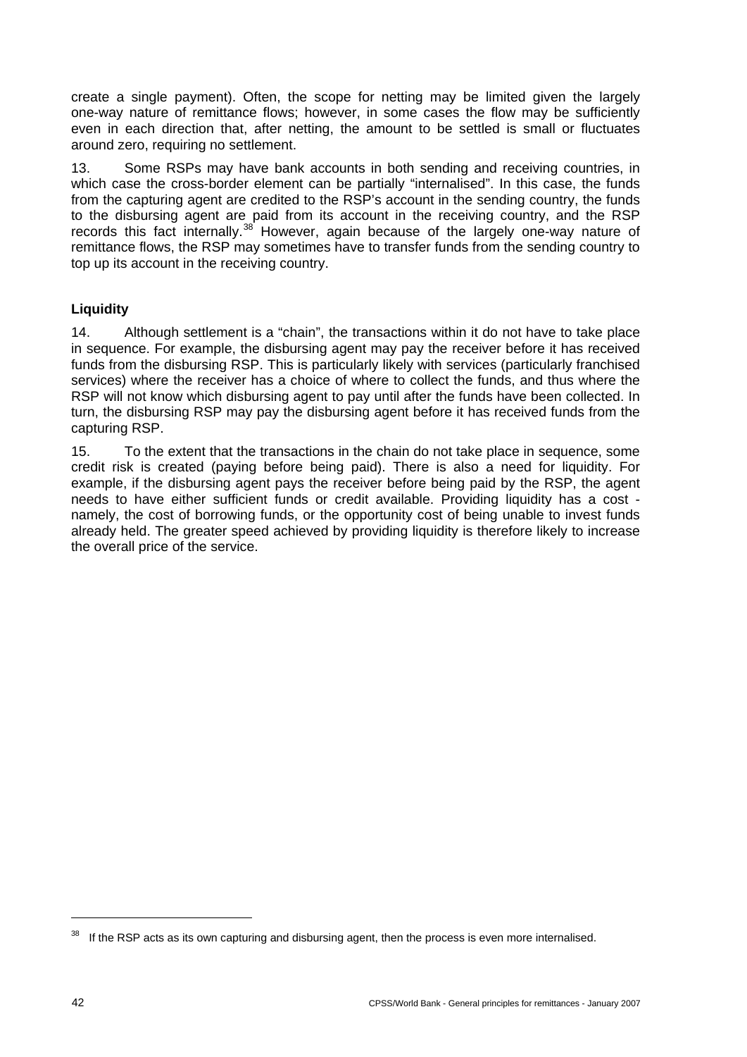create a single payment). Often, the scope for netting may be limited given the largely one-way nature of remittance flows; however, in some cases the flow may be sufficiently even in each direction that, after netting, the amount to be settled is small or fluctuates around zero, requiring no settlement.

13. Some RSPs may have bank accounts in both sending and receiving countries, in which case the cross-border element can be partially "internalised". In this case, the funds from the capturing agent are credited to the RSP's account in the sending country, the funds to the disbursing agent are paid from its account in the receiving country, and the RSP records this fact internally.[38] However, again because of the largely one-way nature of remittance flows, the RSP may sometimes have to transfer funds from the sending country to top up its account in the receiving country.

**Liquidity**

14. Although settlement is a "chain", the transactions within it do not have to take place in sequence. For example, the disbursing agent may pay the receiver before it has received funds from the disbursing RSP. This is particularly likely with services (particularly franchised services) where the receiver has a choice of where to collect the funds, and thus where the RSP will not know which disbursing agent to pay until after the funds have been collected. In turn, the disbursing RSP may pay the disbursing agent before it has received funds from the capturing RSP.

15. To the extent that the transactions in the chain do not take place in sequence, some credit risk is created (paying before being paid). There is also a need for liquidity. For example, if the disbursing agent pays the receiver before being paid by the RSP, the agent needs to have either sufficient funds or credit available. Providing liquidity has a cost - namely, the cost of borrowing funds, or the opportunity cost of being unable to invest funds already held. The greater speed achieved by providing liquidity is therefore likely to increase the overall price of the service.

---

[38] If the RSP acts as its own capturing and disbursing agent, then the process is even more internalised.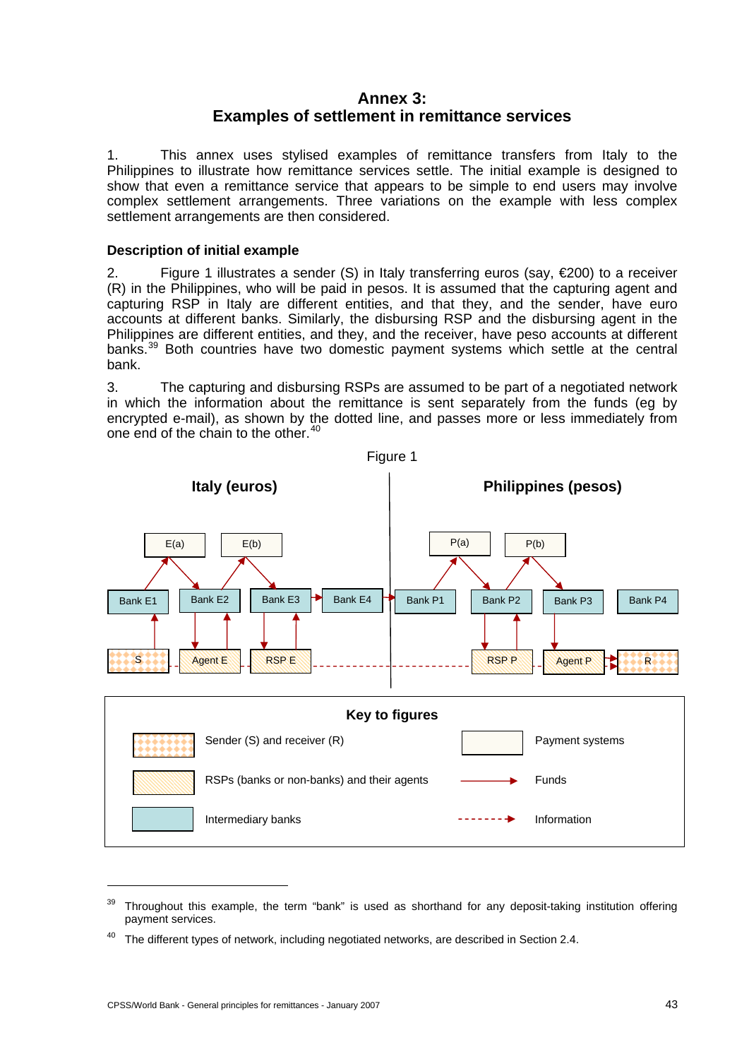# Annex 3:
# Examples of settlement in remittance services

1. This annex uses stylised examples of remittance transfers from Italy to the Philippines to illustrate how remittance services settle. The initial example is designed to show that even a remittance service that appears to be simple to end users may involve complex settlement arrangements. Three variations on the example with less complex settlement arrangements are then considered.

### Description of initial example

2. Figure 1 illustrates a sender (S) in Italy transferring euros (say, €200) to a receiver (R) in the Philippines, who will be paid in pesos. It is assumed that the capturing agent and capturing RSP in Italy are different entities, and that they, and the sender, have euro accounts at different banks. Similarly, the disbursing RSP and the disbursing agent in the Philippines are different entities, and they, and the receiver, have peso accounts at different banks.[39] Both countries have two domestic payment systems which settle at the central bank.

3. The capturing and disbursing RSPs are assumed to be part of a negotiated network in which the information about the remittance is sent separately from the funds (eg by encrypted e-mail), as shown by the dotted line, and passes more or less immediately from one end of the chain to the other.[40]

Figure 1

Italy (euros) | Philippines (pesos)

E(a) E(b) P(a) P(b)

Bank E1 Bank E2 Bank E3 Bank E4 Bank P1 Bank P2 Bank P3 Bank P4

S Agent E RSP E RSP P Agent P R

**Key to figures**

- Sender (S) and receiver (R)
- RSPs (banks or non-banks) and their agents
- Intermediary banks
- Payment systems
- Funds
- Information

---

[39] Throughout this example, the term "bank" is used as shorthand for any deposit-taking institution offering payment services.

[40] The different types of network, including negotiated networks, are described in Section 2.4.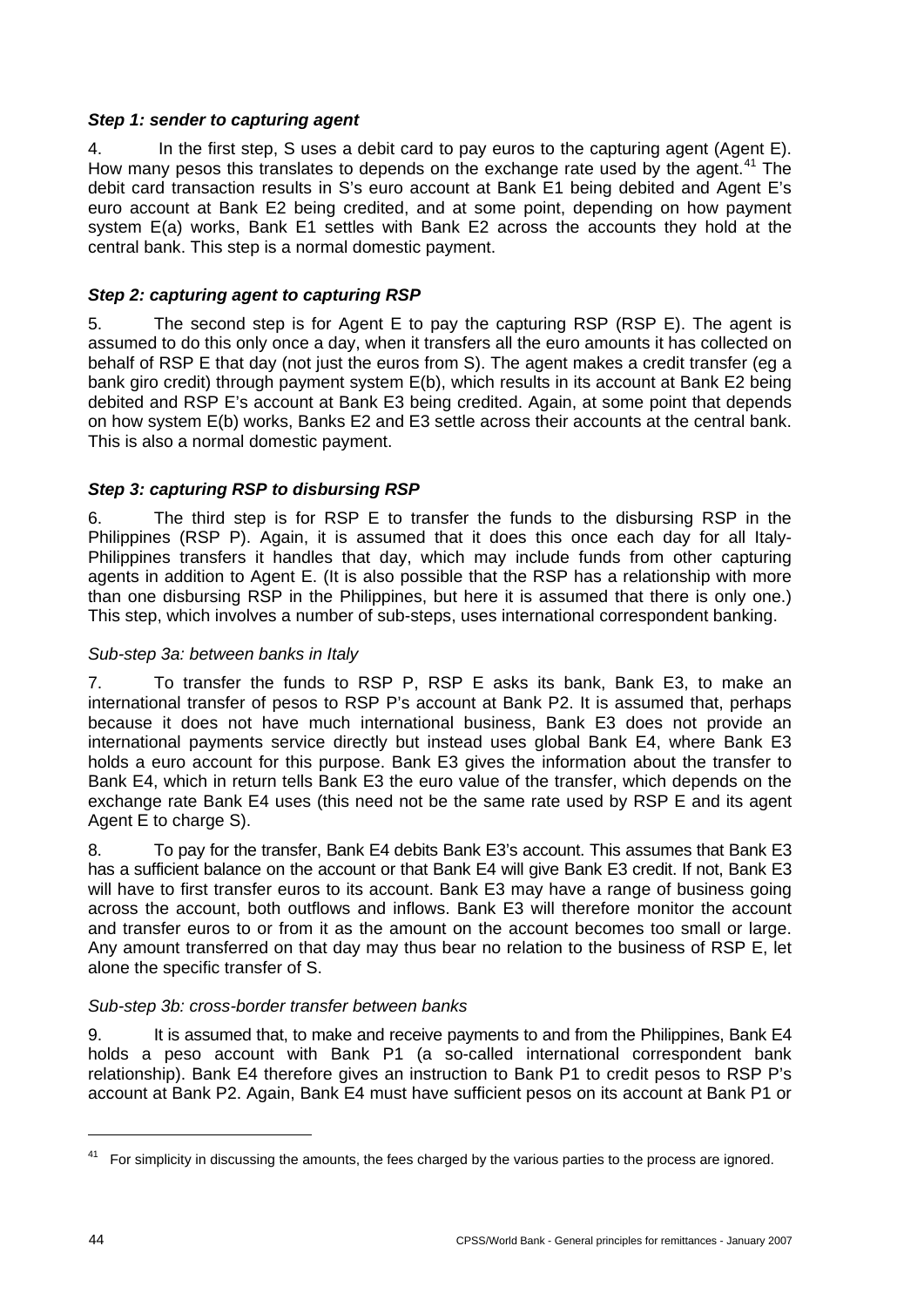### *Step 1: sender to capturing agent*

4. In the first step, S uses a debit card to pay euros to the capturing agent (Agent E). How many pesos this translates to depends on the exchange rate used by the agent.[41] The debit card transaction results in S's euro account at Bank E1 being debited and Agent E's euro account at Bank E2 being credited, and at some point, depending on how payment system E(a) works, Bank E1 settles with Bank E2 across the accounts they hold at the central bank. This step is a normal domestic payment.

### *Step 2: capturing agent to capturing RSP*

5. The second step is for Agent E to pay the capturing RSP (RSP E). The agent is assumed to do this only once a day, when it transfers all the euro amounts it has collected on behalf of RSP E that day (not just the euros from S). The agent makes a credit transfer (eg a bank giro credit) through payment system E(b), which results in its account at Bank E2 being debited and RSP E's account at Bank E3 being credited. Again, at some point that depends on how system E(b) works, Banks E2 and E3 settle across their accounts at the central bank. This is also a normal domestic payment.

### *Step 3: capturing RSP to disbursing RSP*

6. The third step is for RSP E to transfer the funds to the disbursing RSP in the Philippines (RSP P). Again, it is assumed that it does this once each day for all Italy-Philippines transfers it handles that day, which may include funds from other capturing agents in addition to Agent E. (It is also possible that the RSP has a relationship with more than one disbursing RSP in the Philippines, but here it is assumed that there is only one.) This step, which involves a number of sub-steps, uses international correspondent banking.

*Sub-step 3a: between banks in Italy*

7. To transfer the funds to RSP P, RSP E asks its bank, Bank E3, to make an international transfer of pesos to RSP P's account at Bank P2. It is assumed that, perhaps because it does not have much international business, Bank E3 does not provide an international payments service directly but instead uses global Bank E4, where Bank E3 holds a euro account for this purpose. Bank E3 gives the information about the transfer to Bank E4, which in return tells Bank E3 the euro value of the transfer, which depends on the exchange rate Bank E4 uses (this need not be the same rate used by RSP E and its agent Agent E to charge S).

8. To pay for the transfer, Bank E4 debits Bank E3's account. This assumes that Bank E3 has a sufficient balance on the account or that Bank E4 will give Bank E3 credit. If not, Bank E3 will have to first transfer euros to its account. Bank E3 may have a range of business going across the account, both outflows and inflows. Bank E3 will therefore monitor the account and transfer euros to or from it as the amount on the account becomes too small or large. Any amount transferred on that day may thus bear no relation to the business of RSP E, let alone the specific transfer of S.

*Sub-step 3b: cross-border transfer between banks*

9. It is assumed that, to make and receive payments to and from the Philippines, Bank E4 holds a peso account with Bank P1 (a so-called international correspondent bank relationship). Bank E4 therefore gives an instruction to Bank P1 to credit pesos to RSP P's account at Bank P2. Again, Bank E4 must have sufficient pesos on its account at Bank P1 or

[41] For simplicity in discussing the amounts, the fees charged by the various parties to the process are ignored.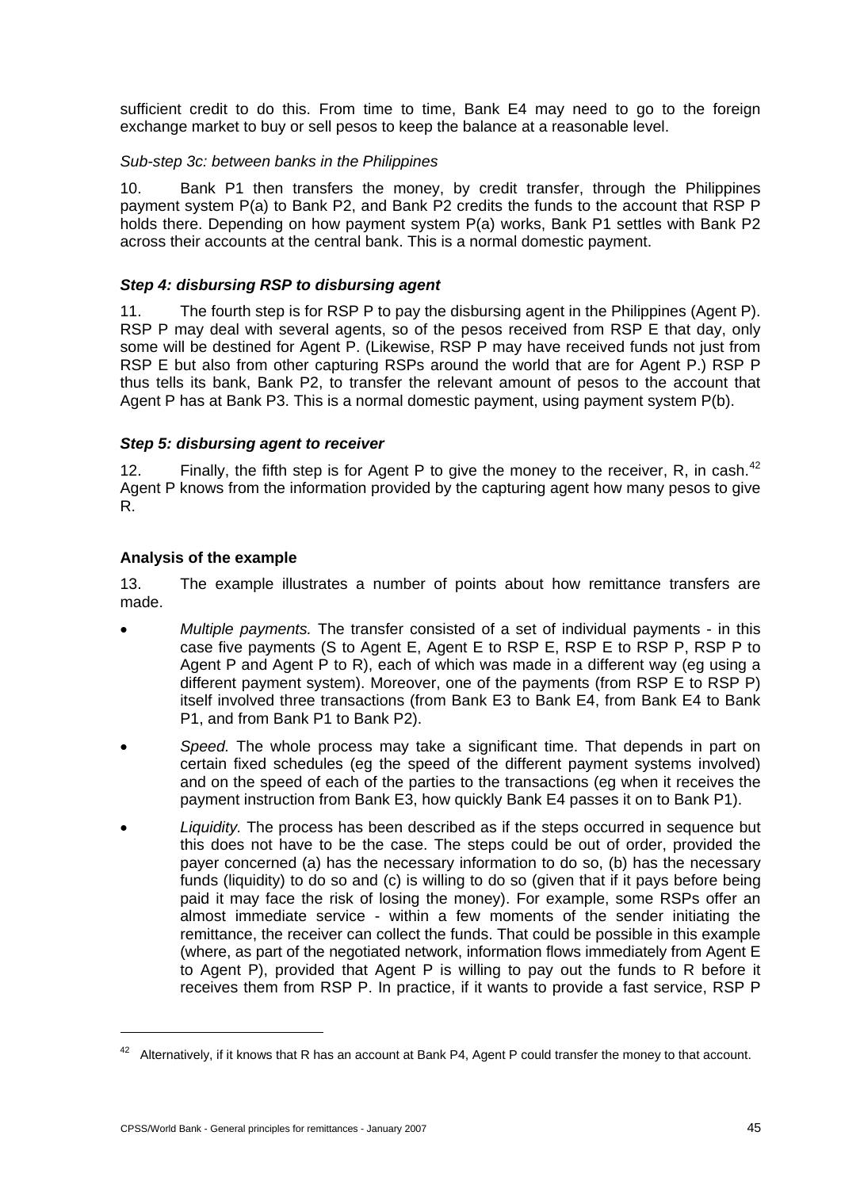sufficient credit to do this. From time to time, Bank E4 may need to go to the foreign exchange market to buy or sell pesos to keep the balance at a reasonable level.

*Sub-step 3c: between banks in the Philippines*

10. Bank P1 then transfers the money, by credit transfer, through the Philippines payment system P(a) to Bank P2, and Bank P2 credits the funds to the account that RSP P holds there. Depending on how payment system P(a) works, Bank P1 settles with Bank P2 across their accounts at the central bank. This is a normal domestic payment.

***Step 4: disbursing RSP to disbursing agent***

11. The fourth step is for RSP P to pay the disbursing agent in the Philippines (Agent P). RSP P may deal with several agents, so of the pesos received from RSP E that day, only some will be destined for Agent P. (Likewise, RSP P may have received funds not just from RSP E but also from other capturing RSPs around the world that are for Agent P.) RSP P thus tells its bank, Bank P2, to transfer the relevant amount of pesos to the account that Agent P has at Bank P3. This is a normal domestic payment, using payment system P(b).

***Step 5: disbursing agent to receiver***

12. Finally, the fifth step is for Agent P to give the money to the receiver, R, in cash.[42] Agent P knows from the information provided by the capturing agent how many pesos to give R.

**Analysis of the example**

13. The example illustrates a number of points about how remittance transfers are made.

- *Multiple payments.* The transfer consisted of a set of individual payments - in this case five payments (S to Agent E, Agent E to RSP E, RSP E to RSP P, RSP P to Agent P and Agent P to R), each of which was made in a different way (eg using a different payment system). Moreover, one of the payments (from RSP E to RSP P) itself involved three transactions (from Bank E3 to Bank E4, from Bank E4 to Bank P1, and from Bank P1 to Bank P2).
- *Speed.* The whole process may take a significant time. That depends in part on certain fixed schedules (eg the speed of the different payment systems involved) and on the speed of each of the parties to the transactions (eg when it receives the payment instruction from Bank E3, how quickly Bank E4 passes it on to Bank P1).
- *Liquidity.* The process has been described as if the steps occurred in sequence but this does not have to be the case. The steps could be out of order, provided the payer concerned (a) has the necessary information to do so, (b) has the necessary funds (liquidity) to do so and (c) is willing to do so (given that if it pays before being paid it may face the risk of losing the money). For example, some RSPs offer an almost immediate service - within a few moments of the sender initiating the remittance, the receiver can collect the funds. That could be possible in this example (where, as part of the negotiated network, information flows immediately from Agent E to Agent P), provided that Agent P is willing to pay out the funds to R before it receives them from RSP P. In practice, if it wants to provide a fast service, RSP P

[42] Alternatively, if it knows that R has an account at Bank P4, Agent P could transfer the money to that account.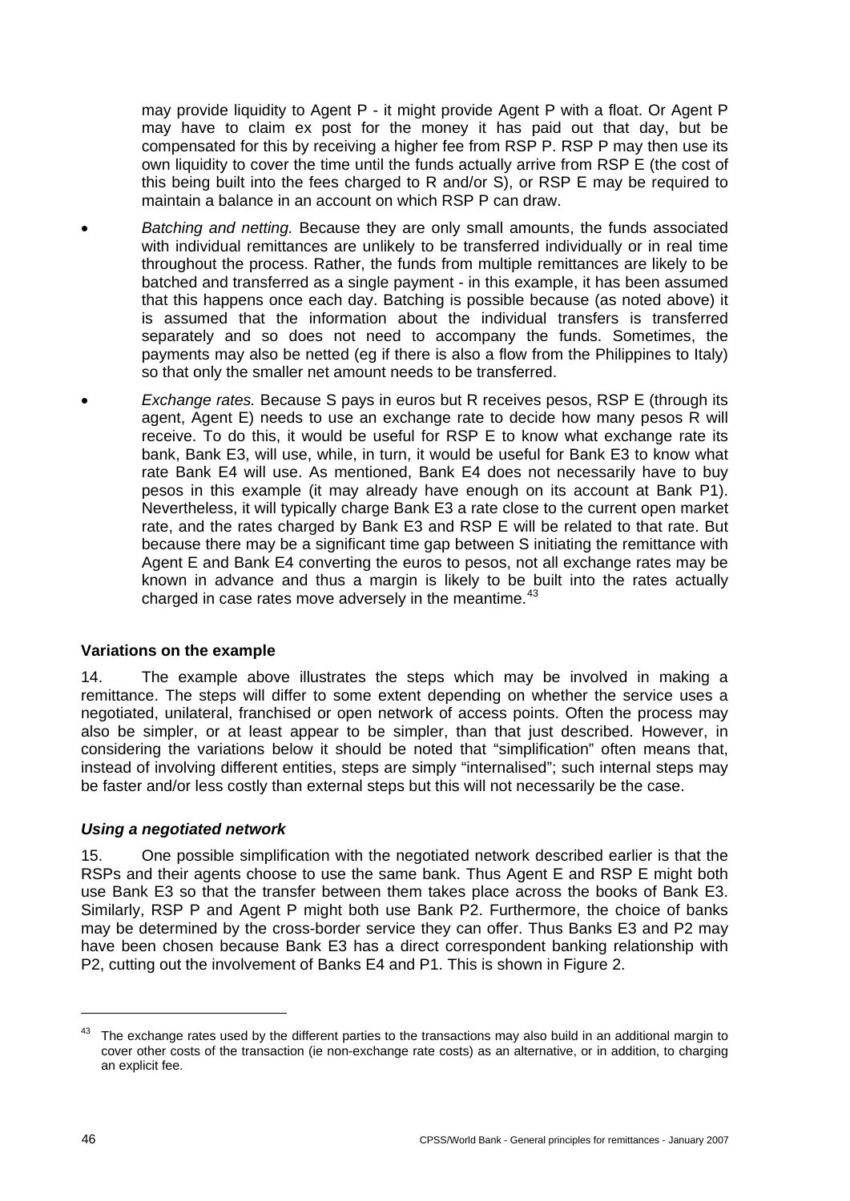may provide liquidity to Agent P - it might provide Agent P with a float. Or Agent P may have to claim ex post for the money it has paid out that day, but be compensated for this by receiving a higher fee from RSP P. RSP P may then use its own liquidity to cover the time until the funds actually arrive from RSP E (the cost of this being built into the fees charged to R and/or S), or RSP E may be required to maintain a balance in an account on which RSP P can draw.

- *Batching and netting.* Because they are only small amounts, the funds associated with individual remittances are unlikely to be transferred individually or in real time throughout the process. Rather, the funds from multiple remittances are likely to be batched and transferred as a single payment - in this example, it has been assumed that this happens once each day. Batching is possible because (as noted above) it is assumed that the information about the individual transfers is transferred separately and so does not need to accompany the funds. Sometimes, the payments may also be netted (eg if there is also a flow from the Philippines to Italy) so that only the smaller net amount needs to be transferred.
- *Exchange rates.* Because S pays in euros but R receives pesos, RSP E (through its agent, Agent E) needs to use an exchange rate to decide how many pesos R will receive. To do this, it would be useful for RSP E to know what exchange rate its bank, Bank E3, will use, while, in turn, it would be useful for Bank E3 to know what rate Bank E4 will use. As mentioned, Bank E4 does not necessarily have to buy pesos in this example (it may already have enough on its account at Bank P1). Nevertheless, it will typically charge Bank E3 a rate close to the current open market rate, and the rates charged by Bank E3 and RSP E will be related to that rate. But because there may be a significant time gap between S initiating the remittance with Agent E and Bank E4 converting the euros to pesos, not all exchange rates may be known in advance and thus a margin is likely to be built into the rates actually charged in case rates move adversely in the meantime.[43]

### Variations on the example

14. The example above illustrates the steps which may be involved in making a remittance. The steps will differ to some extent depending on whether the service uses a negotiated, unilateral, franchised or open network of access points. Often the process may also be simpler, or at least appear to be simpler, than that just described. However, in considering the variations below it should be noted that "simplification" often means that, instead of involving different entities, steps are simply "internalised"; such internal steps may be faster and/or less costly than external steps but this will not necessarily be the case.

#### *Using a negotiated network*

15. One possible simplification with the negotiated network described earlier is that the RSPs and their agents choose to use the same bank. Thus Agent E and RSP E might both use Bank E3 so that the transfer between them takes place across the books of Bank E3. Similarly, RSP P and Agent P might both use Bank P2. Furthermore, the choice of banks may be determined by the cross-border service they can offer. Thus Banks E3 and P2 may have been chosen because Bank E3 has a direct correspondent banking relationship with P2, cutting out the involvement of Banks E4 and P1. This is shown in Figure 2.

---

[43] The exchange rates used by the different parties to the transactions may also build in an additional margin to cover other costs of the transaction (ie non-exchange rate costs) as an alternative, or in addition, to charging an explicit fee.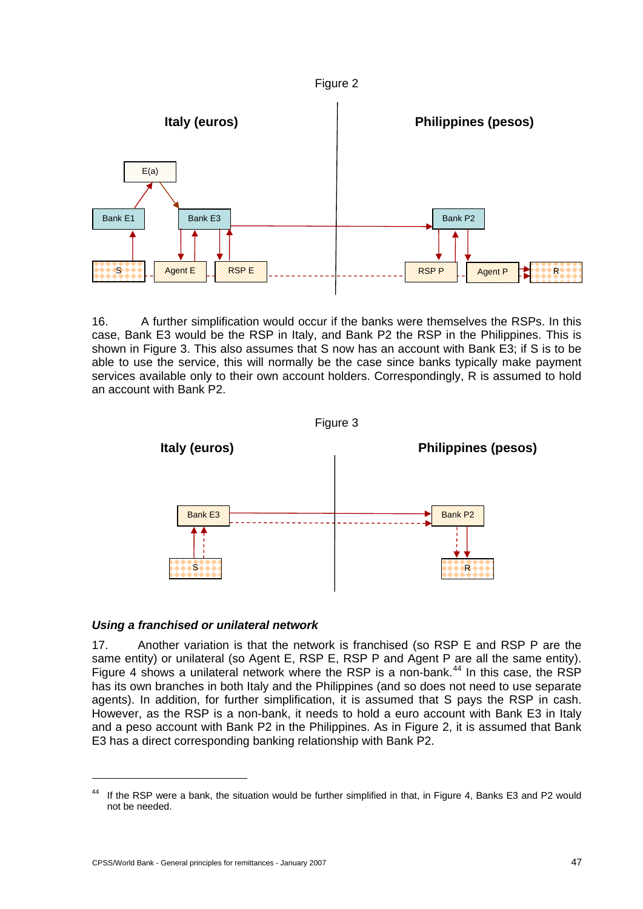Figure 2

16. A further simplification would occur if the banks were themselves the RSPs. In this case, Bank E3 would be the RSP in Italy, and Bank P2 the RSP in the Philippines. This is shown in Figure 3. This also assumes that S now has an account with Bank E3; if S is to be able to use the service, this will normally be the case since banks typically make payment services available only to their own account holders. Correspondingly, R is assumed to hold an account with Bank P2.

Figure 3

### *Using a franchised or unilateral network*

17. Another variation is that the network is franchised (so RSP E and RSP P are the same entity) or unilateral (so Agent E, RSP E, RSP P and Agent P are all the same entity). Figure 4 shows a unilateral network where the RSP is a non-bank.[44] In this case, the RSP has its own branches in both Italy and the Philippines (and so does not need to use separate agents). In addition, for further simplification, it is assumed that S pays the RSP in cash. However, as the RSP is a non-bank, it needs to hold a euro account with Bank E3 in Italy and a peso account with Bank P2 in the Philippines. As in Figure 2, it is assumed that Bank E3 has a direct corresponding banking relationship with Bank P2.

---

[44] If the RSP were a bank, the situation would be further simplified in that, in Figure 4, Banks E3 and P2 would not be needed.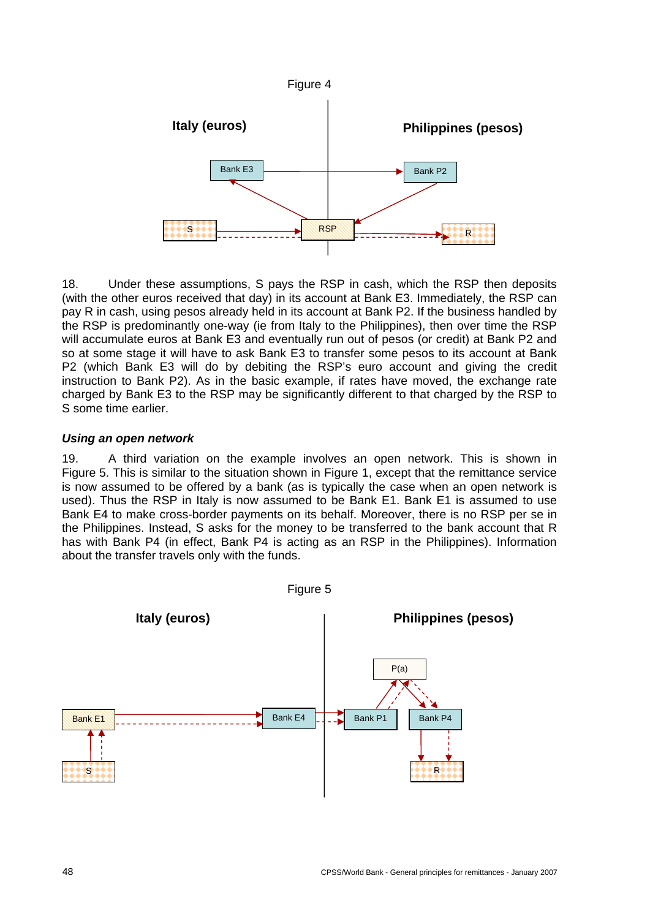Figure 4

Italy (euros)

Philippines (pesos)

Bank E3

Bank P2

S

RSP

R

18. Under these assumptions, S pays the RSP in cash, which the RSP then deposits (with the other euros received that day) in its account at Bank E3. Immediately, the RSP can pay R in cash, using pesos already held in its account at Bank P2. If the business handled by the RSP is predominantly one-way (ie from Italy to the Philippines), then over time the RSP will accumulate euros at Bank E3 and eventually run out of pesos (or credit) at Bank P2 and so at some stage it will have to ask Bank E3 to transfer some pesos to its account at Bank P2 (which Bank E3 will do by debiting the RSP's euro account and giving the credit instruction to Bank P2). As in the basic example, if rates have moved, the exchange rate charged by Bank E3 to the RSP may be significantly different to that charged by the RSP to S some time earlier.

### *Using an open network*

19. A third variation on the example involves an open network. This is shown in Figure 5. This is similar to the situation shown in Figure 1, except that the remittance service is now assumed to be offered by a bank (as is typically the case when an open network is used). Thus the RSP in Italy is now assumed to be Bank E1. Bank E1 is assumed to use Bank E4 to make cross-border payments on its behalf. Moreover, there is no RSP per se in the Philippines. Instead, S asks for the money to be transferred to the bank account that R has with Bank P4 (in effect, Bank P4 is acting as an RSP in the Philippines). Information about the transfer travels only with the funds.

Figure 5

Italy (euros)

Philippines (pesos)

P(a)

Bank E1

Bank E4

Bank P1

Bank P4

S

R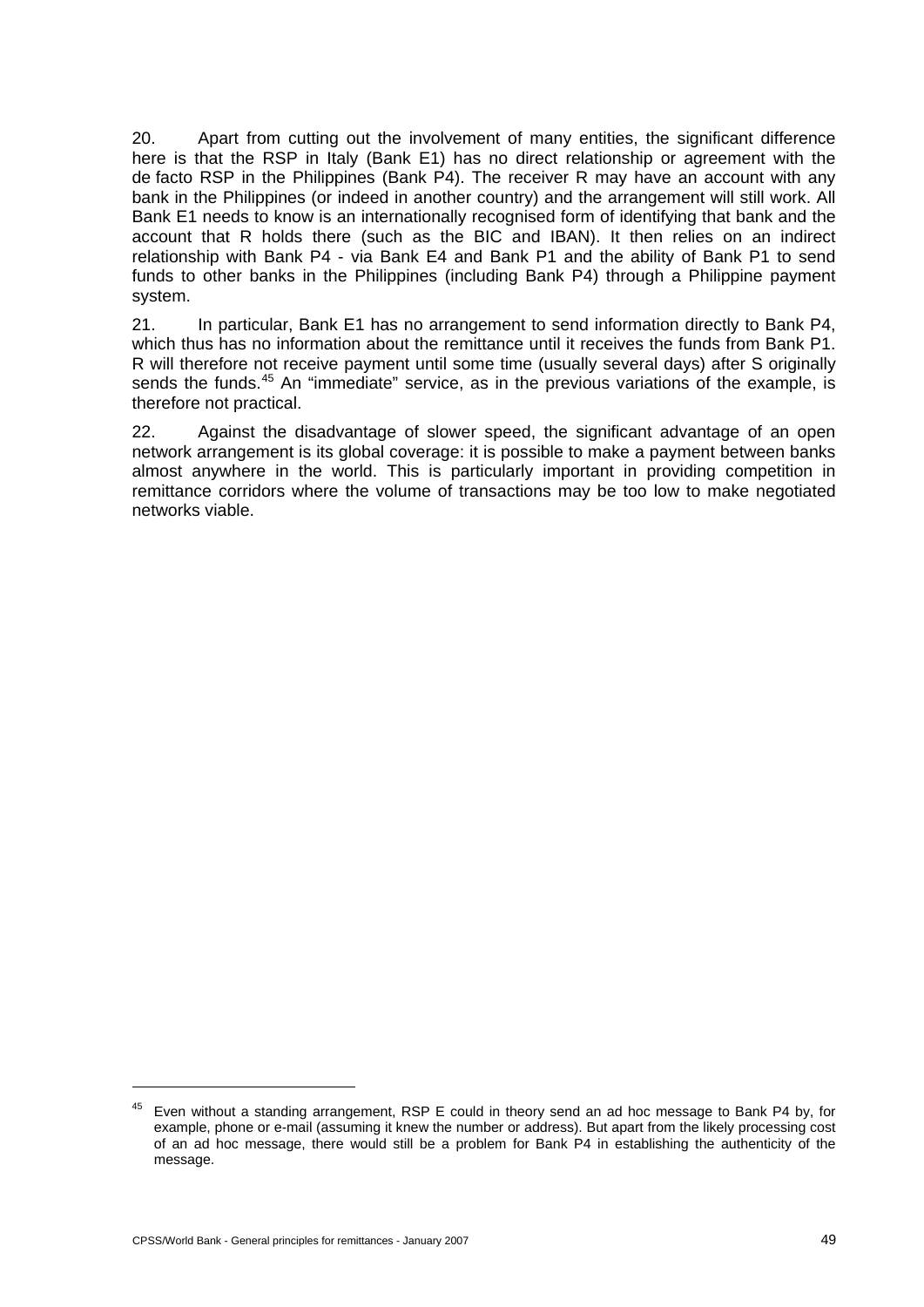20. Apart from cutting out the involvement of many entities, the significant difference here is that the RSP in Italy (Bank E1) has no direct relationship or agreement with the de facto RSP in the Philippines (Bank P4). The receiver R may have an account with any bank in the Philippines (or indeed in another country) and the arrangement will still work. All Bank E1 needs to know is an internationally recognised form of identifying that bank and the account that R holds there (such as the BIC and IBAN). It then relies on an indirect relationship with Bank P4 - via Bank E4 and Bank P1 and the ability of Bank P1 to send funds to other banks in the Philippines (including Bank P4) through a Philippine payment system.

21. In particular, Bank E1 has no arrangement to send information directly to Bank P4, which thus has no information about the remittance until it receives the funds from Bank P1. R will therefore not receive payment until some time (usually several days) after S originally sends the funds.[45] An "immediate" service, as in the previous variations of the example, is therefore not practical.

22. Against the disadvantage of slower speed, the significant advantage of an open network arrangement is its global coverage: it is possible to make a payment between banks almost anywhere in the world. This is particularly important in providing competition in remittance corridors where the volume of transactions may be too low to make negotiated networks viable.

---

[45] Even without a standing arrangement, RSP E could in theory send an ad hoc message to Bank P4 by, for example, phone or e-mail (assuming it knew the number or address). But apart from the likely processing cost of an ad hoc message, there would still be a problem for Bank P4 in establishing the authenticity of the message.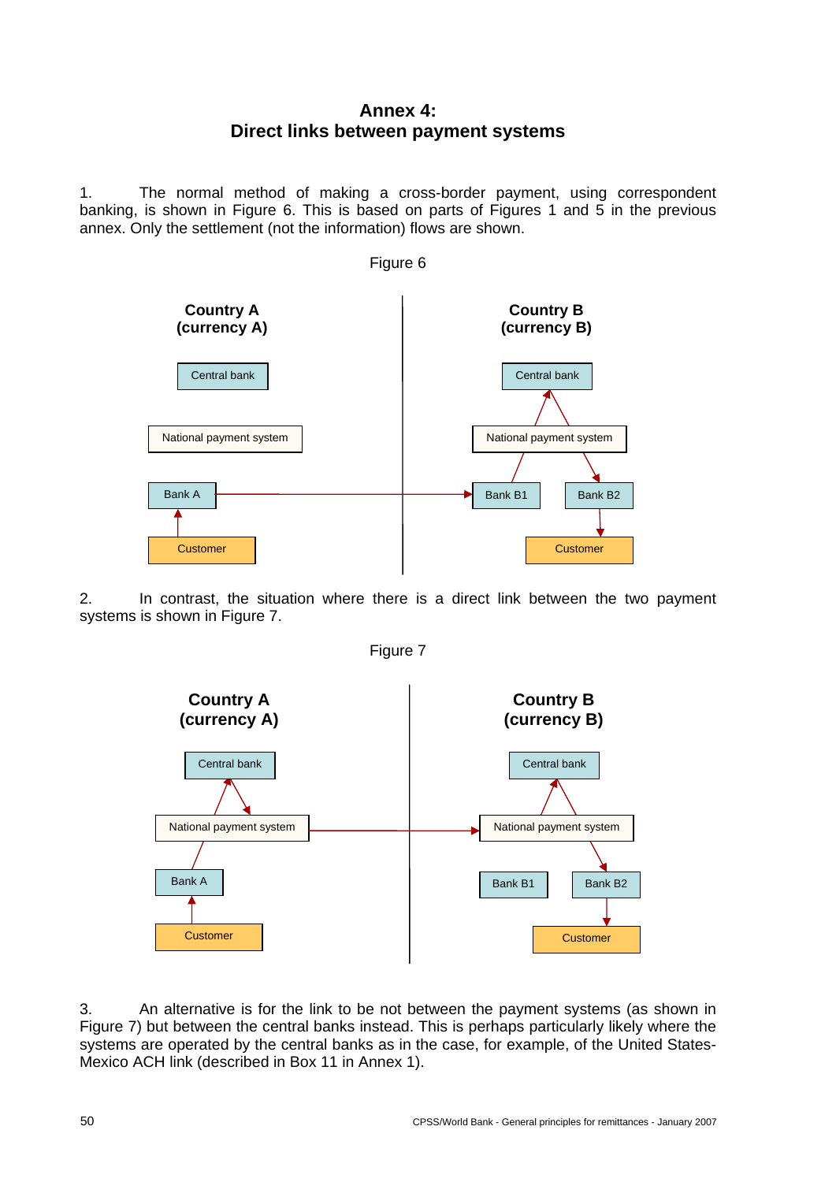# Annex 4:
# Direct links between payment systems

1. The normal method of making a cross-border payment, using correspondent banking, is shown in Figure 6. This is based on parts of Figures 1 and 5 in the previous annex. Only the settlement (not the information) flows are shown.

Figure 6

Country A (currency A)

Central bank

National payment system

Bank A

Customer

Country B (currency B)

Central bank

National payment system

Bank B1

Bank B2

Customer

2. In contrast, the situation where there is a direct link between the two payment systems is shown in Figure 7.

Figure 7

Country A (currency A)

Central bank

National payment system

Bank A

Customer

Country B (currency B)

Central bank

National payment system

Bank B1

Bank B2

Customer

3. An alternative is for the link to be not between the payment systems (as shown in Figure 7) but between the central banks instead. This is perhaps particularly likely where the systems are operated by the central banks as in the case, for example, of the United States-Mexico ACH link (described in Box 11 in Annex 1).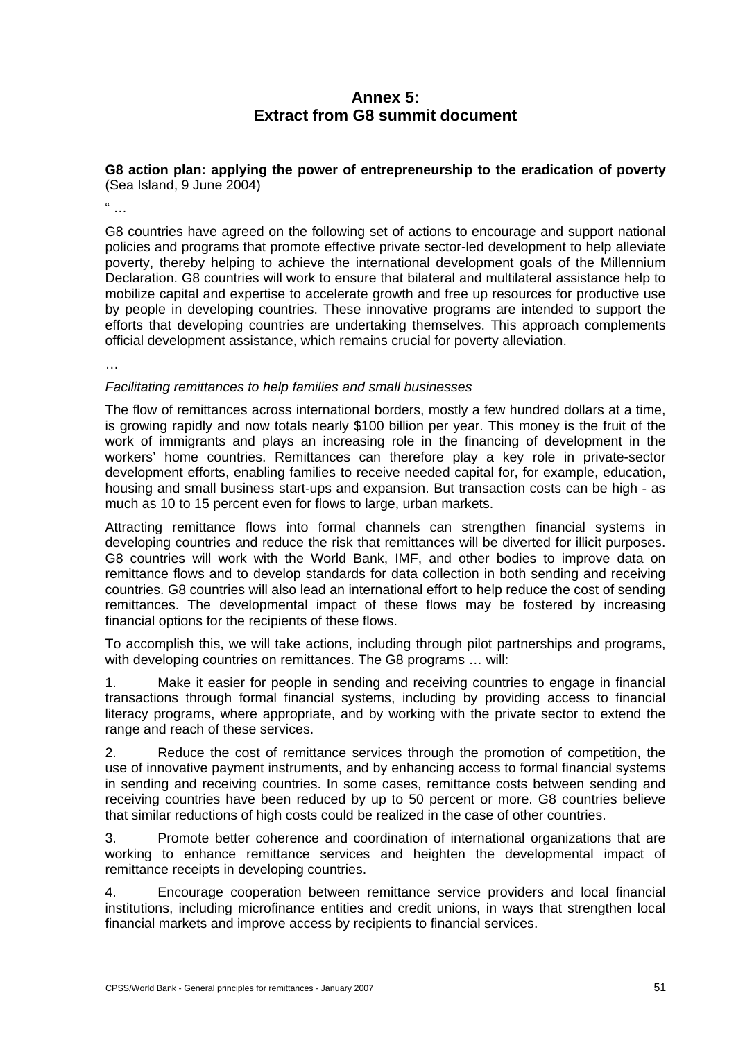# Annex 5:
# Extract from G8 summit document

**G8 action plan: applying the power of entrepreneurship to the eradication of poverty** (Sea Island, 9 June 2004)

" …

G8 countries have agreed on the following set of actions to encourage and support national policies and programs that promote effective private sector-led development to help alleviate poverty, thereby helping to achieve the international development goals of the Millennium Declaration. G8 countries will work to ensure that bilateral and multilateral assistance help to mobilize capital and expertise to accelerate growth and free up resources for productive use by people in developing countries. These innovative programs are intended to support the efforts that developing countries are undertaking themselves. This approach complements official development assistance, which remains crucial for poverty alleviation.

…

*Facilitating remittances to help families and small businesses*

The flow of remittances across international borders, mostly a few hundred dollars at a time, is growing rapidly and now totals nearly $100 billion per year. This money is the fruit of the work of immigrants and plays an increasing role in the financing of development in the workers' home countries. Remittances can therefore play a key role in private-sector development efforts, enabling families to receive needed capital for, for example, education, housing and small business start-ups and expansion. But transaction costs can be high - as much as 10 to 15 percent even for flows to large, urban markets.

Attracting remittance flows into formal channels can strengthen financial systems in developing countries and reduce the risk that remittances will be diverted for illicit purposes. G8 countries will work with the World Bank, IMF, and other bodies to improve data on remittance flows and to develop standards for data collection in both sending and receiving countries. G8 countries will also lead an international effort to help reduce the cost of sending remittances. The developmental impact of these flows may be fostered by increasing financial options for the recipients of these flows.

To accomplish this, we will take actions, including through pilot partnerships and programs, with developing countries on remittances. The G8 programs … will:

1. Make it easier for people in sending and receiving countries to engage in financial transactions through formal financial systems, including by providing access to financial literacy programs, where appropriate, and by working with the private sector to extend the range and reach of these services.

2. Reduce the cost of remittance services through the promotion of competition, the use of innovative payment instruments, and by enhancing access to formal financial systems in sending and receiving countries. In some cases, remittance costs between sending and receiving countries have been reduced by up to 50 percent or more. G8 countries believe that similar reductions of high costs could be realized in the case of other countries.

3. Promote better coherence and coordination of international organizations that are working to enhance remittance services and heighten the developmental impact of remittance receipts in developing countries.

4. Encourage cooperation between remittance service providers and local financial institutions, including microfinance entities and credit unions, in ways that strengthen local financial markets and improve access by recipients to financial services.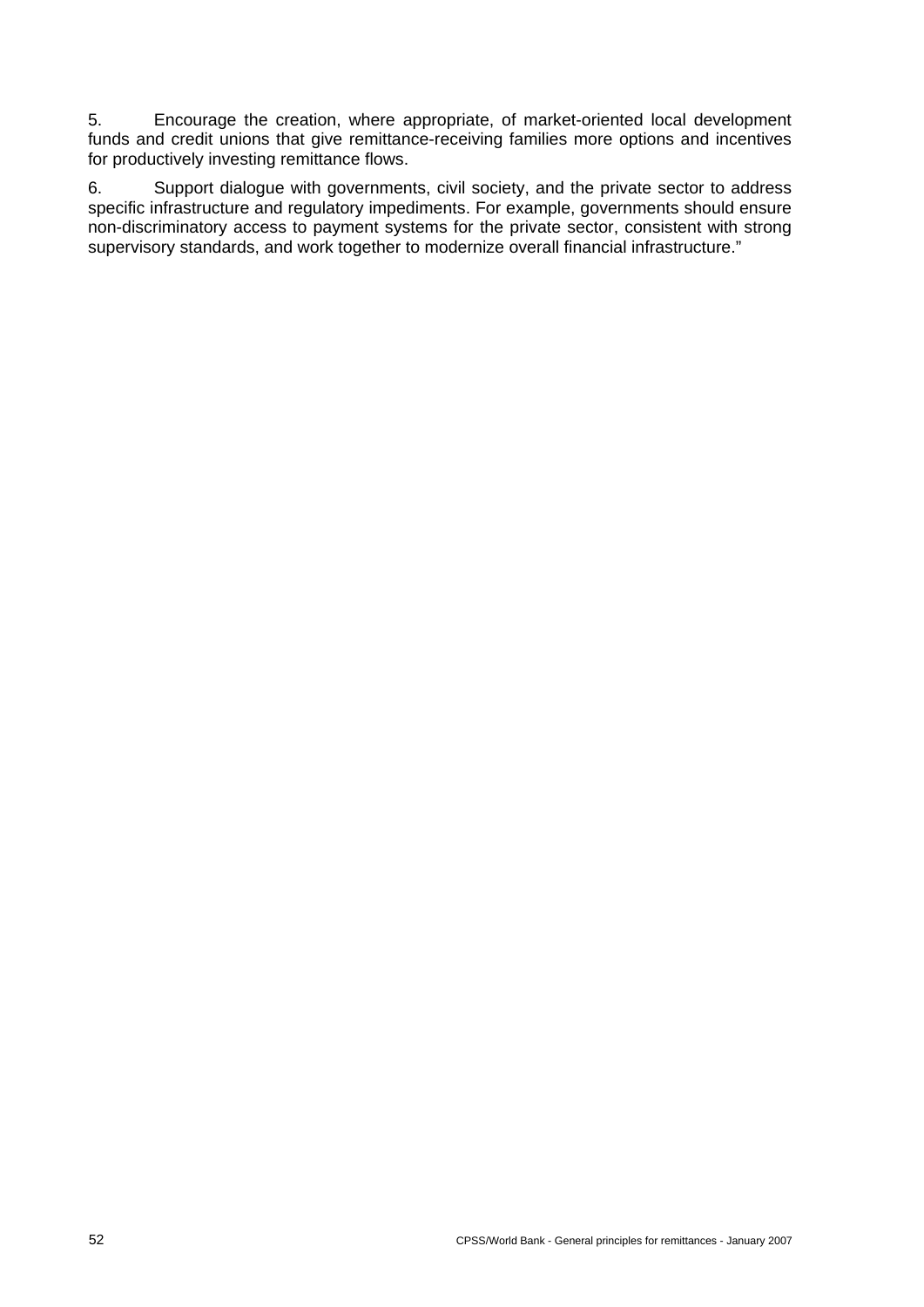5. Encourage the creation, where appropriate, of market-oriented local development funds and credit unions that give remittance-receiving families more options and incentives for productively investing remittance flows.

6. Support dialogue with governments, civil society, and the private sector to address specific infrastructure and regulatory impediments. For example, governments should ensure non-discriminatory access to payment systems for the private sector, consistent with strong supervisory standards, and work together to modernize overall financial infrastructure."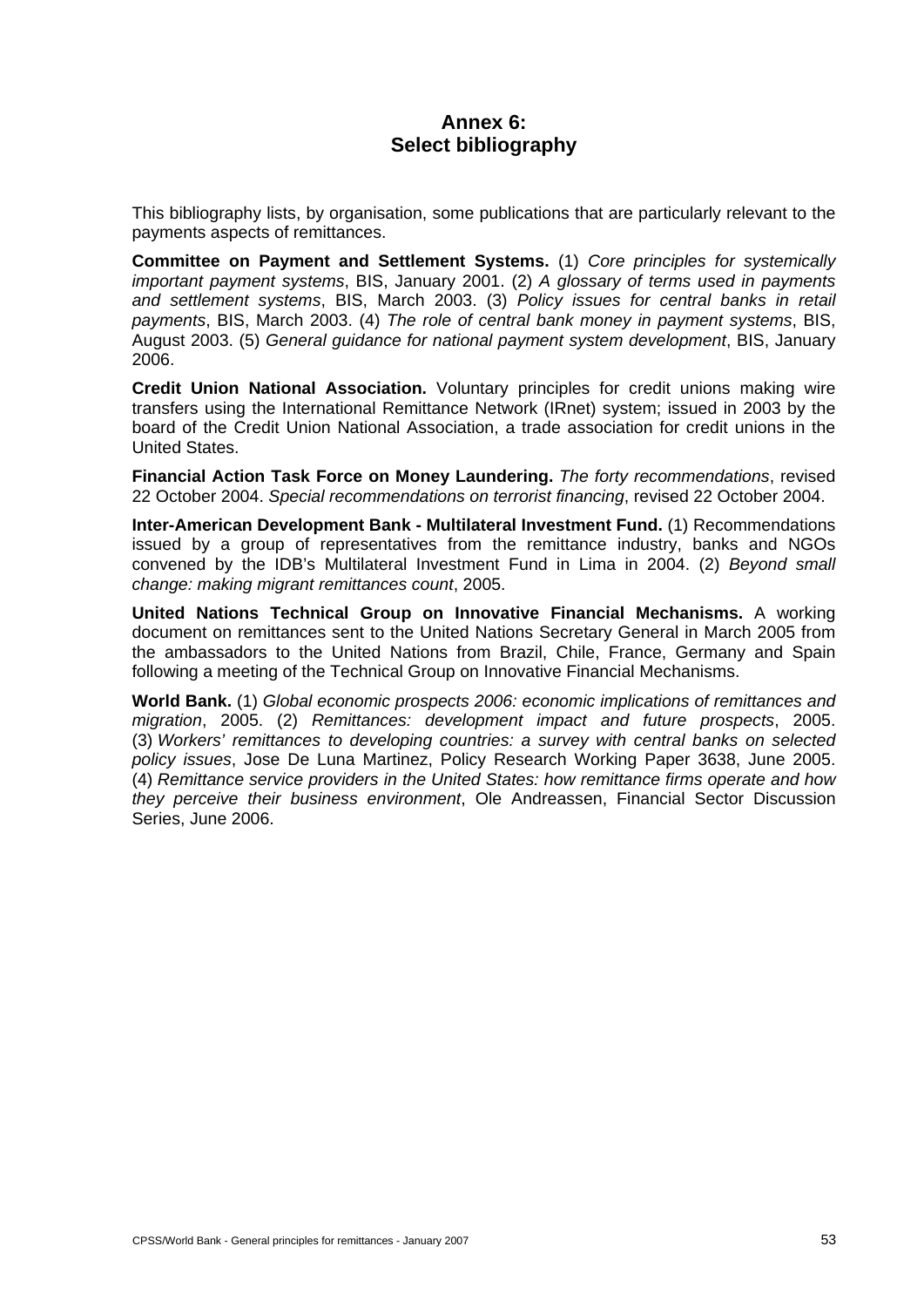# Annex 6:
# Select bibliography

This bibliography lists, by organisation, some publications that are particularly relevant to the payments aspects of remittances.

**Committee on Payment and Settlement Systems.** (1) *Core principles for systemically important payment systems*, BIS, January 2001. (2) *A glossary of terms used in payments and settlement systems*, BIS, March 2003. (3) *Policy issues for central banks in retail payments*, BIS, March 2003. (4) *The role of central bank money in payment systems*, BIS, August 2003. (5) *General guidance for national payment system development*, BIS, January 2006.

**Credit Union National Association.** Voluntary principles for credit unions making wire transfers using the International Remittance Network (IRnet) system; issued in 2003 by the board of the Credit Union National Association, a trade association for credit unions in the United States.

**Financial Action Task Force on Money Laundering.** *The forty recommendations*, revised 22 October 2004. *Special recommendations on terrorist financing*, revised 22 October 2004.

**Inter-American Development Bank - Multilateral Investment Fund.** (1) Recommendations issued by a group of representatives from the remittance industry, banks and NGOs convened by the IDB's Multilateral Investment Fund in Lima in 2004. (2) *Beyond small change: making migrant remittances count*, 2005.

**United Nations Technical Group on Innovative Financial Mechanisms.** A working document on remittances sent to the United Nations Secretary General in March 2005 from the ambassadors to the United Nations from Brazil, Chile, France, Germany and Spain following a meeting of the Technical Group on Innovative Financial Mechanisms.

**World Bank.** (1) *Global economic prospects 2006: economic implications of remittances and migration*, 2005. (2) *Remittances: development impact and future prospects*, 2005. (3) *Workers' remittances to developing countries: a survey with central banks on selected policy issues*, Jose De Luna Martinez, Policy Research Working Paper 3638, June 2005. (4) *Remittance service providers in the United States: how remittance firms operate and how they perceive their business environment*, Ole Andreassen, Financial Sector Discussion Series, June 2006.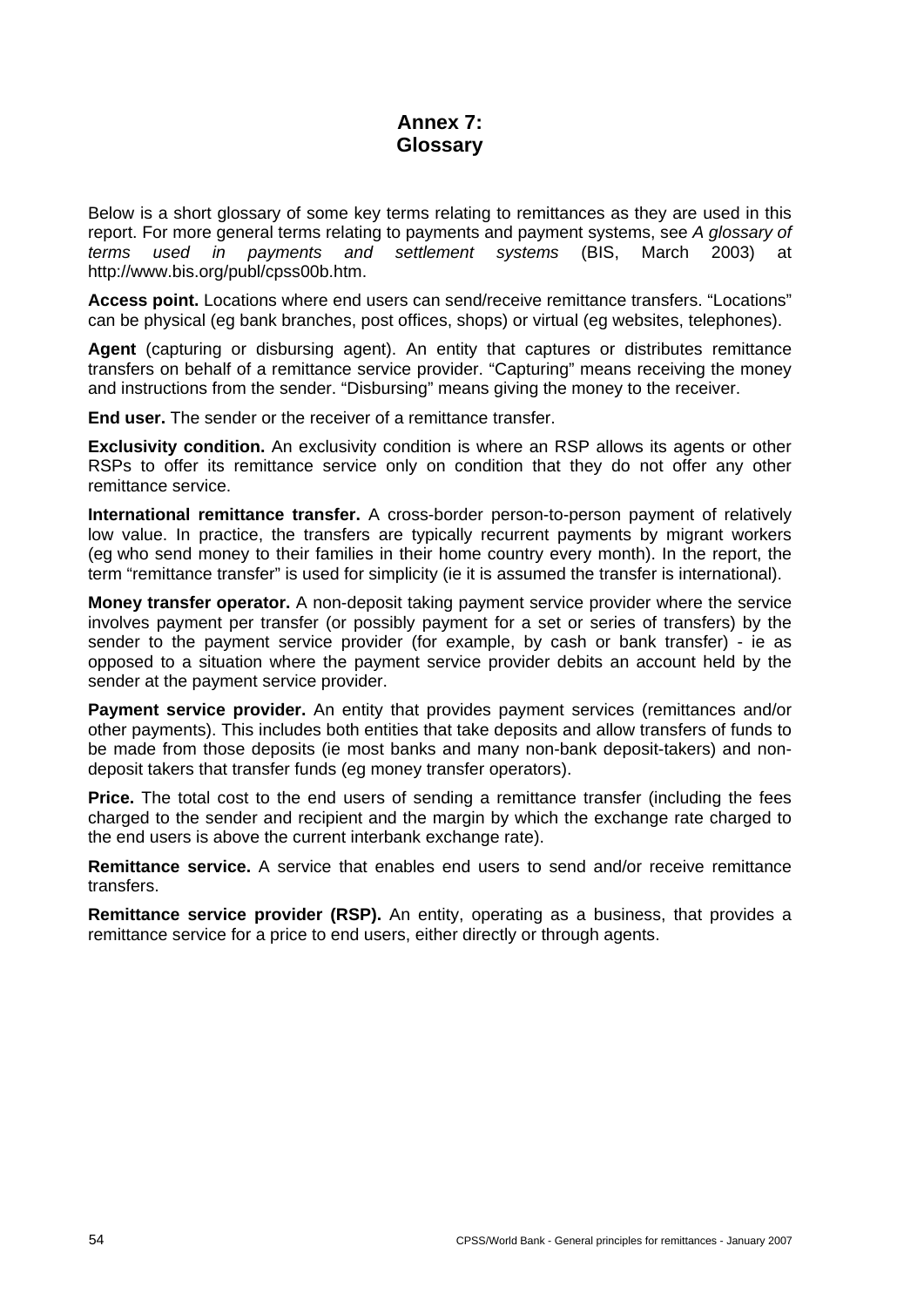# Annex 7: Glossary

Below is a short glossary of some key terms relating to remittances as they are used in this report. For more general terms relating to payments and payment systems, see *A glossary of terms used in payments and settlement systems* (BIS, March 2003) at http://www.bis.org/publ/cpss00b.htm.

**Access point.** Locations where end users can send/receive remittance transfers. "Locations" can be physical (eg bank branches, post offices, shops) or virtual (eg websites, telephones).

**Agent** (capturing or disbursing agent). An entity that captures or distributes remittance transfers on behalf of a remittance service provider. "Capturing" means receiving the money and instructions from the sender. "Disbursing" means giving the money to the receiver.

**End user.** The sender or the receiver of a remittance transfer.

**Exclusivity condition.** An exclusivity condition is where an RSP allows its agents or other RSPs to offer its remittance service only on condition that they do not offer any other remittance service.

**International remittance transfer.** A cross-border person-to-person payment of relatively low value. In practice, the transfers are typically recurrent payments by migrant workers (eg who send money to their families in their home country every month). In the report, the term "remittance transfer" is used for simplicity (ie it is assumed the transfer is international).

**Money transfer operator.** A non-deposit taking payment service provider where the service involves payment per transfer (or possibly payment for a set or series of transfers) by the sender to the payment service provider (for example, by cash or bank transfer) - ie as opposed to a situation where the payment service provider debits an account held by the sender at the payment service provider.

**Payment service provider.** An entity that provides payment services (remittances and/or other payments). This includes both entities that take deposits and allow transfers of funds to be made from those deposits (ie most banks and many non-bank deposit-takers) and non-deposit takers that transfer funds (eg money transfer operators).

**Price.** The total cost to the end users of sending a remittance transfer (including the fees charged to the sender and recipient and the margin by which the exchange rate charged to the end users is above the current interbank exchange rate).

**Remittance service.** A service that enables end users to send and/or receive remittance transfers.

**Remittance service provider (RSP).** An entity, operating as a business, that provides a remittance service for a price to end users, either directly or through agents.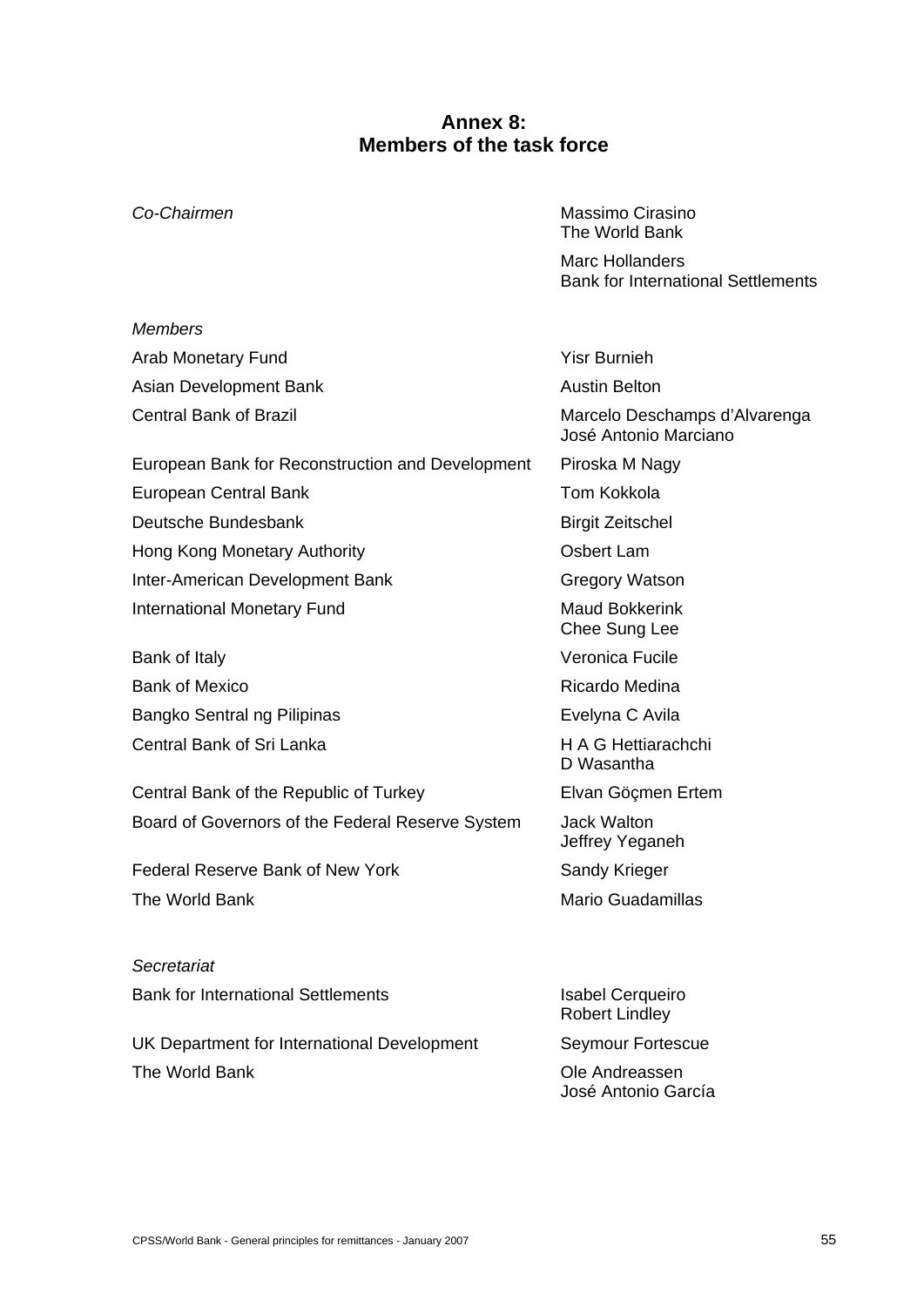# Annex 8:
# Members of the task force

| | |
|---|---|
| *Co-Chairmen* | Massimo Cirasino<br>The World Bank |
| | Marc Hollanders<br>Bank for International Settlements |
| *Members* | |
| Arab Monetary Fund | Yisr Burnieh |
| Asian Development Bank | Austin Belton |
| Central Bank of Brazil | Marcelo Deschamps d'Alvarenga<br>José Antonio Marciano |
| European Bank for Reconstruction and Development | Piroska M Nagy |
| European Central Bank | Tom Kokkola |
| Deutsche Bundesbank | Birgit Zeitschel |
| Hong Kong Monetary Authority | Osbert Lam |
| Inter-American Development Bank | Gregory Watson |
| International Monetary Fund | Maud Bokkerink<br>Chee Sung Lee |
| Bank of Italy | Veronica Fucile |
| Bank of Mexico | Ricardo Medina |
| Bangko Sentral ng Pilipinas | Evelyna C Avila |
| Central Bank of Sri Lanka | H A G Hettiarachchi<br>D Wasantha |
| Central Bank of the Republic of Turkey | Elvan Göçmen Ertem |
| Board of Governors of the Federal Reserve System | Jack Walton<br>Jeffrey Yeganeh |
| Federal Reserve Bank of New York | Sandy Krieger |
| The World Bank | Mario Guadamillas |
| *Secretariat* | |
| Bank for International Settlements | Isabel Cerqueiro<br>Robert Lindley |
| UK Department for International Development | Seymour Fortescue |
| The World Bank | Ole Andreassen<br>José Antonio García |